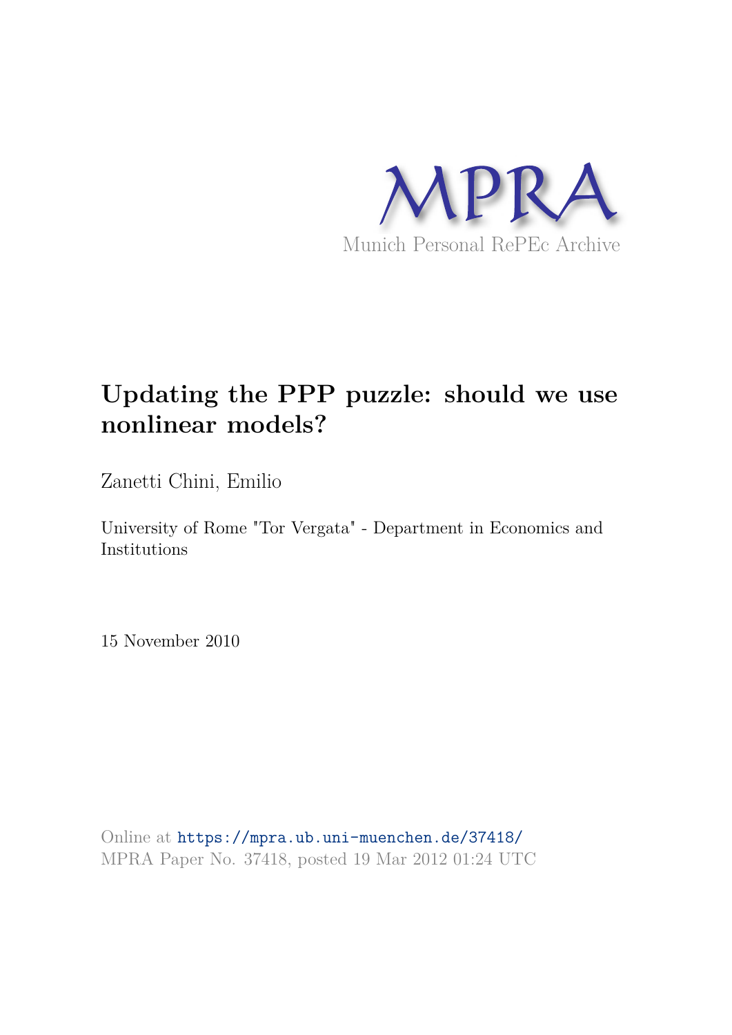MPRA

Munich Personal RePEc Archive

# Updating the PPP puzzle: should we use nonlinear models?

Zanetti Chini, Emilio

University of Rome "Tor Vergata" - Department in Economics and Institutions

15 November 2010

Online at https://mpra.ub.uni-muenchen.de/37418/
MPRA Paper No. 37418, posted 19 Mar 2012 01:24 UTC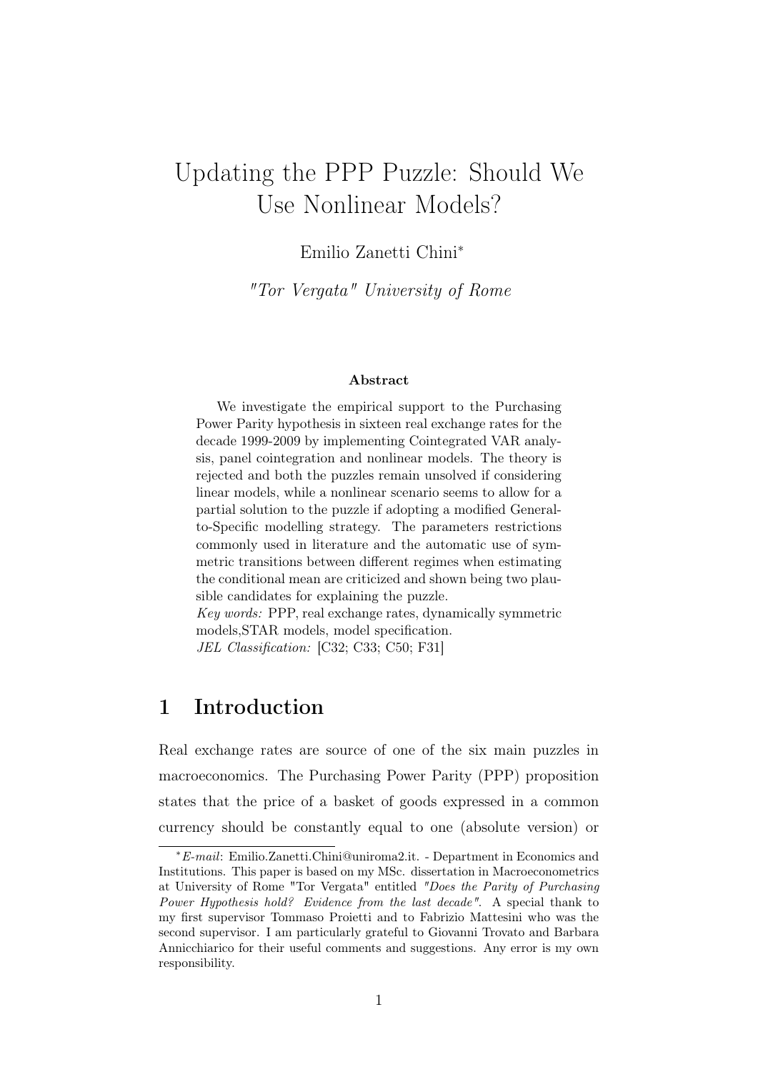# Updating the PPP Puzzle: Should We Use Nonlinear Models?

Emilio Zanetti Chini[*]

*"Tor Vergata" University of Rome*

### Abstract

We investigate the empirical support to the Purchasing Power Parity hypothesis in sixteen real exchange rates for the decade 1999-2009 by implementing Cointegrated VAR analysis, panel cointegration and nonlinear models. The theory is rejected and both the puzzles remain unsolved if considering linear models, while a nonlinear scenario seems to allow for a partial solution to the puzzle if adopting a modified General-to-Specific modelling strategy. The parameters restrictions commonly used in literature and the automatic use of symmetric transitions between different regimes when estimating the conditional mean are criticized and shown being two plausible candidates for explaining the puzzle.

*Key words:* PPP, real exchange rates, dynamically symmetric models,STAR models, model specification.

*JEL Classification:* [C32; C33; C50; F31]

## 1 Introduction

Real exchange rates are source of one of the six main puzzles in macroeconomics. The Purchasing Power Parity (PPP) proposition states that the price of a basket of goods expressed in a common currency should be constantly equal to one (absolute version) or

---

[*] *E-mail*: Emilio.Zanetti.Chini@uniroma2.it. - Department in Economics and Institutions. This paper is based on my MSc. dissertation in Macroeconometrics at University of Rome "Tor Vergata" entitled *"Does the Parity of Purchasing Power Hypothesis hold? Evidence from the last decade"*. A special thank to my first supervisor Tommaso Proietti and to Fabrizio Mattesini who was the second supervisor. I am particularly grateful to Giovanni Trovato and Barbara Annicchiarico for their useful comments and suggestions. Any error is my own responsibility.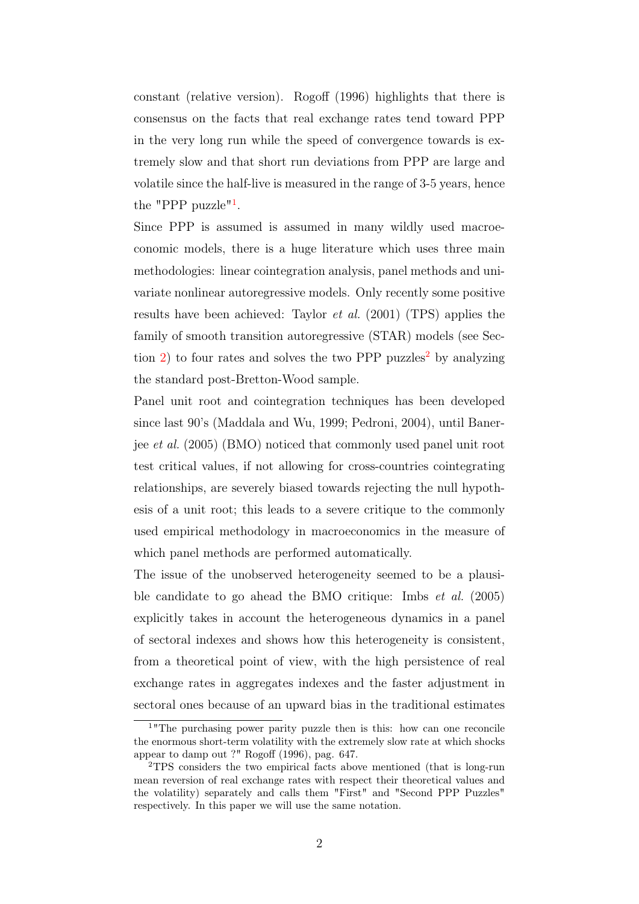constant (relative version). Rogoff (1996) highlights that there is consensus on the facts that real exchange rates tend toward PPP in the very long run while the speed of convergence towards is extremely slow and that short run deviations from PPP are large and volatile since the half-live is measured in the range of 3-5 years, hence the "PPP puzzle"[1].

Since PPP is assumed is assumed in many wildly used macroeconomic models, there is a huge literature which uses three main methodologies: linear cointegration analysis, panel methods and univariate nonlinear autoregressive models. Only recently some positive results have been achieved: Taylor *et al.* (2001) (TPS) applies the family of smooth transition autoregressive (STAR) models (see Section 2) to four rates and solves the two PPP puzzles[2] by analyzing the standard post-Bretton-Wood sample.

Panel unit root and cointegration techniques has been developed since last 90's (Maddala and Wu, 1999; Pedroni, 2004), until Banerjee *et al.* (2005) (BMO) noticed that commonly used panel unit root test critical values, if not allowing for cross-countries cointegrating relationships, are severely biased towards rejecting the null hypothesis of a unit root; this leads to a severe critique to the commonly used empirical methodology in macroeconomics in the measure of which panel methods are performed automatically.

The issue of the unobserved heterogeneity seemed to be a plausible candidate to go ahead the BMO critique: Imbs *et al.* (2005) explicitly takes in account the heterogeneous dynamics in a panel of sectoral indexes and shows how this heterogeneity is consistent, from a theoretical point of view, with the high persistence of real exchange rates in aggregates indexes and the faster adjustment in sectoral ones because of an upward bias in the traditional estimates

[1] "The purchasing power parity puzzle then is this: how can one reconcile the enormous short-term volatility with the extremely slow rate at which shocks appear to damp out ?" Rogoff (1996), pag. 647.

[2] TPS considers the two empirical facts above mentioned (that is long-run mean reversion of real exchange rates with respect their theoretical values and the volatility) separately and calls them "First" and "Second PPP Puzzles" respectively. In this paper we will use the same notation.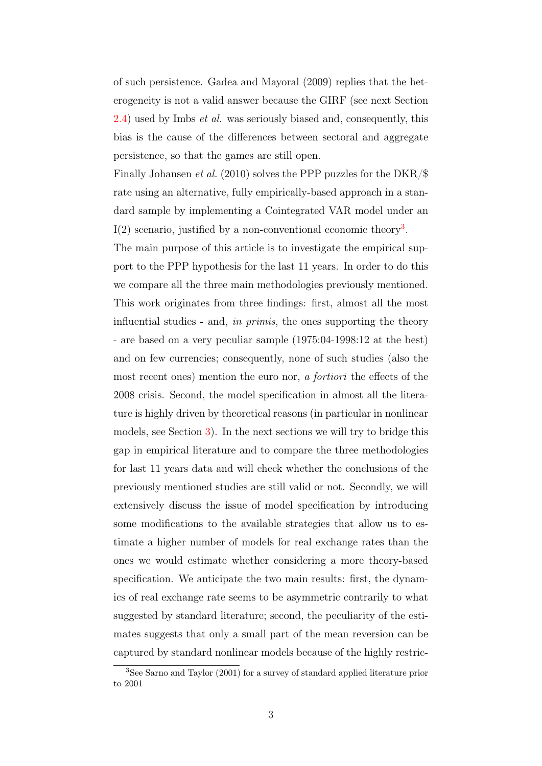of such persistence. Gadea and Mayoral (2009) replies that the heterogeneity is not a valid answer because the GIRF (see next Section 2.4) used by Imbs *et al.* was seriously biased and, consequently, this bias is the cause of the differences between sectoral and aggregate persistence, so that the games are still open.

Finally Johansen *et al.* (2010) solves the PPP puzzles for the DKR/$ rate using an alternative, fully empirically-based approach in a standard sample by implementing a Cointegrated VAR model under an I(2) scenario, justified by a non-conventional economic theory[3].

The main purpose of this article is to investigate the empirical support to the PPP hypothesis for the last 11 years. In order to do this we compare all the three main methodologies previously mentioned. This work originates from three findings: first, almost all the most influential studies - and, *in primis*, the ones supporting the theory - are based on a very peculiar sample (1975:04-1998:12 at the best) and on few currencies; consequently, none of such studies (also the most recent ones) mention the euro nor, *a fortiori* the effects of the 2008 crisis. Second, the model specification in almost all the literature is highly driven by theoretical reasons (in particular in nonlinear models, see Section 3). In the next sections we will try to bridge this gap in empirical literature and to compare the three methodologies for last 11 years data and will check whether the conclusions of the previously mentioned studies are still valid or not. Secondly, we will extensively discuss the issue of model specification by introducing some modifications to the available strategies that allow us to estimate a higher number of models for real exchange rates than the ones we would estimate whether considering a more theory-based specification. We anticipate the two main results: first, the dynamics of real exchange rate seems to be asymmetric contrarily to what suggested by standard literature; second, the peculiarity of the estimates suggests that only a small part of the mean reversion can be captured by standard nonlinear models because of the highly restric-

[3] See Sarno and Taylor (2001) for a survey of standard applied literature prior to 2001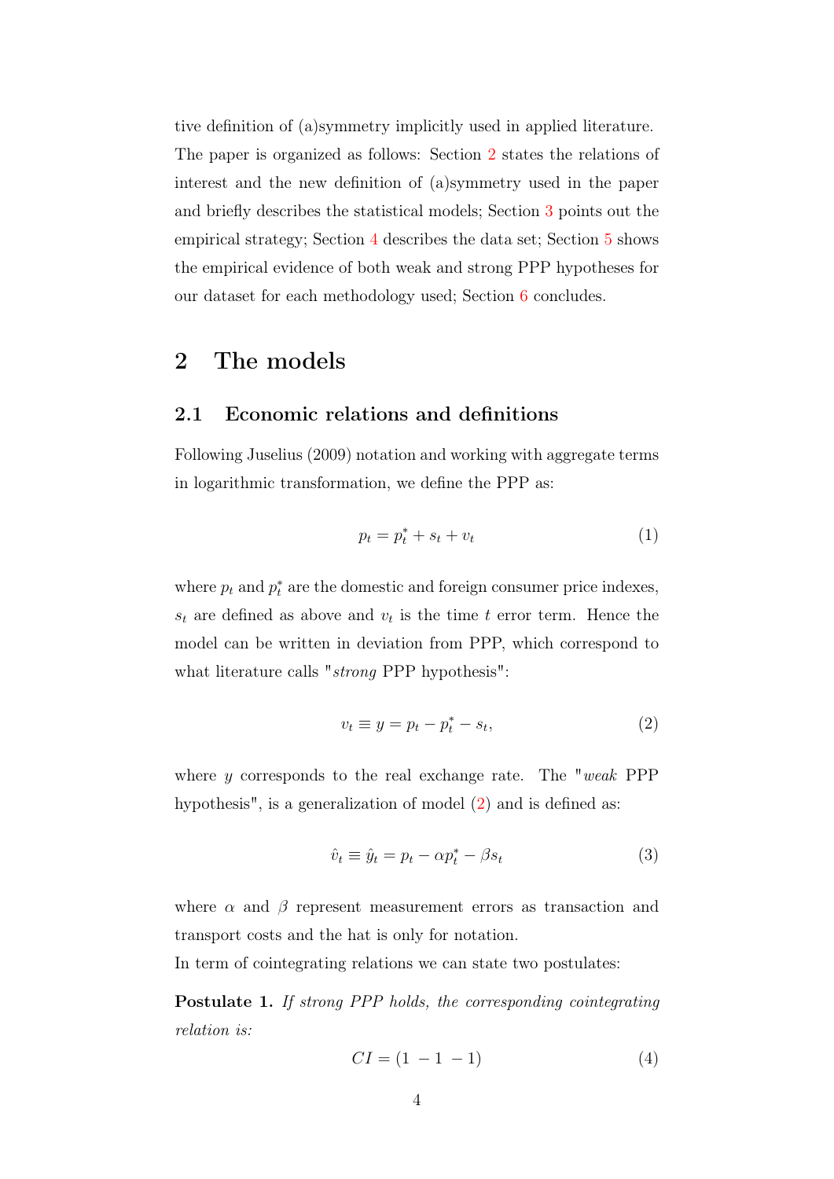tive definition of (a)symmetry implicitly used in applied literature.
The paper is organized as follows: Section 2 states the relations of interest and the new definition of (a)symmetry used in the paper and briefly describes the statistical models; Section 3 points out the empirical strategy; Section 4 describes the data set; Section 5 shows the empirical evidence of both weak and strong PPP hypotheses for our dataset for each methodology used; Section 6 concludes.

# 2 The models

## 2.1 Economic relations and definitions

Following Juselius (2009) notation and working with aggregate terms in logarithmic transformation, we define the PPP as:

$$p_t = p_t^* + s_t + v_t \tag{1}$$

where $p_t$ and $p_t^*$ are the domestic and foreign consumer price indexes, $s_t$ are defined as above and $v_t$ is the time $t$ error term. Hence the model can be written in deviation from PPP, which correspond to what literature calls "*strong* PPP hypothesis":

$$v_t \equiv y = p_t - p_t^* - s_t, \tag{2}$$

where $y$ corresponds to the real exchange rate. The "*weak* PPP hypothesis", is a generalization of model (2) and is defined as:

$$\hat{v}_t \equiv \hat{y}_t = p_t - \alpha p_t^* - \beta s_t \tag{3}$$

where $\alpha$ and $\beta$ represent measurement errors as transaction and transport costs and the hat is only for notation.
In term of cointegrating relations we can state two postulates:

**Postulate 1.** *If strong PPP holds, the corresponding cointegrating relation is:*

$$CI = (1\ -1\ -1) \tag{4}$$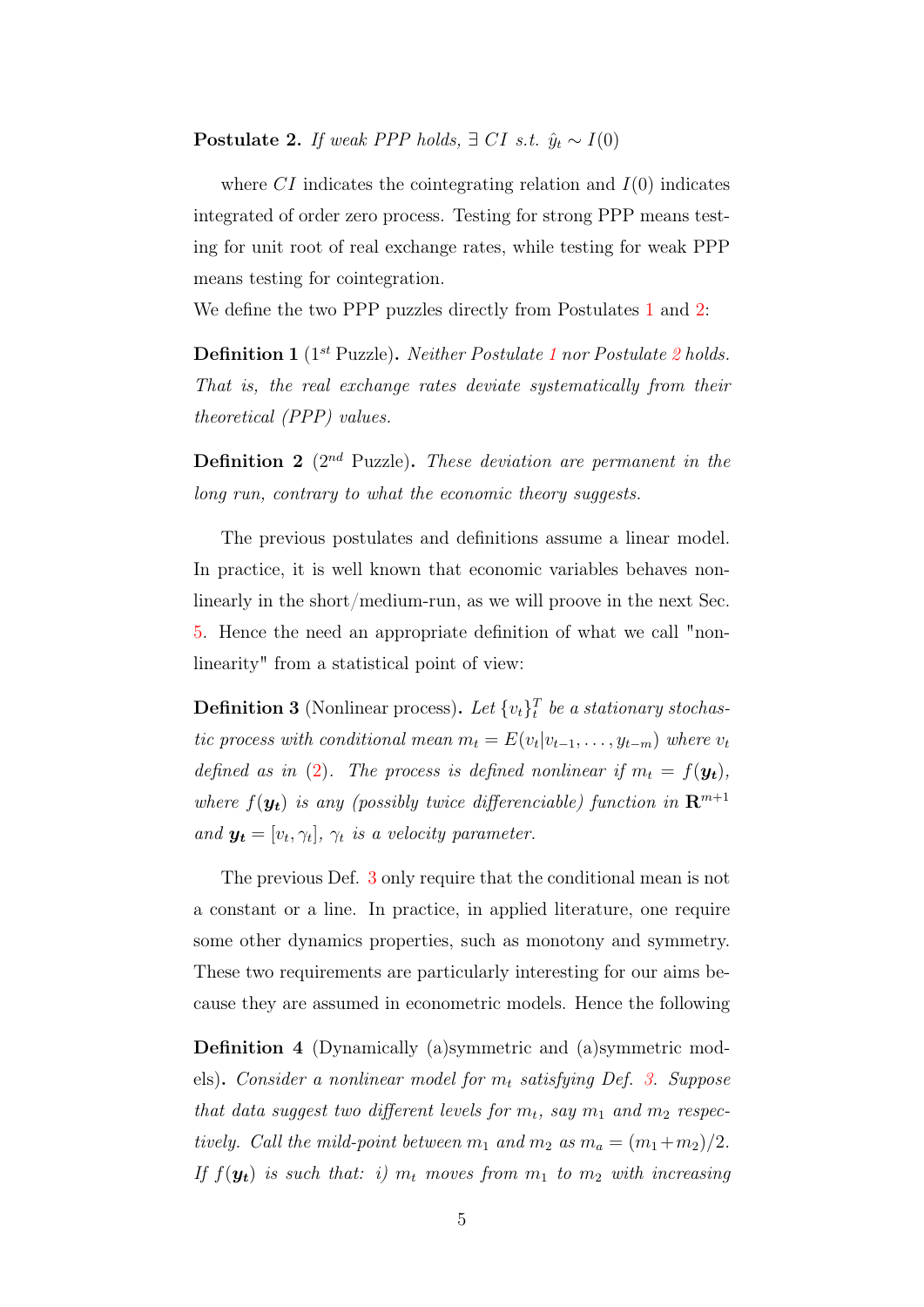**Postulate 2.** *If weak PPP holds, $\exists$ $CI$ s.t. $\hat{y}_t \sim I(0)$*

where $CI$ indicates the cointegrating relation and $I(0)$ indicates integrated of order zero process. Testing for strong PPP means testing for unit root of real exchange rates, while testing for weak PPP means testing for cointegration.

We define the two PPP puzzles directly from Postulates 1 and 2:

**Definition 1** ($1^{st}$ Puzzle)**.** *Neither Postulate 1 nor Postulate 2 holds. That is, the real exchange rates deviate systematically from their theoretical (PPP) values.*

**Definition 2** ($2^{nd}$ Puzzle)**.** *These deviation are permanent in the long run, contrary to what the economic theory suggests.*

The previous postulates and definitions assume a linear model. In practice, it is well known that economic variables behaves nonlinearly in the short/medium-run, as we will proove in the next Sec. 5. Hence the need an appropriate definition of what we call "nonlinearity" from a statistical point of view:

**Definition 3** (Nonlinear process)**.** *Let $\{v_t\}_t^T$ be a stationary stochastic process with conditional mean $m_t = E(v_t|v_{t-1}, \ldots, y_{t-m})$ where $v_t$ defined as in (2). The process is defined nonlinear if $m_t = f(\boldsymbol{y_t})$, where $f(\boldsymbol{y_t})$ is any (possibly twice differenciable) function in $\mathbf{R}^{m+1}$ and $\boldsymbol{y_t} = [v_t, \gamma_t]$, $\gamma_t$ is a velocity parameter.*

The previous Def. 3 only require that the conditional mean is not a constant or a line. In practice, in applied literature, one require some other dynamics properties, such as monotony and symmetry. These two requirements are particularly interesting for our aims because they are assumed in econometric models. Hence the following

**Definition 4** (Dynamically (a)symmetric and (a)symmetric models)**.** *Consider a nonlinear model for $m_t$ satisfying Def. 3. Suppose that data suggest two different levels for $m_t$, say $m_1$ and $m_2$ respectively. Call the mild-point between $m_1$ and $m_2$ as $m_a = (m_1 + m_2)/2$. If $f(\boldsymbol{y_t})$ is such that: i) $m_t$ moves from $m_1$ to $m_2$ with increasing*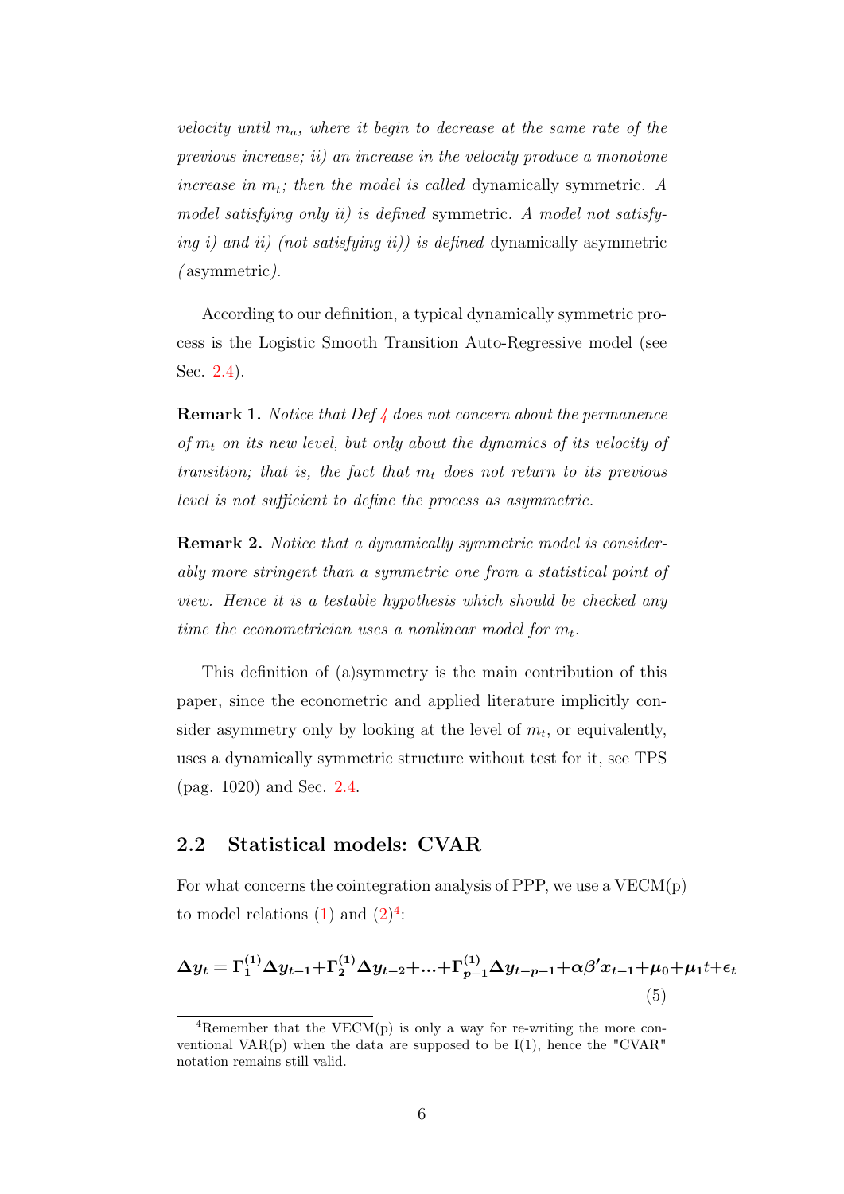*velocity until $m_a$, where it begin to decrease at the same rate of the previous increase; ii) an increase in the velocity produce a monotone increase in $m_t$; then the model is called* dynamically symmetric. *A model satisfying only ii) is defined* symmetric. *A model not satisfying i) and ii) (not satisfying ii)) is defined* dynamically asymmetric *(*asymmetric*).*

According to our definition, a typical dynamically symmetric process is the Logistic Smooth Transition Auto-Regressive model (see Sec. 2.4).

**Remark 1.** *Notice that Def 4 does not concern about the permanence of $m_t$ on its new level, but only about the dynamics of its velocity of transition; that is, the fact that $m_t$ does not return to its previous level is not sufficient to define the process as asymmetric.*

**Remark 2.** *Notice that a dynamically symmetric model is considerably more stringent than a symmetric one from a statistical point of view. Hence it is a testable hypothesis which should be checked any time the econometrician uses a nonlinear model for $m_t$.*

This definition of (a)symmetry is the main contribution of this paper, since the econometric and applied literature implicitly consider asymmetry only by looking at the level of $m_t$, or equivalently, uses a dynamically symmetric structure without test for it, see TPS (pag. 1020) and Sec. 2.4.

## 2.2 Statistical models: CVAR

For what concerns the cointegration analysis of PPP, we use a VECM(p) to model relations (1) and (2)[4]:

$$\boldsymbol{\Delta y_t = \Gamma_1^{(1)}\Delta y_{t-1} + \Gamma_2^{(1)}\Delta y_{t-2} + ... + \Gamma_{p-1}^{(1)}\Delta y_{t-p-1} + \alpha\beta' x_{t-1} + \mu_0 + \mu_1} t + \boldsymbol{\epsilon_t} \tag{5}$$

[4]Remember that the VECM(p) is only a way for re-writing the more conventional VAR(p) when the data are supposed to be I(1), hence the "CVAR" notation remains still valid.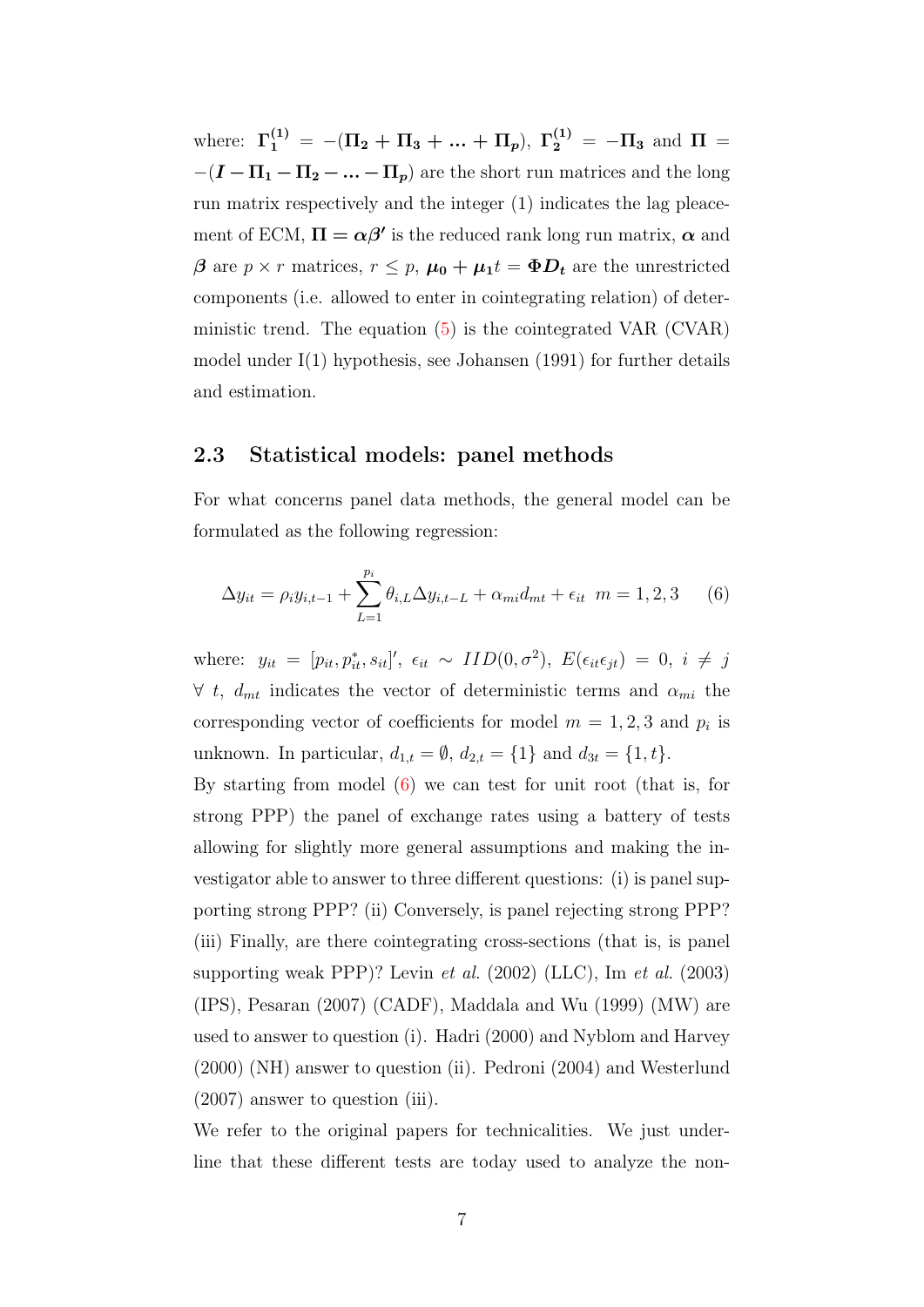where: $\boldsymbol{\Gamma_1^{(1)}} = -(\boldsymbol{\Pi_2} + \boldsymbol{\Pi_3} + \boldsymbol{...} + \boldsymbol{\Pi_p})$, $\boldsymbol{\Gamma_2^{(1)}} = -\boldsymbol{\Pi_3}$ and $\boldsymbol{\Pi} = -(\boldsymbol{I} - \boldsymbol{\Pi_1} - \boldsymbol{\Pi_2} - \boldsymbol{...} - \boldsymbol{\Pi_p})$ are the short run matrices and the long run matrix respectively and the integer (1) indicates the lag pleacement of ECM, $\boldsymbol{\Pi} = \boldsymbol{\alpha\beta'}$ is the reduced rank long run matrix, $\boldsymbol{\alpha}$ and $\boldsymbol{\beta}$ are $p \times r$ matrices, $r \leq p$, $\boldsymbol{\mu_0} + \boldsymbol{\mu_1} t = \boldsymbol{\Phi D_t}$ are the unrestricted components (i.e. allowed to enter in cointegrating relation) of deterministic trend. The equation (5) is the cointegrated VAR (CVAR) model under I(1) hypothesis, see Johansen (1991) for further details and estimation.

### 2.3 Statistical models: panel methods

For what concerns panel data methods, the general model can be formulated as the following regression:

$$\Delta y_{it} = \rho_i y_{i,t-1} + \sum_{L=1}^{p_i} \theta_{i,L} \Delta y_{i,t-L} + \alpha_{mi} d_{mt} + \epsilon_{it} \;\; m = 1, 2, 3 \qquad (6)$$

where: $y_{it} = [p_{it}, p_{it}^*, s_{it}]'$, $\epsilon_{it} \sim IID(0, \sigma^2)$, $E(\epsilon_{it}\epsilon_{jt}) = 0$, $i \neq j$ $\forall$ $t$, $d_{mt}$ indicates the vector of deterministic terms and $\alpha_{mi}$ the corresponding vector of coefficients for model $m = 1, 2, 3$ and $p_i$ is unknown. In particular, $d_{1,t} = \emptyset$, $d_{2,t} = \{1\}$ and $d_{3t} = \{1, t\}$.

By starting from model (6) we can test for unit root (that is, for strong PPP) the panel of exchange rates using a battery of tests allowing for slightly more general assumptions and making the investigator able to answer to three different questions: (i) is panel supporting strong PPP? (ii) Conversely, is panel rejecting strong PPP? (iii) Finally, are there cointegrating cross-sections (that is, is panel supporting weak PPP)? Levin *et al.* (2002) (LLC), Im *et al.* (2003) (IPS), Pesaran (2007) (CADF), Maddala and Wu (1999) (MW) are used to answer to question (i). Hadri (2000) and Nyblom and Harvey (2000) (NH) answer to question (ii). Pedroni (2004) and Westerlund (2007) answer to question (iii).

We refer to the original papers for technicalities. We just underline that these different tests are today used to analyze the non-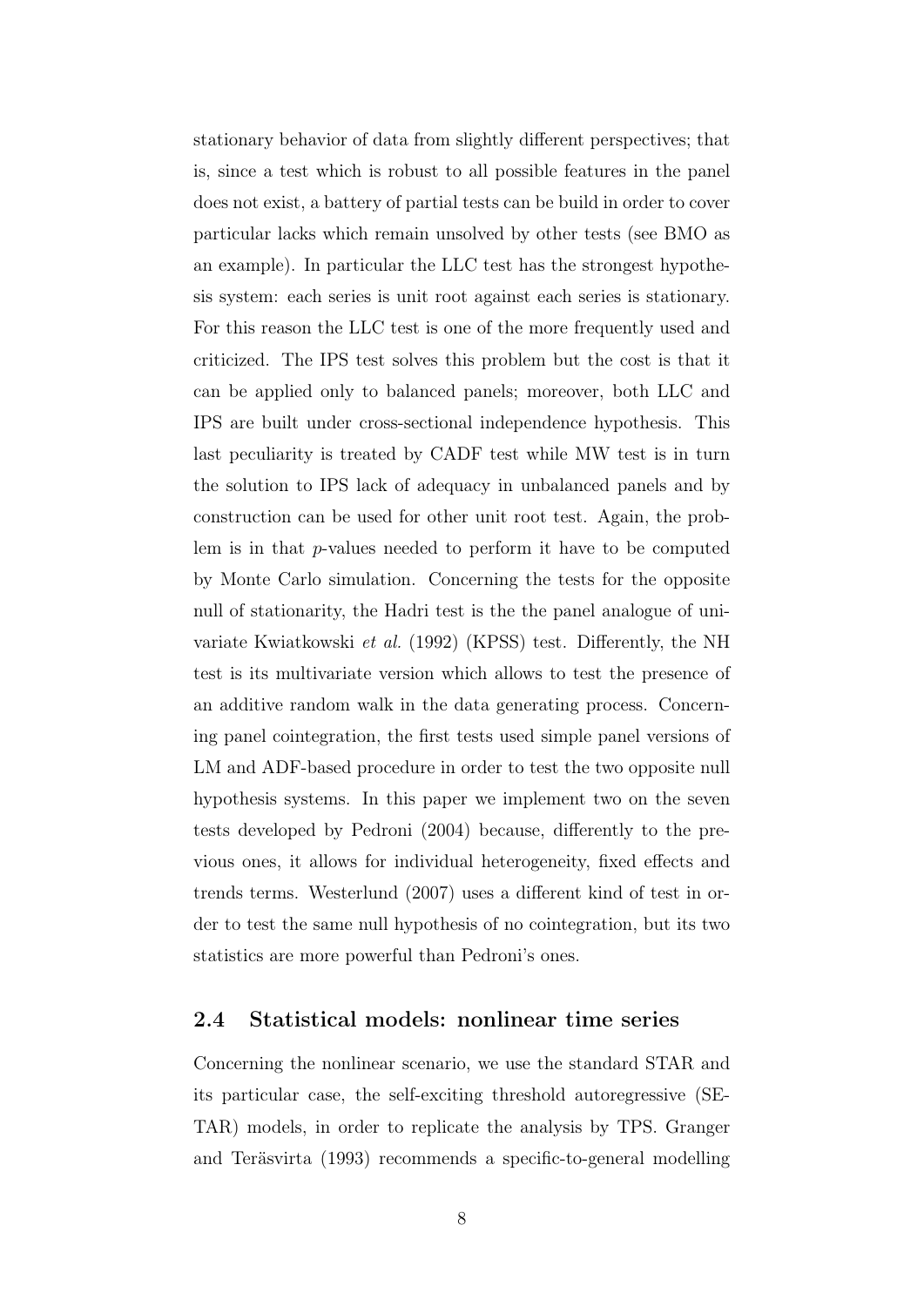stationary behavior of data from slightly different perspectives; that is, since a test which is robust to all possible features in the panel does not exist, a battery of partial tests can be build in order to cover particular lacks which remain unsolved by other tests (see BMO as an example). In particular the LLC test has the strongest hypothesis system: each series is unit root against each series is stationary. For this reason the LLC test is one of the more frequently used and criticized. The IPS test solves this problem but the cost is that it can be applied only to balanced panels; moreover, both LLC and IPS are built under cross-sectional independence hypothesis. This last peculiarity is treated by CADF test while MW test is in turn the solution to IPS lack of adequacy in unbalanced panels and by construction can be used for other unit root test. Again, the problem is in that $p$-values needed to perform it have to be computed by Monte Carlo simulation. Concerning the tests for the opposite null of stationarity, the Hadri test is the the panel analogue of univariate Kwiatkowski *et al.* (1992) (KPSS) test. Differently, the NH test is its multivariate version which allows to test the presence of an additive random walk in the data generating process. Concerning panel cointegration, the first tests used simple panel versions of LM and ADF-based procedure in order to test the two opposite null hypothesis systems. In this paper we implement two on the seven tests developed by Pedroni (2004) because, differently to the previous ones, it allows for individual heterogeneity, fixed effects and trends terms. Westerlund (2007) uses a different kind of test in order to test the same null hypothesis of no cointegration, but its two statistics are more powerful than Pedroni's ones.

## 2.4 Statistical models: nonlinear time series

Concerning the nonlinear scenario, we use the standard STAR and its particular case, the self-exciting threshold autoregressive (SETAR) models, in order to replicate the analysis by TPS. Granger and Teräsvirta (1993) recommends a specific-to-general modelling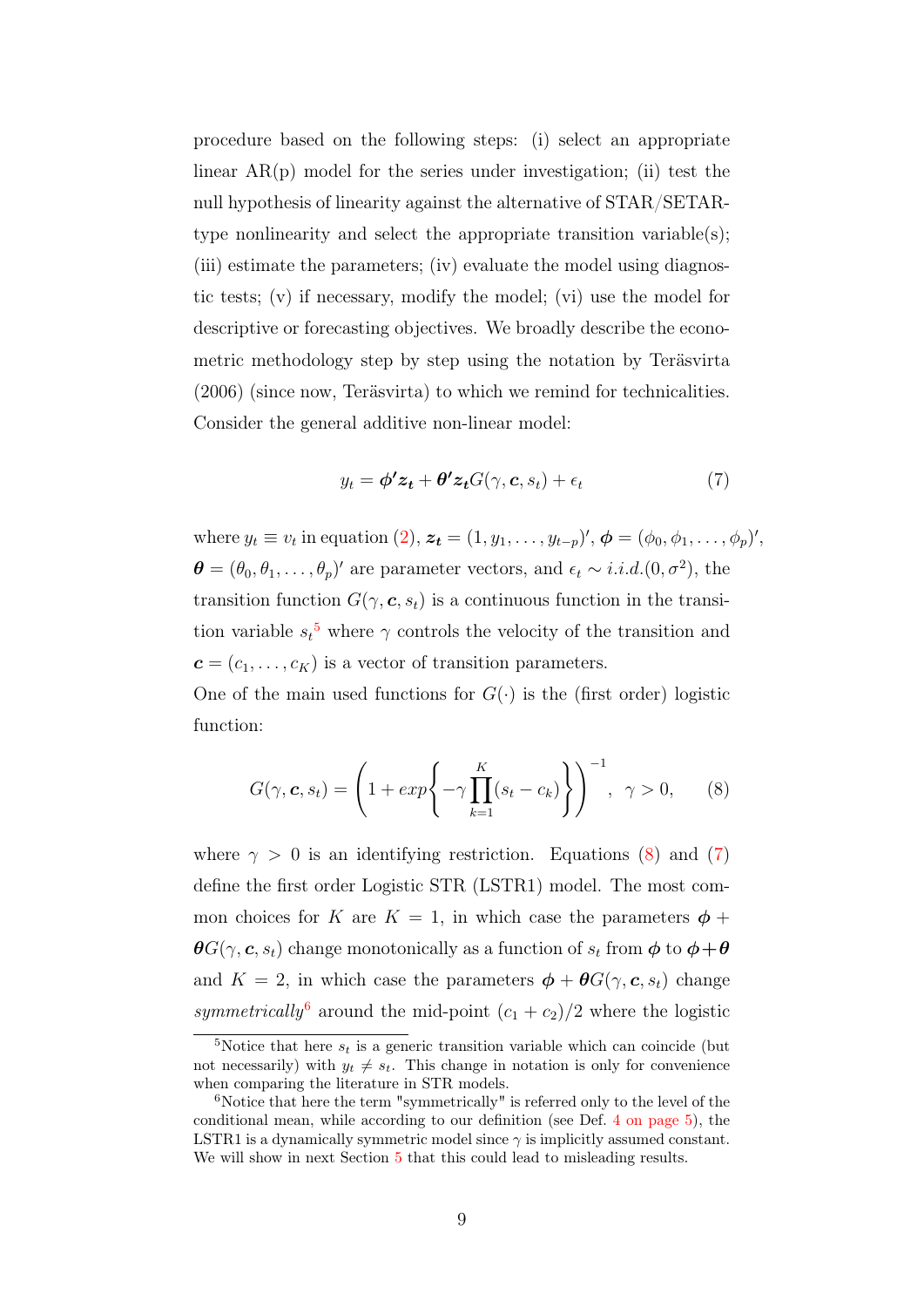procedure based on the following steps: (i) select an appropriate linear AR(p) model for the series under investigation; (ii) test the null hypothesis of linearity against the alternative of STAR/SETAR-type nonlinearity and select the appropriate transition variable(s); (iii) estimate the parameters; (iv) evaluate the model using diagnostic tests; (v) if necessary, modify the model; (vi) use the model for descriptive or forecasting objectives. We broadly describe the econometric methodology step by step using the notation by Teräsvirta (2006) (since now, Teräsvirta) to which we remind for technicalities. Consider the general additive non-linear model:

$$y_t = \boldsymbol{\phi' z_t} + \boldsymbol{\theta' z_t} G(\gamma, \boldsymbol{c}, s_t) + \epsilon_t \tag{7}$$

where $y_t \equiv v_t$ in equation (2), $\boldsymbol{z_t} = (1, y_1, \dots, y_{t-p})'$, $\boldsymbol{\phi} = (\phi_0, \phi_1, \dots, \phi_p)'$, $\boldsymbol{\theta} = (\theta_0, \theta_1, \dots, \theta_p)'$ are parameter vectors, and $\epsilon_t \sim i.i.d.(0, \sigma^2)$, the transition function $G(\gamma, \boldsymbol{c}, s_t)$ is a continuous function in the transition variable $s_t$[5] where $\gamma$ controls the velocity of the transition and $\boldsymbol{c} = (c_1, \dots, c_K)$ is a vector of transition parameters.

One of the main used functions for $G(\cdot)$ is the (first order) logistic function:

$$G(\gamma, \boldsymbol{c}, s_t) = \left(1 + exp\left\{-\gamma \prod_{k=1}^{K}(s_t - c_k)\right\}\right)^{-1}, \ \ \gamma > 0, \tag{8}$$

where $\gamma > 0$ is an identifying restriction. Equations (8) and (7) define the first order Logistic STR (LSTR1) model. The most common choices for $K$ are $K = 1$, in which case the parameters $\boldsymbol{\phi} + \boldsymbol{\theta} G(\gamma, \boldsymbol{c}, s_t)$ change monotonically as a function of $s_t$ from $\boldsymbol{\phi}$ to $\boldsymbol{\phi} + \boldsymbol{\theta}$ and $K = 2$, in which case the parameters $\boldsymbol{\phi} + \boldsymbol{\theta} G(\gamma, \boldsymbol{c}, s_t)$ change *symmetrically*[6] around the mid-point $(c_1 + c_2)/2$ where the logistic

[5] Notice that here $s_t$ is a generic transition variable which can coincide (but not necessarily) with $y_t \neq s_t$. This change in notation is only for convenience when comparing the literature in STR models.

[6] Notice that here the term "symmetrically" is referred only to the level of the conditional mean, while according to our definition (see Def. 4 on page 5), the LSTR1 is a dynamically symmetric model since $\gamma$ is implicitly assumed constant. We will show in next Section 5 that this could lead to misleading results.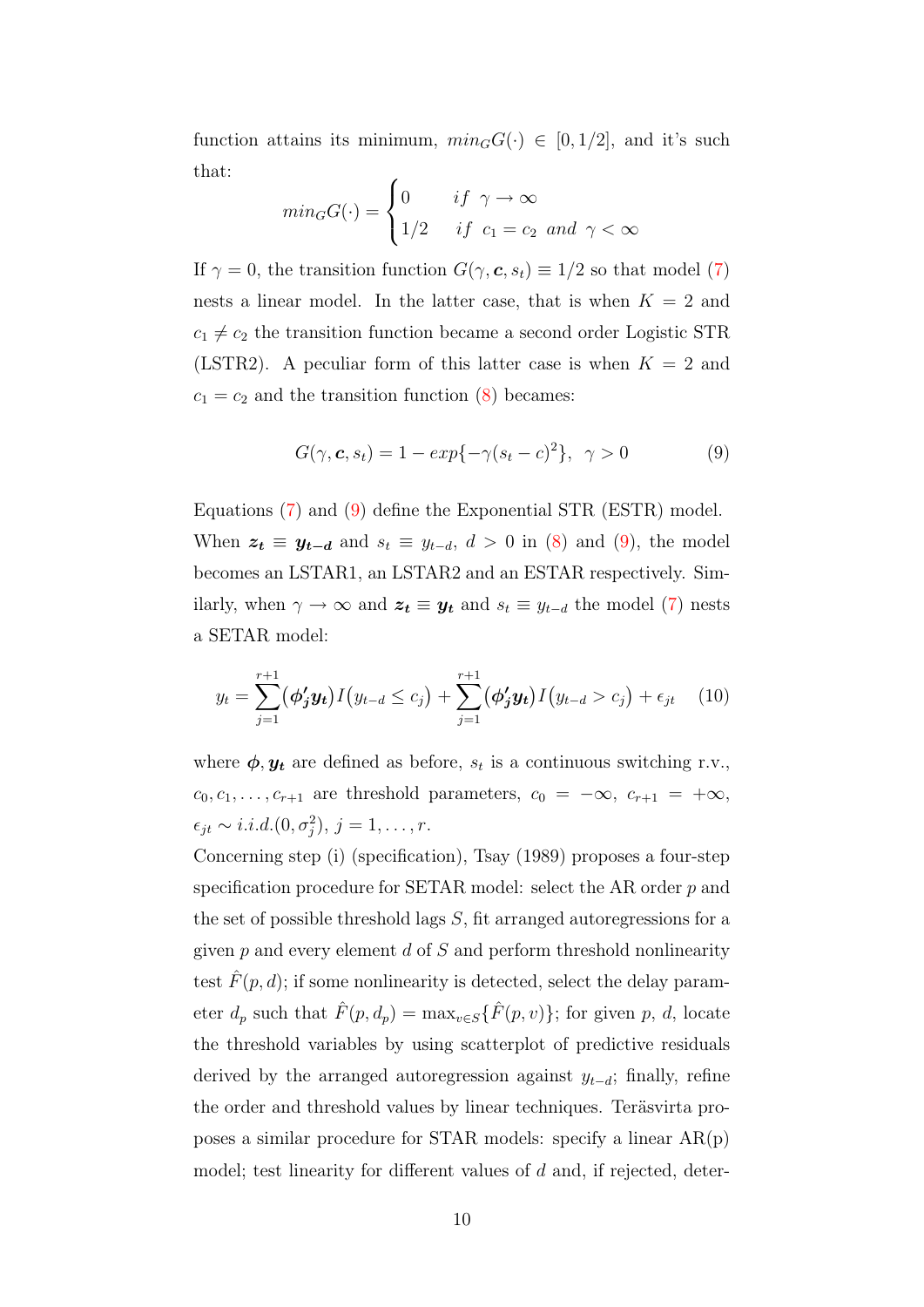function attains its minimum, $min_G G(\cdot) \in [0, 1/2]$, and it's such that:

$$min_G G(\cdot) = \begin{cases} 0 & if \;\; \gamma \to \infty \\ 1/2 & if \;\; c_1 = c_2 \;\; and \;\; \gamma < \infty \end{cases}$$

If $\gamma = 0$, the transition function $G(\gamma, \boldsymbol{c}, s_t) \equiv 1/2$ so that model (7) nests a linear model. In the latter case, that is when $K = 2$ and $c_1 \neq c_2$ the transition function became a second order Logistic STR (LSTR2). A peculiar form of this latter case is when $K = 2$ and $c_1 = c_2$ and the transition function (8) becames:

$$G(\gamma, \boldsymbol{c}, s_t) = 1 - exp\{-\gamma(s_t - c)^2\}, \;\; \gamma > 0 \tag{9}$$

Equations (7) and (9) define the Exponential STR (ESTR) model. When $\boldsymbol{z_t} \equiv \boldsymbol{y_{t-d}}$ and $s_t \equiv y_{t-d}$, $d > 0$ in (8) and (9), the model becomes an LSTAR1, an LSTAR2 and an ESTAR respectively. Similarly, when $\gamma \to \infty$ and $\boldsymbol{z_t} \equiv \boldsymbol{y_t}$ and $s_t \equiv y_{t-d}$ the model (7) nests a SETAR model:

$$y_t = \sum_{j=1}^{r+1} (\boldsymbol{\phi_j' y_t}) I\big(y_{t-d} \leq c_j\big) + \sum_{j=1}^{r+1} (\boldsymbol{\phi_j' y_t}) I\big(y_{t-d} > c_j\big) + \epsilon_{jt} \tag{10}$$

where $\boldsymbol{\phi}, \boldsymbol{y_t}$ are defined as before, $s_t$ is a continuous switching r.v., $c_0, c_1, \ldots, c_{r+1}$ are threshold parameters, $c_0 = -\infty$, $c_{r+1} = +\infty$, $\epsilon_{jt} \sim i.i.d.(0, \sigma_j^2)$, $j = 1, \ldots, r$.

Concerning step (i) (specification), Tsay (1989) proposes a four-step specification procedure for SETAR model: select the AR order $p$ and the set of possible threshold lags $S$, fit arranged autoregressions for a given $p$ and every element $d$ of $S$ and perform threshold nonlinearity test $\hat{F}(p, d)$; if some nonlinearity is detected, select the delay parameter $d_p$ such that $\hat{F}(p, d_p) = \max_{v \in S}\{\hat{F}(p, v)\}$; for given $p$, $d$, locate the threshold variables by using scatterplot of predictive residuals derived by the arranged autoregression against $y_{t-d}$; finally, refine the order and threshold values by linear techniques. Teräsvirta proposes a similar procedure for STAR models: specify a linear AR(p) model; test linearity for different values of $d$ and, if rejected, deter-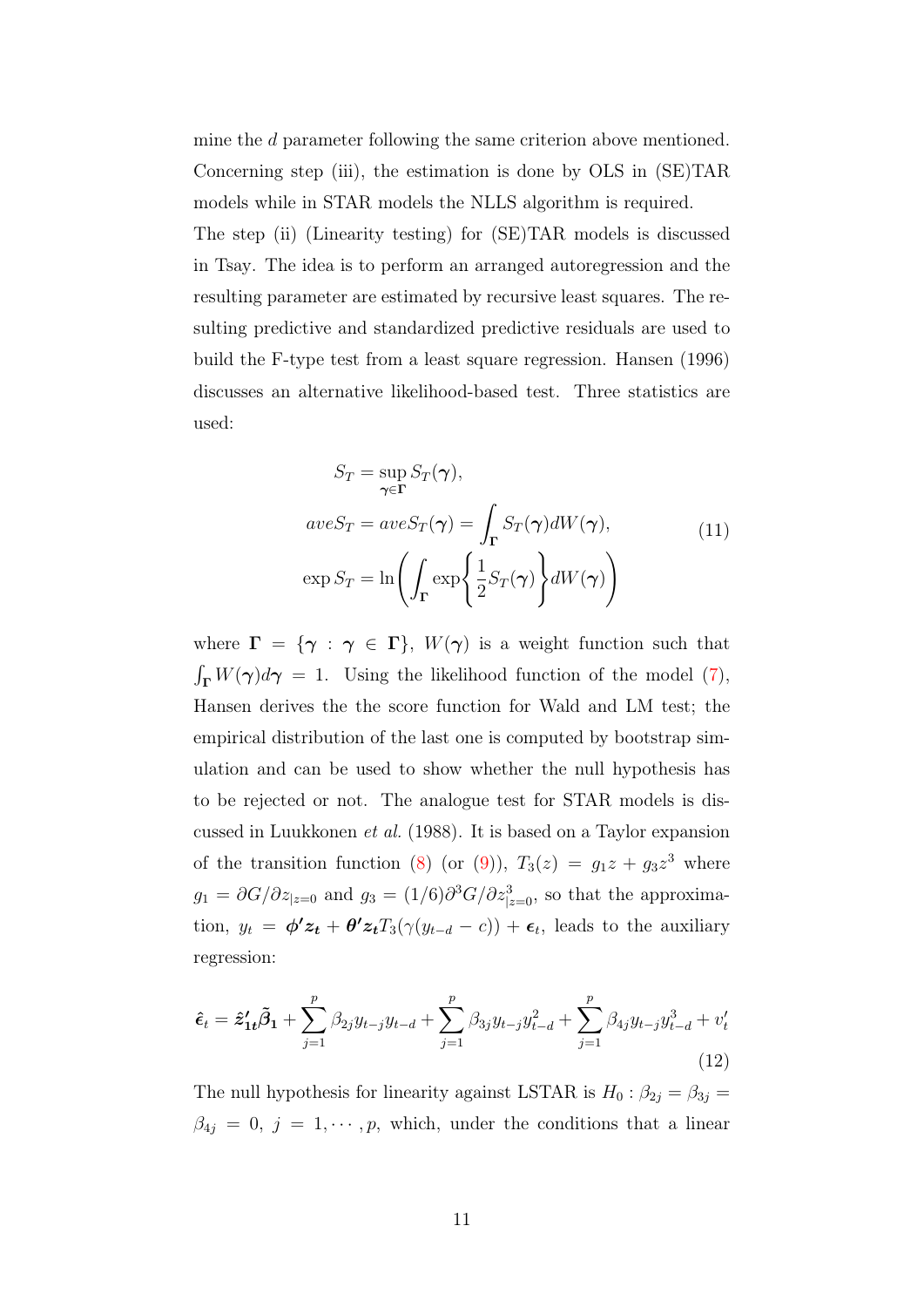mine the $d$ parameter following the same criterion above mentioned. Concerning step (iii), the estimation is done by OLS in (SE)TAR models while in STAR models the NLLS algorithm is required.
The step (ii) (Linearity testing) for (SE)TAR models is discussed in Tsay. The idea is to perform an arranged autoregression and the resulting parameter are estimated by recursive least squares. The resulting predictive and standardized predictive residuals are used to build the F-type test from a least square regression. Hansen (1996) discusses an alternative likelihood-based test. Three statistics are used:

$$
\begin{aligned}
S_T &= \sup_{\boldsymbol{\gamma} \in \boldsymbol{\Gamma}} S_T(\boldsymbol{\gamma}), \\
aveS_T = aveS_T(\boldsymbol{\gamma}) &= \int_{\boldsymbol{\Gamma}} S_T(\boldsymbol{\gamma}) dW(\boldsymbol{\gamma}), \\
\exp S_T &= \ln\left( \int_{\boldsymbol{\Gamma}} \exp\left\{ \frac{1}{2} S_T(\boldsymbol{\gamma}) \right\} dW(\boldsymbol{\gamma}) \right)
\end{aligned}
\tag{11}
$$

where $\boldsymbol{\Gamma} = \{\boldsymbol{\gamma} : \boldsymbol{\gamma} \in \boldsymbol{\Gamma}\}$, $W(\boldsymbol{\gamma})$ is a weight function such that $\int_{\boldsymbol{\Gamma}} W(\boldsymbol{\gamma}) d\boldsymbol{\gamma} = 1$. Using the likelihood function of the model (7), Hansen derives the the score function for Wald and LM test; the empirical distribution of the last one is computed by bootstrap simulation and can be used to show whether the null hypothesis has to be rejected or not. The analogue test for STAR models is discussed in Luukkonen *et al.* (1988). It is based on a Taylor expansion of the transition function (8) (or (9)), $T_3(z) = g_1 z + g_3 z^3$ where $g_1 = \partial G / \partial z_{|z=0}$ and $g_3 = (1/6)\partial^3 G / \partial z^3_{|z=0}$, so that the approximation, $y_t = \boldsymbol{\phi}' \boldsymbol{z_t} + \boldsymbol{\theta}' \boldsymbol{z_t} T_3(\gamma(y_{t-d} - c)) + \boldsymbol{\epsilon}_t$, leads to the auxiliary regression:

$$
\hat{\boldsymbol{\epsilon}}_t = \hat{\boldsymbol{z}}'_{\boldsymbol{1t}} \tilde{\boldsymbol{\beta}}_{\boldsymbol{1}} + \sum_{j=1}^{p} \beta_{2j} y_{t-j} y_{t-d} + \sum_{j=1}^{p} \beta_{3j} y_{t-j} y_{t-d}^2 + \sum_{j=1}^{p} \beta_{4j} y_{t-j} y_{t-d}^3 + v'_t
\tag{12}
$$

The null hypothesis for linearity against LSTAR is $H_0 : \beta_{2j} = \beta_{3j} = \beta_{4j} = 0,\ j = 1, \cdots, p$, which, under the conditions that a linear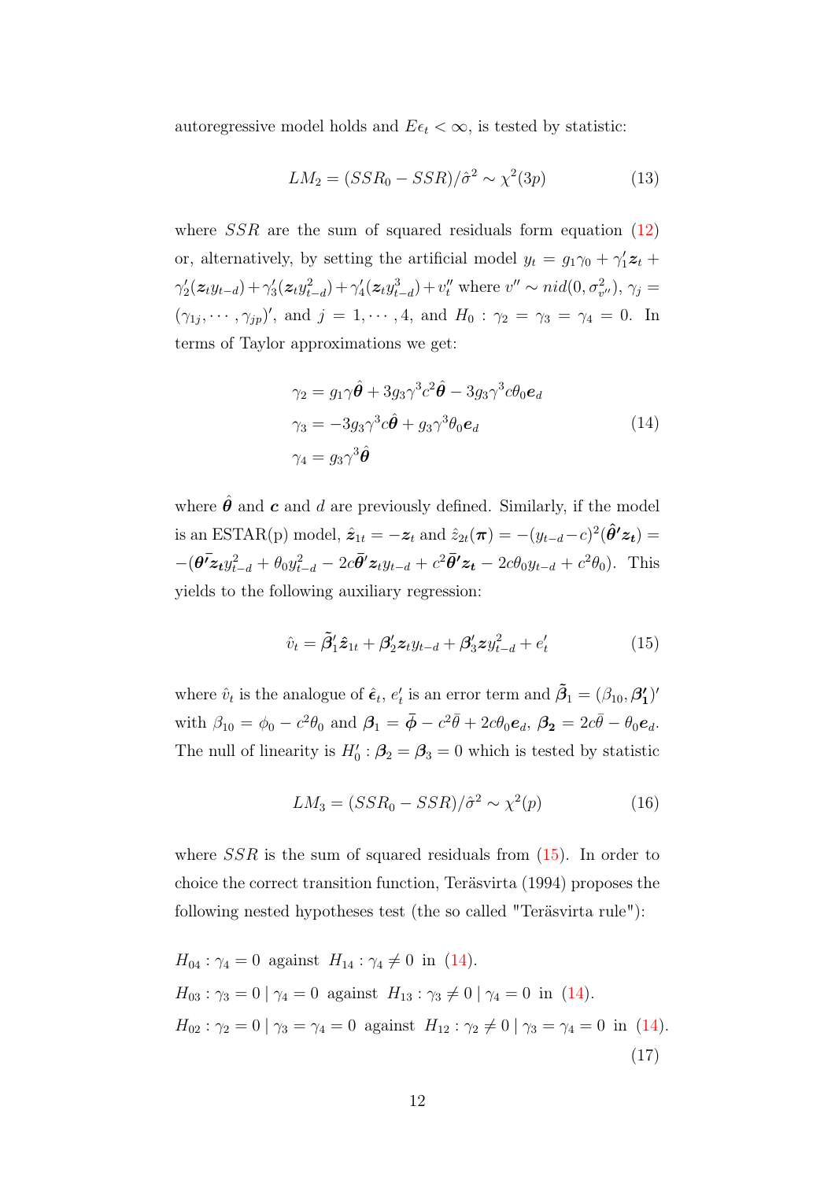autoregressive model holds and $E\epsilon_t < \infty$, is tested by statistic:

$$LM_2 = (SSR_0 - SSR)/\hat{\sigma}^2 \sim \chi^2(3p) \tag{13}$$

where $SSR$ are the sum of squared residuals form equation (12) or, alternatively, by setting the artificial model $y_t = g_1\gamma_0 + \gamma_1'\boldsymbol{z}_t + \gamma_2'(\boldsymbol{z}_t y_{t-d}) + \gamma_3'(\boldsymbol{z}_t y_{t-d}^2) + \gamma_4'(\boldsymbol{z}_t y_{t-d}^3) + v_t''$ where $v'' \sim nid(0, \sigma^2_{v''})$, $\gamma_j = (\gamma_{1j}, \cdots, \gamma_{jp})'$, and $j = 1, \cdots, 4$, and $H_0 : \gamma_2 = \gamma_3 = \gamma_4 = 0$. In terms of Taylor approximations we get:

$$\begin{aligned}
\gamma_2 &= g_1\gamma\hat{\boldsymbol{\theta}} + 3g_3\gamma^3c^2\hat{\boldsymbol{\theta}} - 3g_3\gamma^3c\theta_0\boldsymbol{e}_d \\
\gamma_3 &= -3g_3\gamma^3c\hat{\boldsymbol{\theta}} + g_3\gamma^3\theta_0\boldsymbol{e}_d \\
\gamma_4 &= g_3\gamma^3\hat{\boldsymbol{\theta}}
\end{aligned} \tag{14}$$

where $\hat{\boldsymbol{\theta}}$ and $\boldsymbol{c}$ and $d$ are previously defined. Similarly, if the model is an ESTAR(p) model, $\hat{\boldsymbol{z}}_{1t} = -\boldsymbol{z}_t$ and $\hat{z}_{2t}(\boldsymbol{\pi}) = -(y_{t-d} - c)^2(\hat{\boldsymbol{\theta}}'\boldsymbol{z_t}) = -(\bar{\boldsymbol{\theta'}}\boldsymbol{z_t}y_{t-d}^2 + \theta_0 y_{t-d}^2 - 2c\bar{\boldsymbol{\theta}}'\boldsymbol{z}_t y_{t-d} + c^2\bar{\boldsymbol{\theta}}'\boldsymbol{z_t} - 2c\theta_0 y_{t-d} + c^2\theta_0)$. This yields to the following auxiliary regression:

$$\hat{v}_t = \tilde{\boldsymbol{\beta}}_1'\hat{\boldsymbol{z}}_{1t} + \boldsymbol{\beta}_2'\boldsymbol{z}_t y_{t-d} + \boldsymbol{\beta}_3'\boldsymbol{z}y_{t-d}^2 + e_t' \tag{15}$$

where $\hat{v}_t$ is the analogue of $\hat{\boldsymbol{\epsilon}}_t$, $e_t'$ is an error term and $\tilde{\boldsymbol{\beta}}_1 = (\beta_{10}, \boldsymbol{\beta_1'})'$ with $\beta_{10} = \phi_0 - c^2\theta_0$ and $\boldsymbol{\beta}_1 = \bar{\boldsymbol{\phi}} - c^2\bar{\theta} + 2c\theta_0\boldsymbol{e}_d$, $\boldsymbol{\beta_2} = 2c\bar{\theta} - \theta_0\boldsymbol{e}_d$. The null of linearity is $H_0' : \boldsymbol{\beta}_2 = \boldsymbol{\beta}_3 = 0$ which is tested by statistic

$$LM_3 = (SSR_0 - SSR)/\hat{\sigma}^2 \sim \chi^2(p) \tag{16}$$

where $SSR$ is the sum of squared residuals from (15). In order to choice the correct transition function, Teräsvirta (1994) proposes the following nested hypotheses test (the so called "Teräsvirta rule"):

$$\begin{aligned}
&H_{04} : \gamma_4 = 0 \text{ against } H_{14} : \gamma_4 \neq 0 \text{ in (14).} \\
&H_{03} : \gamma_3 = 0 \mid \gamma_4 = 0 \text{ against } H_{13} : \gamma_3 \neq 0 \mid \gamma_4 = 0 \text{ in (14).} \\
&H_{02} : \gamma_2 = 0 \mid \gamma_3 = \gamma_4 = 0 \text{ against } H_{12} : \gamma_2 \neq 0 \mid \gamma_3 = \gamma_4 = 0 \text{ in (14).}
\end{aligned} \tag{17}$$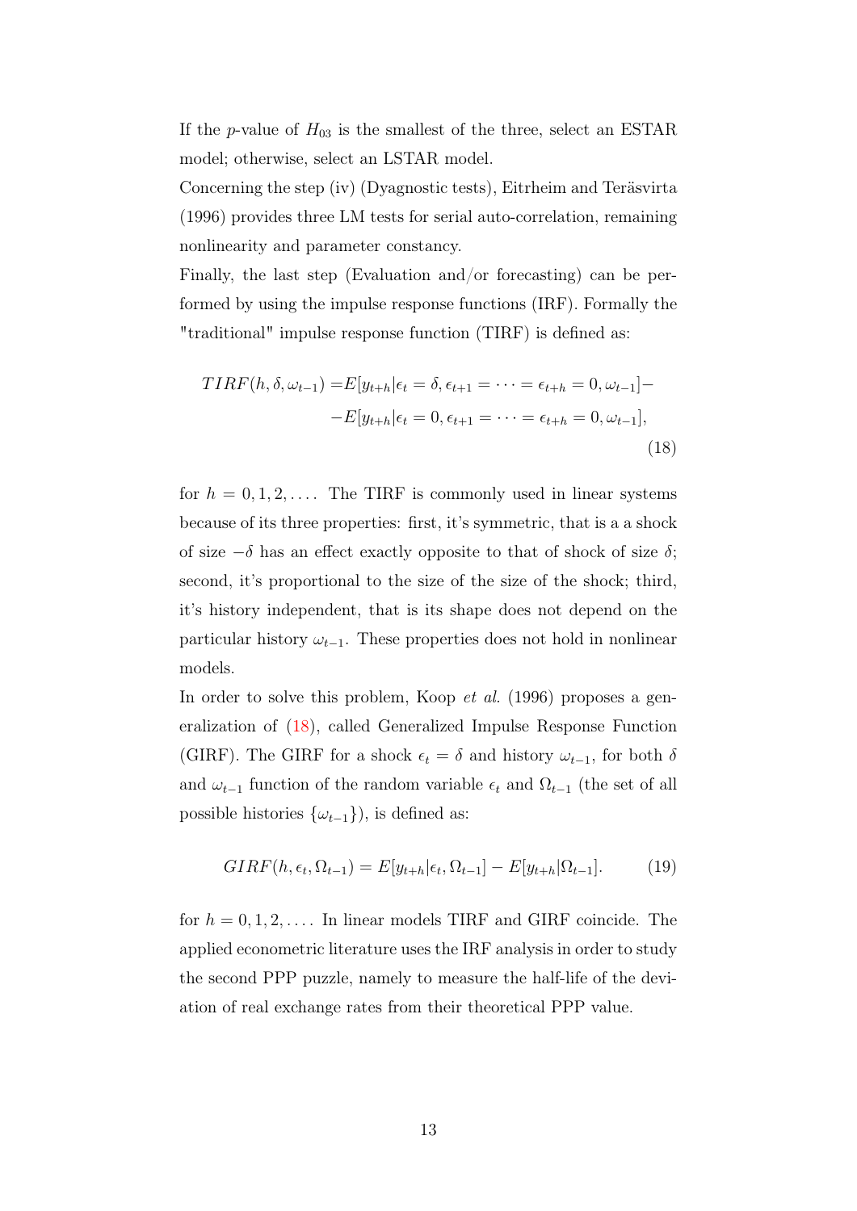If the $p$-value of $H_{03}$ is the smallest of the three, select an ESTAR model; otherwise, select an LSTAR model.

Concerning the step (iv) (Dyagnostic tests), Eitrheim and Teräsvirta (1996) provides three LM tests for serial auto-correlation, remaining nonlinearity and parameter constancy.

Finally, the last step (Evaluation and/or forecasting) can be performed by using the impulse response functions (IRF). Formally the "traditional" impulse response function (TIRF) is defined as:

$$
\begin{aligned}
TIRF(h, \delta, \omega_{t-1}) = & E[y_{t+h} | \epsilon_t = \delta, \epsilon_{t+1} = \cdots = \epsilon_{t+h} = 0, \omega_{t-1}] - \\
& - E[y_{t+h} | \epsilon_t = 0, \epsilon_{t+1} = \cdots = \epsilon_{t+h} = 0, \omega_{t-1}],
\end{aligned} \tag{18}
$$

for $h = 0, 1, 2, \ldots$. The TIRF is commonly used in linear systems because of its three properties: first, it's symmetric, that is a a shock of size $-\delta$ has an effect exactly opposite to that of shock of size $\delta$; second, it's proportional to the size of the size of the shock; third, it's history independent, that is its shape does not depend on the particular history $\omega_{t-1}$. These properties does not hold in nonlinear models.

In order to solve this problem, Koop *et al.* (1996) proposes a generalization of (18), called Generalized Impulse Response Function (GIRF). The GIRF for a shock $\epsilon_t = \delta$ and history $\omega_{t-1}$, for both $\delta$ and $\omega_{t-1}$ function of the random variable $\epsilon_t$ and $\Omega_{t-1}$ (the set of all possible histories $\{\omega_{t-1}\}$), is defined as:

$$
GIRF(h, \epsilon_t, \Omega_{t-1}) = E[y_{t+h} | \epsilon_t, \Omega_{t-1}] - E[y_{t+h} | \Omega_{t-1}]. \tag{19}
$$

for $h = 0, 1, 2, \ldots$. In linear models TIRF and GIRF coincide. The applied econometric literature uses the IRF analysis in order to study the second PPP puzzle, namely to measure the half-life of the deviation of real exchange rates from their theoretical PPP value.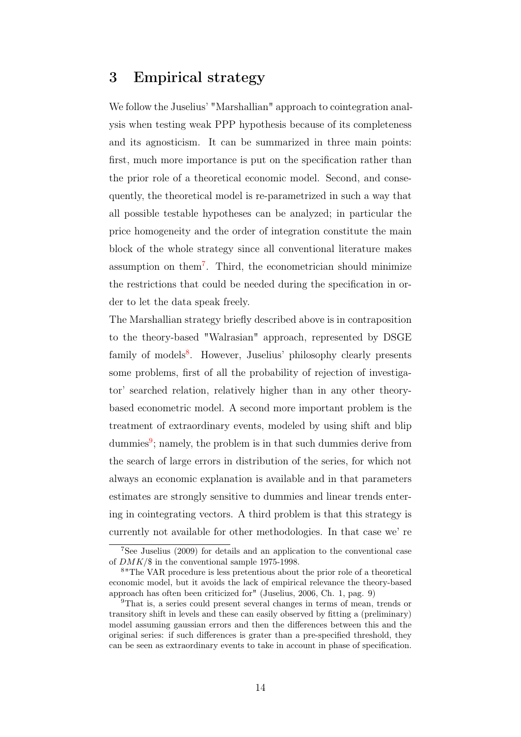## 3 Empirical strategy

We follow the Juselius' "Marshallian" approach to cointegration analysis when testing weak PPP hypothesis because of its completeness and its agnosticism. It can be summarized in three main points: first, much more importance is put on the specification rather than the prior role of a theoretical economic model. Second, and consequently, the theoretical model is re-parametrized in such a way that all possible testable hypotheses can be analyzed; in particular the price homogeneity and the order of integration constitute the main block of the whole strategy since all conventional literature makes assumption on them[7]. Third, the econometrician should minimize the restrictions that could be needed during the specification in order to let the data speak freely.

The Marshallian strategy briefly described above is in contraposition to the theory-based "Walrasian" approach, represented by DSGE family of models[8]. However, Juselius' philosophy clearly presents some problems, first of all the probability of rejection of investigator' searched relation, relatively higher than in any other theory-based econometric model. A second more important problem is the treatment of extraordinary events, modeled by using shift and blip dummies[9]; namely, the problem is in that such dummies derive from the search of large errors in distribution of the series, for which not always an economic explanation is available and in that parameters estimates are strongly sensitive to dummies and linear trends entering in cointegrating vectors. A third problem is that this strategy is currently not available for other methodologies. In that case we' re

[7] See Juselius (2009) for details and an application to the conventional case of $DMK/\$$ in the conventional sample 1975-1998.

[8] "The VAR procedure is less pretentious about the prior role of a theoretical economic model, but it avoids the lack of empirical relevance the theory-based approach has often been criticized for" (Juselius, 2006, Ch. 1, pag. 9)

[9] That is, a series could present several changes in terms of mean, trends or transitory shift in levels and these can easily observed by fitting a (preliminary) model assuming gaussian errors and then the differences between this and the original series: if such differences is grater than a pre-specified threshold, they can be seen as extraordinary events to take in account in phase of specification.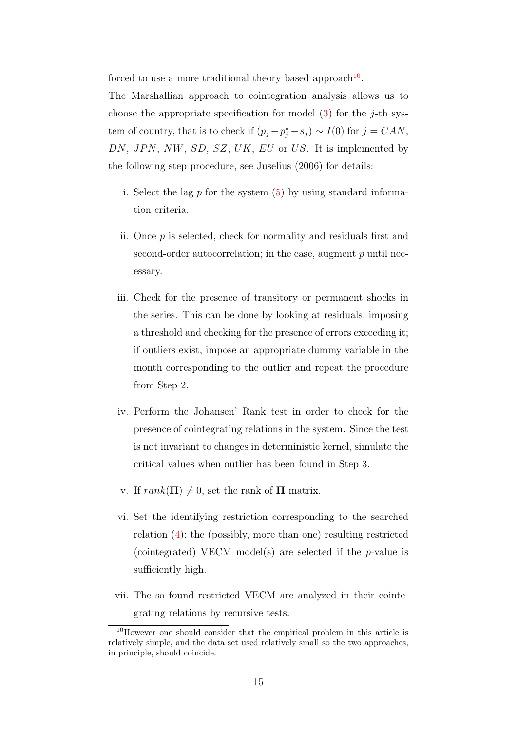forced to use a more traditional theory based approach[10].

The Marshallian approach to cointegration analysis allows us to choose the appropriate specification for model (3) for the $j$-th system of country, that is to check if $(p_j - p_j^* - s_j) \sim I(0)$ for $j = CAN$, $DN$, $JPN$, $NW$, $SD$, $SZ$, $UK$, $EU$ or $US$. It is implemented by the following step procedure, see Juselius (2006) for details:

i. Select the lag $p$ for the system (5) by using standard information criteria.

ii. Once $p$ is selected, check for normality and residuals first and second-order autocorrelation; in the case, augment $p$ until necessary.

iii. Check for the presence of transitory or permanent shocks in the series. This can be done by looking at residuals, imposing a threshold and checking for the presence of errors exceeding it; if outliers exist, impose an appropriate dummy variable in the month corresponding to the outlier and repeat the procedure from Step 2.

iv. Perform the Johansen' Rank test in order to check for the presence of cointegrating relations in the system. Since the test is not invariant to changes in deterministic kernel, simulate the critical values when outlier has been found in Step 3.

v. If $rank(\mathbf{\Pi}) \neq 0$, set the rank of $\mathbf{\Pi}$ matrix.

vi. Set the identifying restriction corresponding to the searched relation (4); the (possibly, more than one) resulting restricted (cointegrated) VECM model(s) are selected if the $p$-value is sufficiently high.

vii. The so found restricted VECM are analyzed in their cointegrating relations by recursive tests.

[10]However one should consider that the empirical problem in this article is relatively simple, and the data set used relatively small so the two approaches, in principle, should coincide.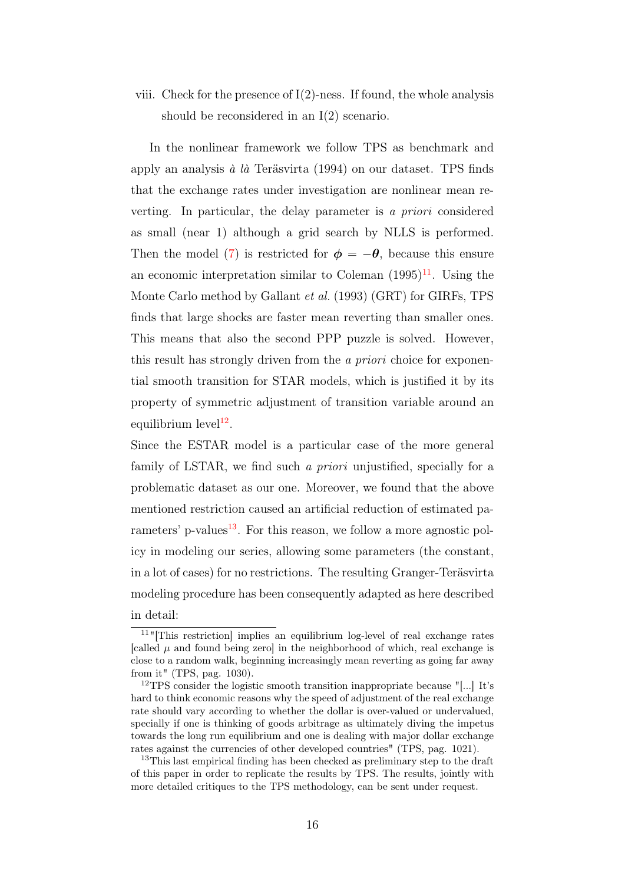viii. Check for the presence of I(2)-ness. If found, the whole analysis should be reconsidered in an I(2) scenario.

In the nonlinear framework we follow TPS as benchmark and apply an analysis *à là* Teräsvirta (1994) on our dataset. TPS finds that the exchange rates under investigation are nonlinear mean reverting. In particular, the delay parameter is *a priori* considered as small (near 1) although a grid search by NLLS is performed. Then the model (7) is restricted for $\boldsymbol{\phi} = -\boldsymbol{\theta}$, because this ensure an economic interpretation similar to Coleman (1995)[11]. Using the Monte Carlo method by Gallant *et al.* (1993) (GRT) for GIRFs, TPS finds that large shocks are faster mean reverting than smaller ones. This means that also the second PPP puzzle is solved. However, this result has strongly driven from the *a priori* choice for exponential smooth transition for STAR models, which is justified it by its property of symmetric adjustment of transition variable around an equilibrium level[12].

Since the ESTAR model is a particular case of the more general family of LSTAR, we find such *a priori* unjustified, specially for a problematic dataset as our one. Moreover, we found that the above mentioned restriction caused an artificial reduction of estimated parameters' p-values[13]. For this reason, we follow a more agnostic policy in modeling our series, allowing some parameters (the constant, in a lot of cases) for no restrictions. The resulting Granger-Teräsvirta modeling procedure has been consequently adapted as here described in detail:

[11] "[This restriction] implies an equilibrium log-level of real exchange rates [called $\mu$ and found being zero] in the neighborhood of which, real exchange is close to a random walk, beginning increasingly mean reverting as going far away from it" (TPS, pag. 1030).

[12] TPS consider the logistic smooth transition inappropriate because "[...] It's hard to think economic reasons why the speed of adjustment of the real exchange rate should vary according to whether the dollar is over-valued or undervalued, specially if one is thinking of goods arbitrage as ultimately diving the impetus towards the long run equilibrium and one is dealing with major dollar exchange rates against the currencies of other developed countries" (TPS, pag. 1021).

[13] This last empirical finding has been checked as preliminary step to the draft of this paper in order to replicate the results by TPS. The results, jointly with more detailed critiques to the TPS methodology, can be sent under request.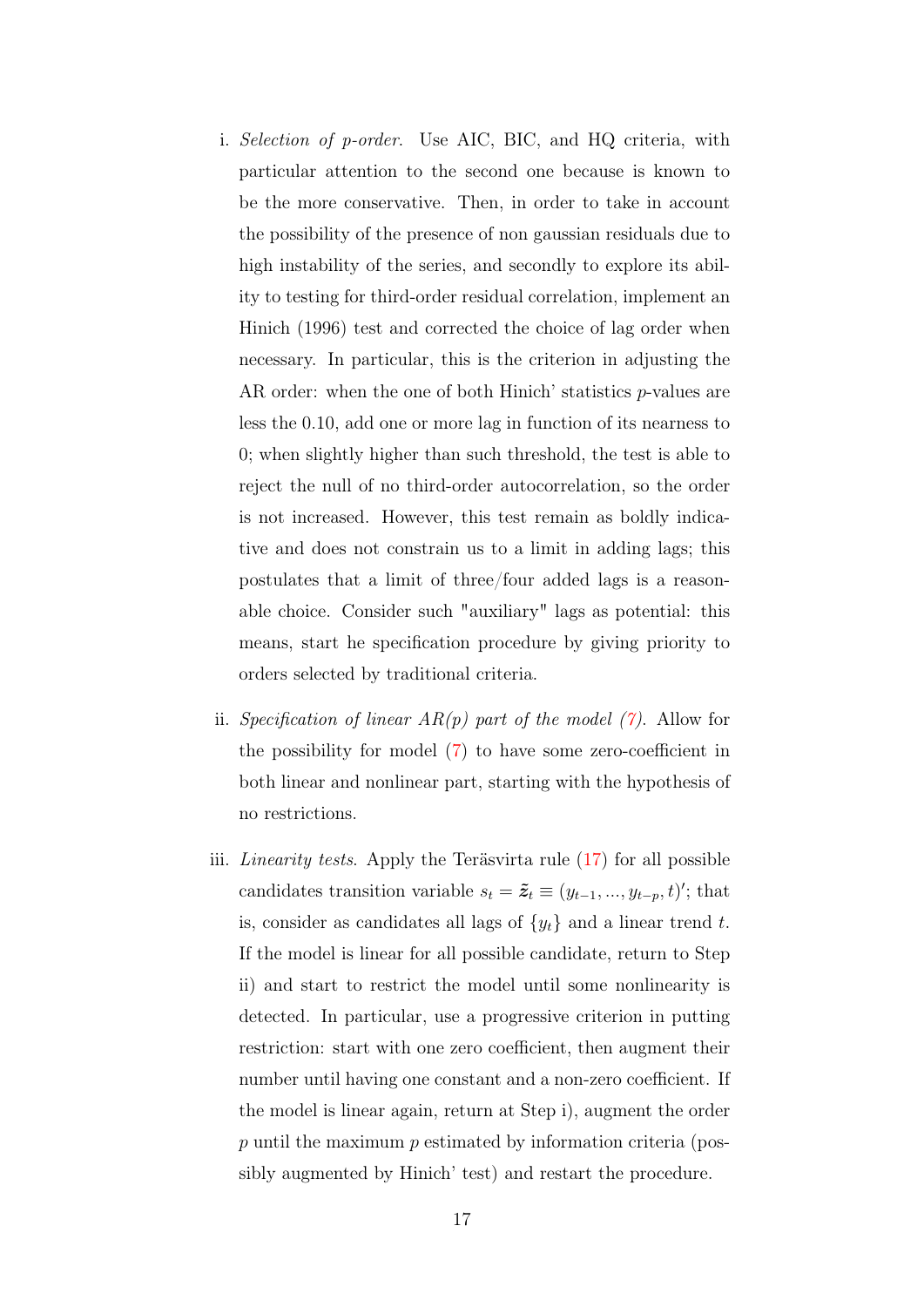i. *Selection of p-order.* Use AIC, BIC, and HQ criteria, with particular attention to the second one because is known to be the more conservative. Then, in order to take in account the possibility of the presence of non gaussian residuals due to high instability of the series, and secondly to explore its ability to testing for third-order residual correlation, implement an Hinich (1996) test and corrected the choice of lag order when necessary. In particular, this is the criterion in adjusting the AR order: when the one of both Hinich' statistics $p$-values are less the 0.10, add one or more lag in function of its nearness to 0; when slightly higher than such threshold, the test is able to reject the null of no third-order autocorrelation, so the order is not increased. However, this test remain as boldly indicative and does not constrain us to a limit in adding lags; this postulates that a limit of three/four added lags is a reasonable choice. Consider such "auxiliary" lags as potential: this means, start he specification procedure by giving priority to orders selected by traditional criteria.

ii. *Specification of linear AR(p) part of the model (7).* Allow for the possibility for model (7) to have some zero-coefficient in both linear and nonlinear part, starting with the hypothesis of no restrictions.

iii. *Linearity tests.* Apply the Teräsvirta rule (17) for all possible candidates transition variable $s_t = \tilde{\boldsymbol{z}}_t \equiv (y_{t-1}, ..., y_{t-p}, t)'$; that is, consider as candidates all lags of $\{y_t\}$ and a linear trend $t$. If the model is linear for all possible candidate, return to Step ii) and start to restrict the model until some nonlinearity is detected. In particular, use a progressive criterion in putting restriction: start with one zero coefficient, then augment their number until having one constant and a non-zero coefficient. If the model is linear again, return at Step i), augment the order $p$ until the maximum $p$ estimated by information criteria (possibly augmented by Hinich' test) and restart the procedure.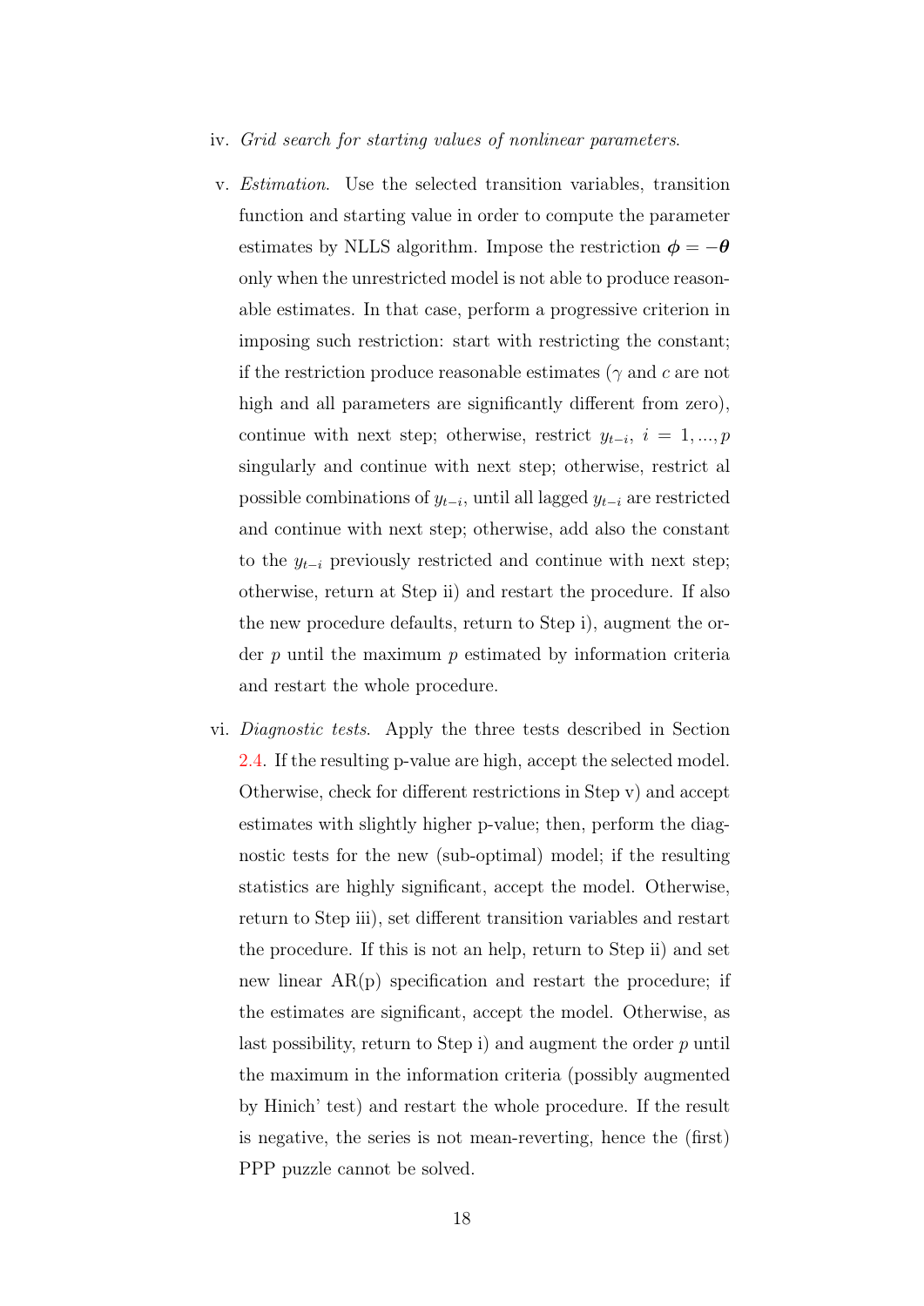iv. *Grid search for starting values of nonlinear parameters.*

v. *Estimation.* Use the selected transition variables, transition function and starting value in order to compute the parameter estimates by NLLS algorithm. Impose the restriction $\boldsymbol{\phi} = -\boldsymbol{\theta}$ only when the unrestricted model is not able to produce reasonable estimates. In that case, perform a progressive criterion in imposing such restriction: start with restricting the constant; if the restriction produce reasonable estimates ($\gamma$ and $c$ are not high and all parameters are significantly different from zero), continue with next step; otherwise, restrict $y_{t-i}$, $i = 1, ..., p$ singularly and continue with next step; otherwise, restrict al possible combinations of $y_{t-i}$, until all lagged $y_{t-i}$ are restricted and continue with next step; otherwise, add also the constant to the $y_{t-i}$ previously restricted and continue with next step; otherwise, return at Step ii) and restart the procedure. If also the new procedure defaults, return to Step i), augment the order $p$ until the maximum $p$ estimated by information criteria and restart the whole procedure.

vi. *Diagnostic tests.* Apply the three tests described in Section 2.4. If the resulting p-value are high, accept the selected model. Otherwise, check for different restrictions in Step v) and accept estimates with slightly higher p-value; then, perform the diagnostic tests for the new (sub-optimal) model; if the resulting statistics are highly significant, accept the model. Otherwise, return to Step iii), set different transition variables and restart the procedure. If this is not an help, return to Step ii) and set new linear AR(p) specification and restart the procedure; if the estimates are significant, accept the model. Otherwise, as last possibility, return to Step i) and augment the order $p$ until the maximum in the information criteria (possibly augmented by Hinich' test) and restart the whole procedure. If the result is negative, the series is not mean-reverting, hence the (first) PPP puzzle cannot be solved.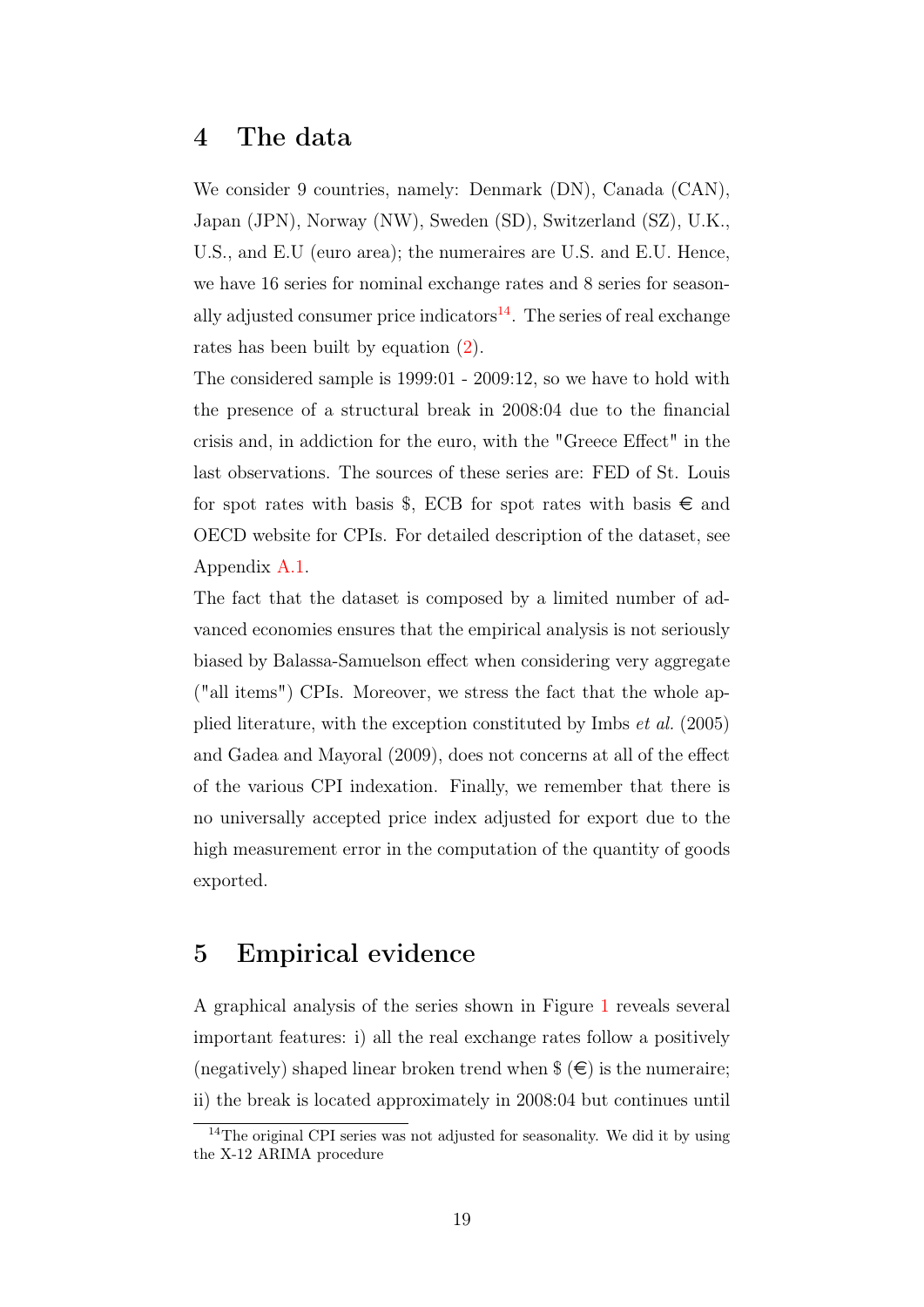# 4 The data

We consider 9 countries, namely: Denmark (DN), Canada (CAN), Japan (JPN), Norway (NW), Sweden (SD), Switzerland (SZ), U.K., U.S., and E.U (euro area); the numeraires are U.S. and E.U. Hence, we have 16 series for nominal exchange rates and 8 series for seasonally adjusted consumer price indicators[14]. The series of real exchange rates has been built by equation (2).

The considered sample is 1999:01 - 2009:12, so we have to hold with the presence of a structural break in 2008:04 due to the financial crisis and, in addiction for the euro, with the "Greece Effect" in the last observations. The sources of these series are: FED of St. Louis for spot rates with basis \$, ECB for spot rates with basis € and OECD website for CPIs. For detailed description of the dataset, see Appendix A.1.

The fact that the dataset is composed by a limited number of advanced economies ensures that the empirical analysis is not seriously biased by Balassa-Samuelson effect when considering very aggregate ("all items") CPIs. Moreover, we stress the fact that the whole applied literature, with the exception constituted by Imbs *et al.* (2005) and Gadea and Mayoral (2009), does not concerns at all of the effect of the various CPI indexation. Finally, we remember that there is no universally accepted price index adjusted for export due to the high measurement error in the computation of the quantity of goods exported.

# 5 Empirical evidence

A graphical analysis of the series shown in Figure 1 reveals several important features: i) all the real exchange rates follow a positively (negatively) shaped linear broken trend when \$ (€) is the numeraire; ii) the break is located approximately in 2008:04 but continues until

[14] The original CPI series was not adjusted for seasonality. We did it by using the X-12 ARIMA procedure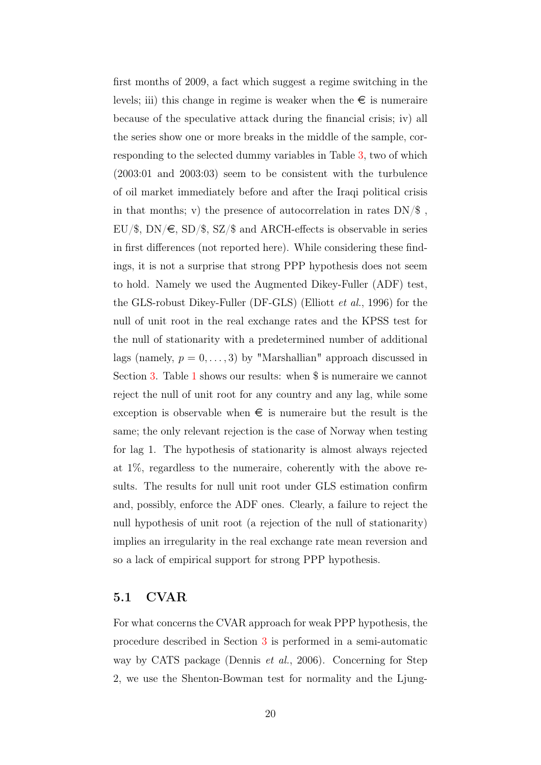first months of 2009, a fact which suggest a regime switching in the levels; iii) this change in regime is weaker when the € is numeraire because of the speculative attack during the financial crisis; iv) all the series show one or more breaks in the middle of the sample, corresponding to the selected dummy variables in Table 3, two of which (2003:01 and 2003:03) seem to be consistent with the turbulence of oil market immediately before and after the Iraqi political crisis in that months; v) the presence of autocorrelation in rates DN/$ , EU/$, DN/€, SD/$, SZ/$ and ARCH-effects is observable in series in first differences (not reported here). While considering these findings, it is not a surprise that strong PPP hypothesis does not seem to hold. Namely we used the Augmented Dikey-Fuller (ADF) test, the GLS-robust Dikey-Fuller (DF-GLS) (Elliott *et al.*, 1996) for the null of unit root in the real exchange rates and the KPSS test for the null of stationarity with a predetermined number of additional lags (namely, $p = 0, \ldots, 3$) by "Marshallian" approach discussed in Section 3. Table 1 shows our results: when $ is numeraire we cannot reject the null of unit root for any country and any lag, while some exception is observable when € is numeraire but the result is the same; the only relevant rejection is the case of Norway when testing for lag 1. The hypothesis of stationarity is almost always rejected at 1%, regardless to the numeraire, coherently with the above results. The results for null unit root under GLS estimation confirm and, possibly, enforce the ADF ones. Clearly, a failure to reject the null hypothesis of unit root (a rejection of the null of stationarity) implies an irregularity in the real exchange rate mean reversion and so a lack of empirical support for strong PPP hypothesis.

## 5.1 CVAR

For what concerns the CVAR approach for weak PPP hypothesis, the procedure described in Section 3 is performed in a semi-automatic way by CATS package (Dennis *et al.*, 2006). Concerning for Step 2, we use the Shenton-Bowman test for normality and the Ljung-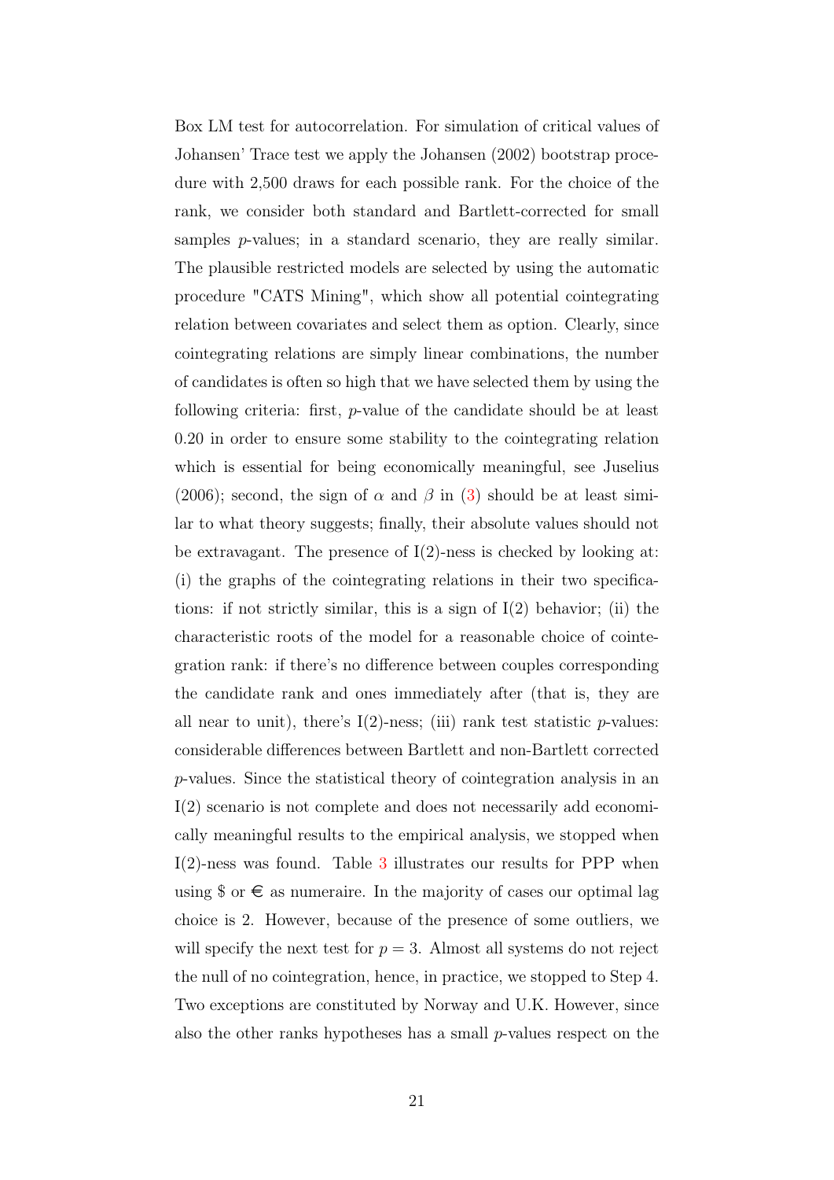Box LM test for autocorrelation. For simulation of critical values of Johansen' Trace test we apply the Johansen (2002) bootstrap procedure with 2,500 draws for each possible rank. For the choice of the rank, we consider both standard and Bartlett-corrected for small samples $p$-values; in a standard scenario, they are really similar. The plausible restricted models are selected by using the automatic procedure "CATS Mining", which show all potential cointegrating relation between covariates and select them as option. Clearly, since cointegrating relations are simply linear combinations, the number of candidates is often so high that we have selected them by using the following criteria: first, $p$-value of the candidate should be at least 0.20 in order to ensure some stability to the cointegrating relation which is essential for being economically meaningful, see Juselius (2006); second, the sign of $\alpha$ and $\beta$ in (3) should be at least similar to what theory suggests; finally, their absolute values should not be extravagant. The presence of I(2)-ness is checked by looking at: (i) the graphs of the cointegrating relations in their two specifications: if not strictly similar, this is a sign of I(2) behavior; (ii) the characteristic roots of the model for a reasonable choice of cointegration rank: if there's no difference between couples corresponding the candidate rank and ones immediately after (that is, they are all near to unit), there's I(2)-ness; (iii) rank test statistic $p$-values: considerable differences between Bartlett and non-Bartlett corrected $p$-values. Since the statistical theory of cointegration analysis in an I(2) scenario is not complete and does not necessarily add economically meaningful results to the empirical analysis, we stopped when I(2)-ness was found. Table 3 illustrates our results for PPP when using \$ or € as numeraire. In the majority of cases our optimal lag choice is 2. However, because of the presence of some outliers, we will specify the next test for $p = 3$. Almost all systems do not reject the null of no cointegration, hence, in practice, we stopped to Step 4. Two exceptions are constituted by Norway and U.K. However, since also the other ranks hypotheses has a small $p$-values respect on the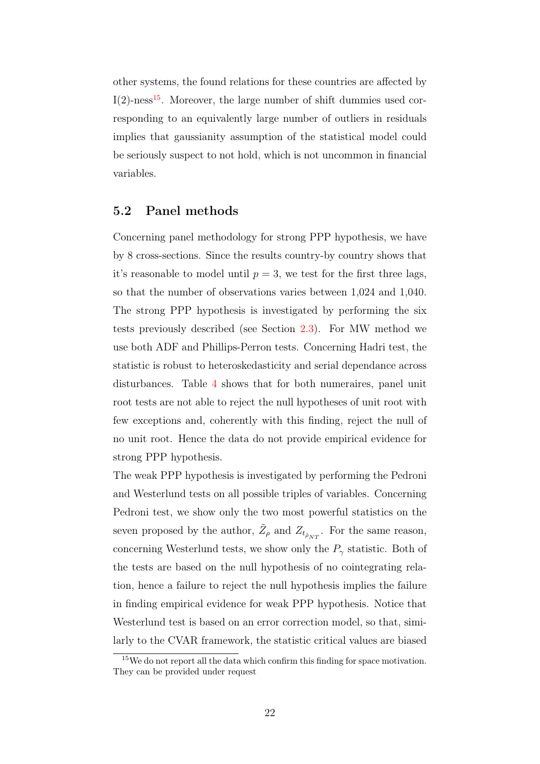other systems, the found relations for these countries are affected by I(2)-ness[15]. Moreover, the large number of shift dummies used corresponding to an equivalently large number of outliers in residuals implies that gaussianity assumption of the statistical model could be seriously suspect to not hold, which is not uncommon in financial variables.

## 5.2 Panel methods

Concerning panel methodology for strong PPP hypothesis, we have by 8 cross-sections. Since the results country-by country shows that it's reasonable to model until $p = 3$, we test for the first three lags, so that the number of observations varies between 1,024 and 1,040. The strong PPP hypothesis is investigated by performing the six tests previously described (see Section 2.3). For MW method we use both ADF and Phillips-Perron tests. Concerning Hadri test, the statistic is robust to heteroskedasticity and serial dependance across disturbances. Table 4 shows that for both numeraires, panel unit root tests are not able to reject the null hypotheses of unit root with few exceptions and, coherently with this finding, reject the null of no unit root. Hence the data do not provide empirical evidence for strong PPP hypothesis.

The weak PPP hypothesis is investigated by performing the Pedroni and Westerlund tests on all possible triples of variables. Concerning Pedroni test, we show only the two most powerful statistics on the seven proposed by the author, $\tilde{Z}_{\rho}$ and $Z_{t_{\hat{\rho}_{NT}}}$. For the same reason, concerning Westerlund tests, we show only the $P_{\gamma}$ statistic. Both of the tests are based on the null hypothesis of no cointegrating relation, hence a failure to reject the null hypothesis implies the failure in finding empirical evidence for weak PPP hypothesis. Notice that Westerlund test is based on an error correction model, so that, similarly to the CVAR framework, the statistic critical values are biased

[15] We do not report all the data which confirm this finding for space motivation. They can be provided under request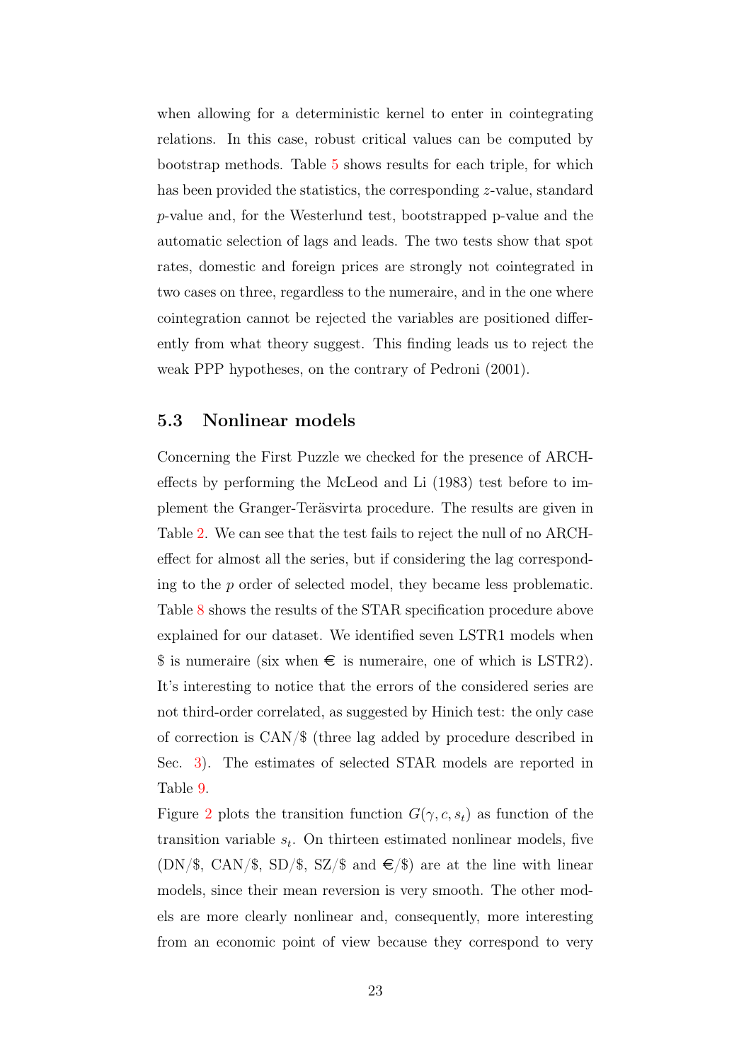when allowing for a deterministic kernel to enter in cointegrating relations. In this case, robust critical values can be computed by bootstrap methods. Table 5 shows results for each triple, for which has been provided the statistics, the corresponding $z$-value, standard $p$-value and, for the Westerlund test, bootstrapped p-value and the automatic selection of lags and leads. The two tests show that spot rates, domestic and foreign prices are strongly not cointegrated in two cases on three, regardless to the numeraire, and in the one where cointegration cannot be rejected the variables are positioned differently from what theory suggest. This finding leads us to reject the weak PPP hypotheses, on the contrary of Pedroni (2001).

### 5.3 Nonlinear models

Concerning the First Puzzle we checked for the presence of ARCH-effects by performing the McLeod and Li (1983) test before to implement the Granger-Teräsvirta procedure. The results are given in Table 2. We can see that the test fails to reject the null of no ARCH-effect for almost all the series, but if considering the lag corresponding to the $p$ order of selected model, they became less problematic. Table 8 shows the results of the STAR specification procedure above explained for our dataset. We identified seven LSTR1 models when \$ is numeraire (six when € is numeraire, one of which is LSTR2). It's interesting to notice that the errors of the considered series are not third-order correlated, as suggested by Hinich test: the only case of correction is CAN/\$ (three lag added by procedure described in Sec. 3). The estimates of selected STAR models are reported in Table 9.

Figure 2 plots the transition function $G(\gamma, c, s_t)$ as function of the transition variable $s_t$. On thirteen estimated nonlinear models, five (DN/\$, CAN/\$, SD/\$, SZ/\$ and €/\$) are at the line with linear models, since their mean reversion is very smooth. The other models are more clearly nonlinear and, consequently, more interesting from an economic point of view because they correspond to very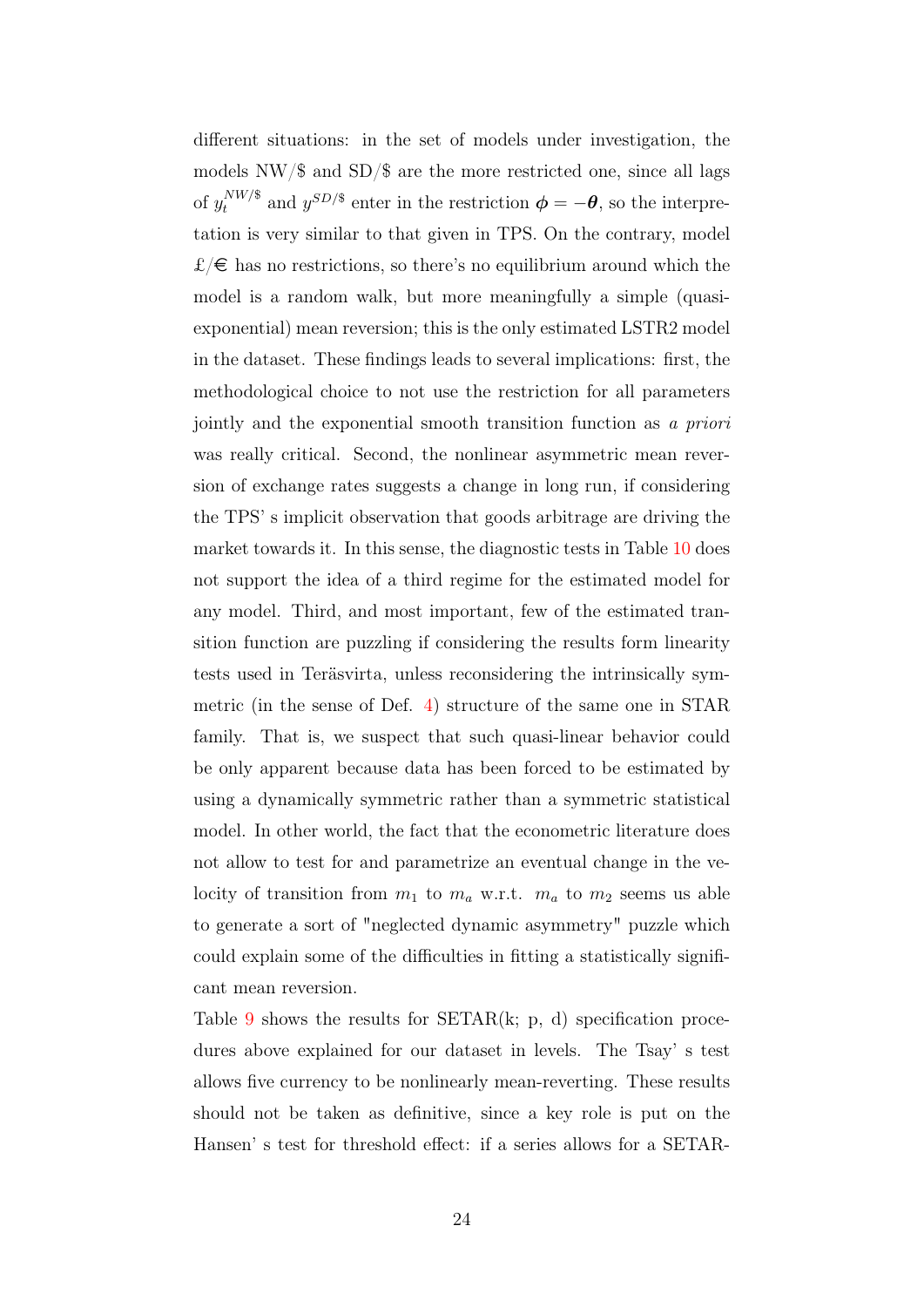different situations: in the set of models under investigation, the models NW/\$ and SD/\$ are the more restricted one, since all lags of $y_t^{NW/\$}$ and $y^{SD/\$}$ enter in the restriction $\boldsymbol{\phi} = -\boldsymbol{\theta}$, so the interpretation is very similar to that given in TPS. On the contrary, model £/€ has no restrictions, so there's no equilibrium around which the model is a random walk, but more meaningfully a simple (quasi-exponential) mean reversion; this is the only estimated LSTR2 model in the dataset. These findings leads to several implications: first, the methodological choice to not use the restriction for all parameters jointly and the exponential smooth transition function as *a priori* was really critical. Second, the nonlinear asymmetric mean reversion of exchange rates suggests a change in long run, if considering the TPS' s implicit observation that goods arbitrage are driving the market towards it. In this sense, the diagnostic tests in Table 10 does not support the idea of a third regime for the estimated model for any model. Third, and most important, few of the estimated transition function are puzzling if considering the results form linearity tests used in Teräsvirta, unless reconsidering the intrinsically symmetric (in the sense of Def. 4) structure of the same one in STAR family. That is, we suspect that such quasi-linear behavior could be only apparent because data has been forced to be estimated by using a dynamically symmetric rather than a symmetric statistical model. In other world, the fact that the econometric literature does not allow to test for and parametrize an eventual change in the velocity of transition from $m_1$ to $m_a$ w.r.t. $m_a$ to $m_2$ seems us able to generate a sort of "neglected dynamic asymmetry" puzzle which could explain some of the difficulties in fitting a statistically significant mean reversion.

Table 9 shows the results for SETAR(k; p, d) specification procedures above explained for our dataset in levels. The Tsay' s test allows five currency to be nonlinearly mean-reverting. These results should not be taken as definitive, since a key role is put on the Hansen' s test for threshold effect: if a series allows for a SETAR-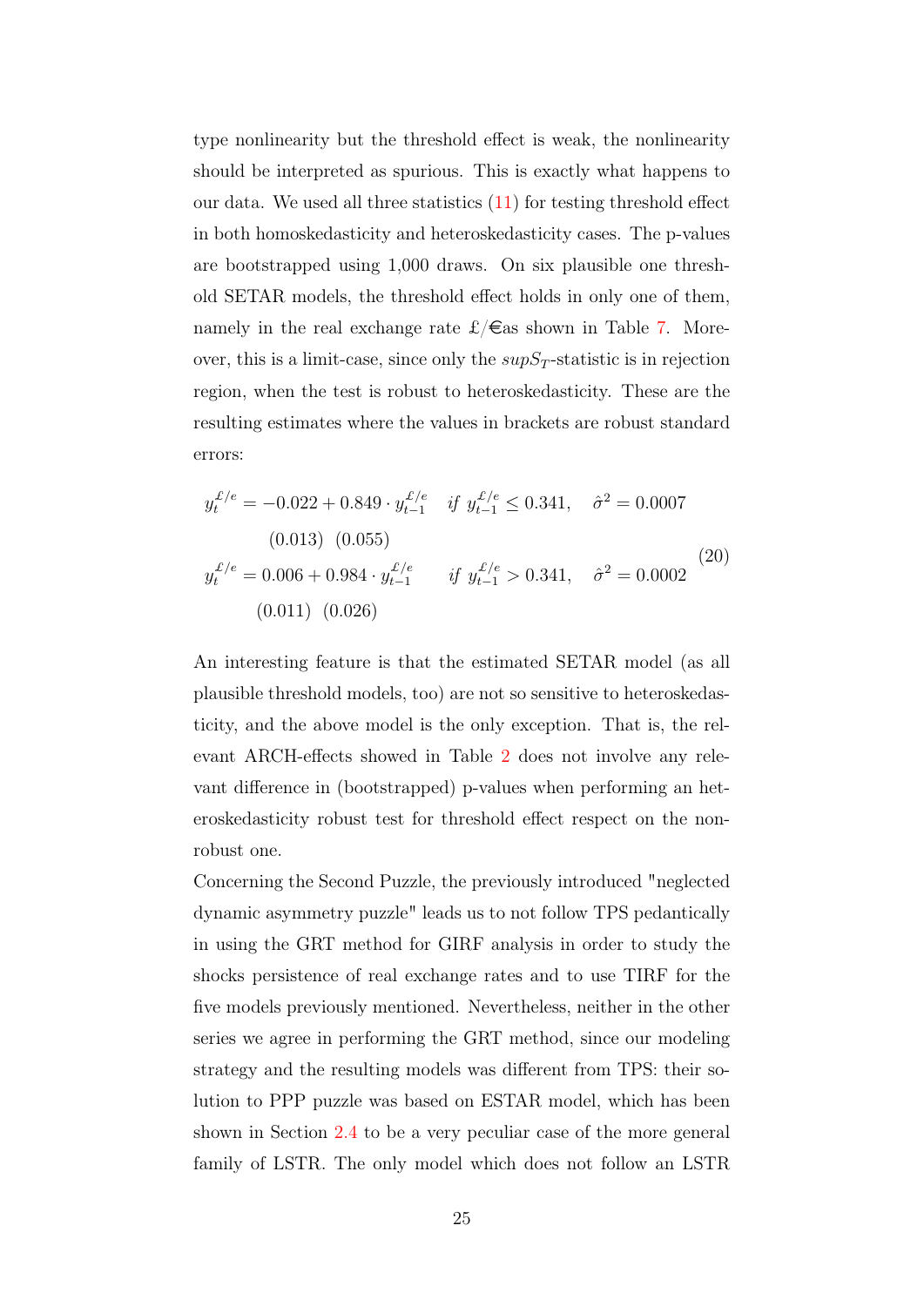type nonlinearity but the threshold effect is weak, the nonlinearity should be interpreted as spurious. This is exactly what happens to our data. We used all three statistics (11) for testing threshold effect in both homoskedasticity and heteroskedasticity cases. The p-values are bootstrapped using 1,000 draws. On six plausible one threshold SETAR models, the threshold effect holds in only one of them, namely in the real exchange rate £/€as shown in Table 7. Moreover, this is a limit-case, since only the $supS_T$-statistic is in rejection region, when the test is robust to heteroskedasticity. These are the resulting estimates where the values in brackets are robust standard errors:

$$
\begin{aligned}
y_t^{\pounds/e} &= \underset{(0.013)}{-0.022} + \underset{(0.055)}{0.849} \cdot y_{t-1}^{\pounds/e} \quad \textit{if } y_{t-1}^{\pounds/e} \leq 0.341, \quad \hat{\sigma}^2 = 0.0007 \\
y_t^{\pounds/e} &= \underset{(0.011)}{0.006} + \underset{(0.026)}{0.984} \cdot y_{t-1}^{\pounds/e} \qquad \textit{if } y_{t-1}^{\pounds/e} > 0.341, \quad \hat{\sigma}^2 = 0.0002
\end{aligned}
\tag{20}
$$

An interesting feature is that the estimated SETAR model (as all plausible threshold models, too) are not so sensitive to heteroskedasticity, and the above model is the only exception. That is, the relevant ARCH-effects showed in Table 2 does not involve any relevant difference in (bootstrapped) p-values when performing an heteroskedasticity robust test for threshold effect respect on the non-robust one.

Concerning the Second Puzzle, the previously introduced "neglected dynamic asymmetry puzzle" leads us to not follow TPS pedantically in using the GRT method for GIRF analysis in order to study the shocks persistence of real exchange rates and to use TIRF for the five models previously mentioned. Nevertheless, neither in the other series we agree in performing the GRT method, since our modeling strategy and the resulting models was different from TPS: their solution to PPP puzzle was based on ESTAR model, which has been shown in Section 2.4 to be a very peculiar case of the more general family of LSTR. The only model which does not follow an LSTR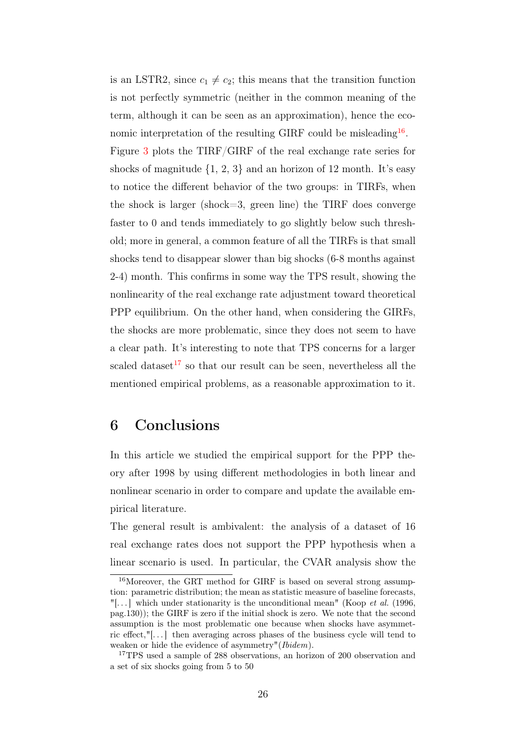is an LSTR2, since $c_1 \neq c_2$; this means that the transition function is not perfectly symmetric (neither in the common meaning of the term, although it can be seen as an approximation), hence the economic interpretation of the resulting GIRF could be misleading[16].

Figure 3 plots the TIRF/GIRF of the real exchange rate series for shocks of magnitude {1, 2, 3} and an horizon of 12 month. It's easy to notice the different behavior of the two groups: in TIRFs, when the shock is larger (shock=3, green line) the TIRF does converge faster to 0 and tends immediately to go slightly below such threshold; more in general, a common feature of all the TIRFs is that small shocks tend to disappear slower than big shocks (6-8 months against 2-4) month. This confirms in some way the TPS result, showing the nonlinearity of the real exchange rate adjustment toward theoretical PPP equilibrium. On the other hand, when considering the GIRFs, the shocks are more problematic, since they does not seem to have a clear path. It's interesting to note that TPS concerns for a larger scaled dataset[17] so that our result can be seen, nevertheless all the mentioned empirical problems, as a reasonable approximation to it.

# 6 Conclusions

In this article we studied the empirical support for the PPP theory after 1998 by using different methodologies in both linear and nonlinear scenario in order to compare and update the available empirical literature.

The general result is ambivalent: the analysis of a dataset of 16 real exchange rates does not support the PPP hypothesis when a linear scenario is used. In particular, the CVAR analysis show the

---

[16]Moreover, the GRT method for GIRF is based on several strong assumption: parametric distribution; the mean as statistic measure of baseline forecasts, "[...] which under stationarity is the unconditional mean" (Koop *et al.* (1996, pag.130)); the GIRF is zero if the initial shock is zero. We note that the second assumption is the most problematic one because when shocks have asymmetric effect,"[...] then averaging across phases of the business cycle will tend to weaken or hide the evidence of asymmetry"(*Ibidem*).

[17]TPS used a sample of 288 observations, an horizon of 200 observation and a set of six shocks going from 5 to 50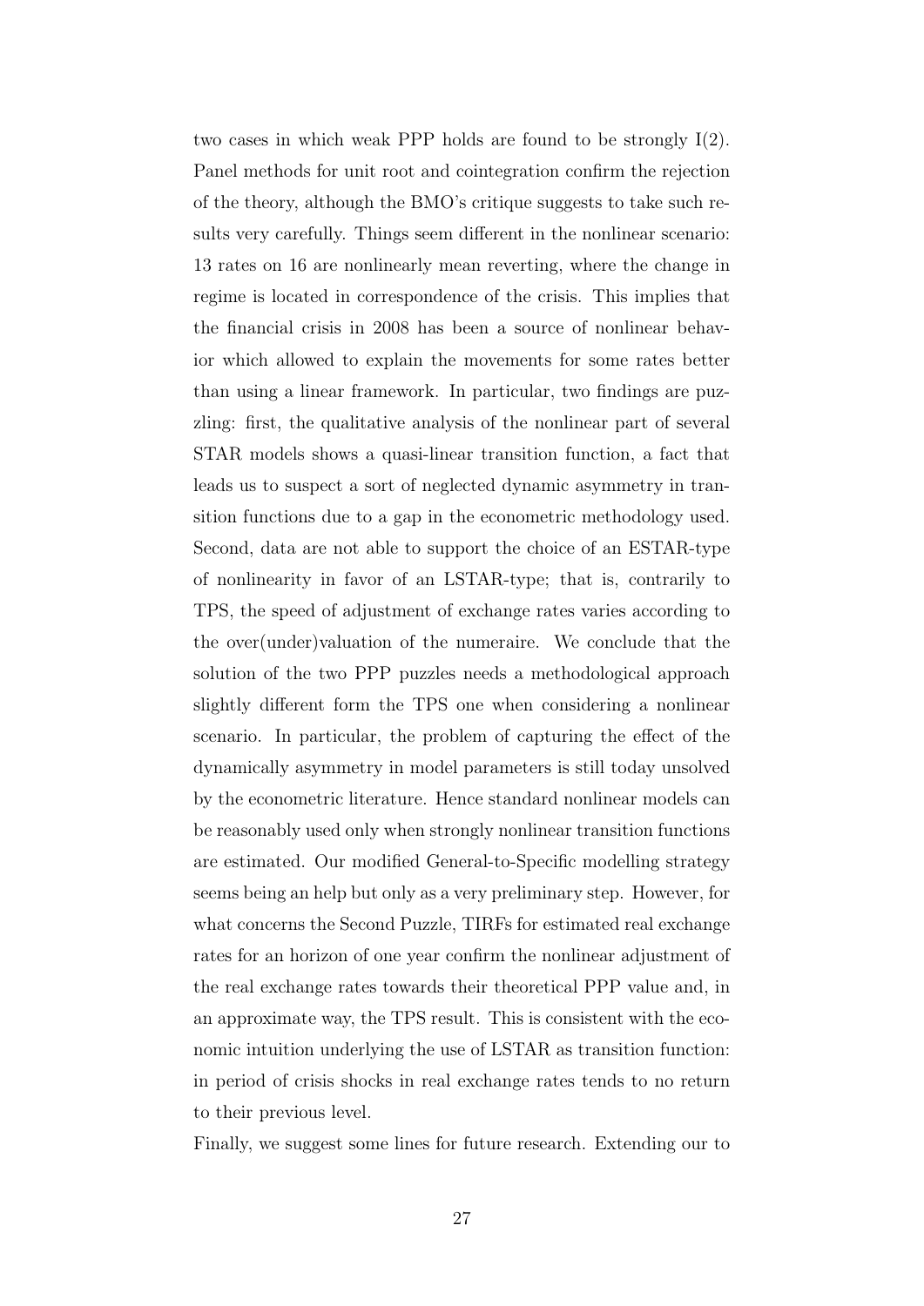two cases in which weak PPP holds are found to be strongly I(2). Panel methods for unit root and cointegration confirm the rejection of the theory, although the BMO's critique suggests to take such results very carefully. Things seem different in the nonlinear scenario: 13 rates on 16 are nonlinearly mean reverting, where the change in regime is located in correspondence of the crisis. This implies that the financial crisis in 2008 has been a source of nonlinear behavior which allowed to explain the movements for some rates better than using a linear framework. In particular, two findings are puzzling: first, the qualitative analysis of the nonlinear part of several STAR models shows a quasi-linear transition function, a fact that leads us to suspect a sort of neglected dynamic asymmetry in transition functions due to a gap in the econometric methodology used. Second, data are not able to support the choice of an ESTAR-type of nonlinearity in favor of an LSTAR-type; that is, contrarily to TPS, the speed of adjustment of exchange rates varies according to the over(under)valuation of the numeraire. We conclude that the solution of the two PPP puzzles needs a methodological approach slightly different form the TPS one when considering a nonlinear scenario. In particular, the problem of capturing the effect of the dynamically asymmetry in model parameters is still today unsolved by the econometric literature. Hence standard nonlinear models can be reasonably used only when strongly nonlinear transition functions are estimated. Our modified General-to-Specific modelling strategy seems being an help but only as a very preliminary step. However, for what concerns the Second Puzzle, TIRFs for estimated real exchange rates for an horizon of one year confirm the nonlinear adjustment of the real exchange rates towards their theoretical PPP value and, in an approximate way, the TPS result. This is consistent with the economic intuition underlying the use of LSTAR as transition function: in period of crisis shocks in real exchange rates tends to no return to their previous level.

Finally, we suggest some lines for future research. Extending our to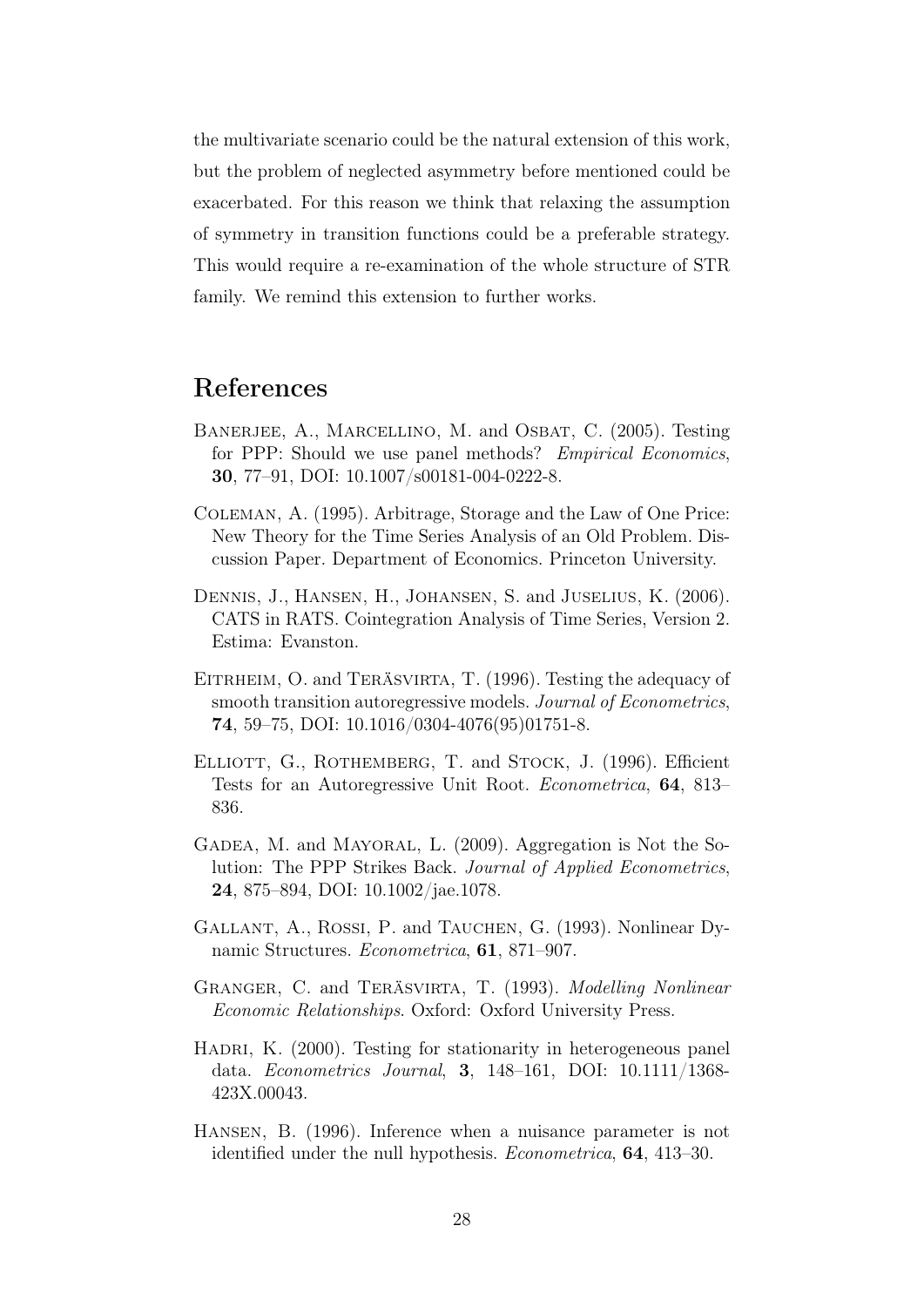the multivariate scenario could be the natural extension of this work, but the problem of neglected asymmetry before mentioned could be exacerbated. For this reason we think that relaxing the assumption of symmetry in transition functions could be a preferable strategy. This would require a re-examination of the whole structure of STR family. We remind this extension to further works.

## References

Banerjee, A., Marcellino, M. and Osbat, C. (2005). Testing for PPP: Should we use panel methods? *Empirical Economics*, **30**, 77–91, DOI: 10.1007/s00181-004-0222-8.

Coleman, A. (1995). Arbitrage, Storage and the Law of One Price: New Theory for the Time Series Analysis of an Old Problem. Discussion Paper. Department of Economics. Princeton University.

Dennis, J., Hansen, H., Johansen, S. and Juselius, K. (2006). CATS in RATS. Cointegration Analysis of Time Series, Version 2. Estima: Evanston.

Eitrheim, O. and Teräsvirta, T. (1996). Testing the adequacy of smooth transition autoregressive models. *Journal of Econometrics*, **74**, 59–75, DOI: 10.1016/0304-4076(95)01751-8.

Elliott, G., Rothemberg, T. and Stock, J. (1996). Efficient Tests for an Autoregressive Unit Root. *Econometrica*, **64**, 813–836.

Gadea, M. and Mayoral, L. (2009). Aggregation is Not the Solution: The PPP Strikes Back. *Journal of Applied Econometrics*, **24**, 875–894, DOI: 10.1002/jae.1078.

Gallant, A., Rossi, P. and Tauchen, G. (1993). Nonlinear Dynamic Structures. *Econometrica*, **61**, 871–907.

Granger, C. and Teräsvirta, T. (1993). *Modelling Nonlinear Economic Relationships*. Oxford: Oxford University Press.

Hadri, K. (2000). Testing for stationarity in heterogeneous panel data. *Econometrics Journal*, **3**, 148–161, DOI: 10.1111/1368-423X.00043.

Hansen, B. (1996). Inference when a nuisance parameter is not identified under the null hypothesis. *Econometrica*, **64**, 413–30.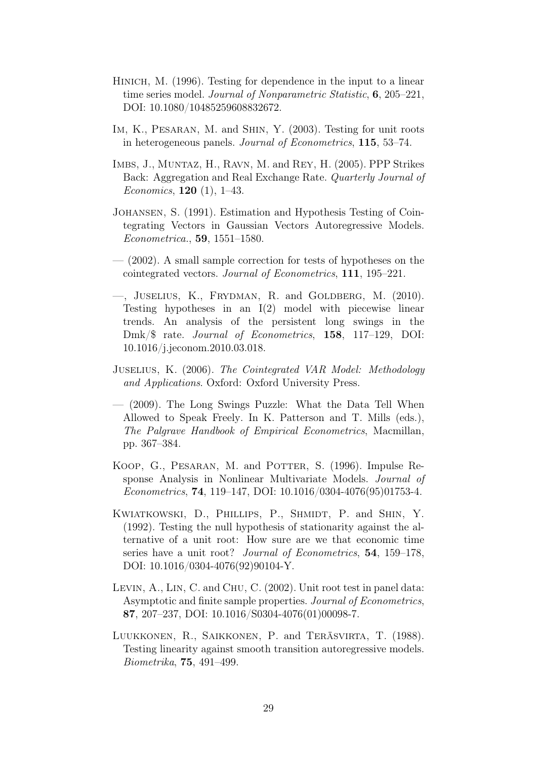Hinich, M. (1996). Testing for dependence in the input to a linear time series model. *Journal of Nonparametric Statistic*, **6**, 205–221, DOI: 10.1080/10485259608832672.

Im, K., Pesaran, M. and Shin, Y. (2003). Testing for unit roots in heterogeneous panels. *Journal of Econometrics*, **115**, 53–74.

Imbs, J., Muntaz, H., Ravn, M. and Rey, H. (2005). PPP Strikes Back: Aggregation and Real Exchange Rate. *Quarterly Journal of Economics*, **120** (1), 1–43.

Johansen, S. (1991). Estimation and Hypothesis Testing of Cointegrating Vectors in Gaussian Vectors Autoregressive Models. *Econometrica.*, **59**, 1551–1580.

— (2002). A small sample correction for tests of hypotheses on the cointegrated vectors. *Journal of Econometrics*, **111**, 195–221.

—, Juselius, K., Frydman, R. and Goldberg, M. (2010). Testing hypotheses in an I(2) model with piecewise linear trends. An analysis of the persistent long swings in the Dmk/$ rate. *Journal of Econometrics*, **158**, 117–129, DOI: 10.1016/j.jeconom.2010.03.018.

Juselius, K. (2006). *The Cointegrated VAR Model: Methodology and Applications*. Oxford: Oxford University Press.

— (2009). The Long Swings Puzzle: What the Data Tell When Allowed to Speak Freely. In K. Patterson and T. Mills (eds.), *The Palgrave Handbook of Empirical Econometrics*, Macmillan, pp. 367–384.

Koop, G., Pesaran, M. and Potter, S. (1996). Impulse Response Analysis in Nonlinear Multivariate Models. *Journal of Econometrics*, **74**, 119–147, DOI: 10.1016/0304-4076(95)01753-4.

Kwiatkowski, D., Phillips, P., Shmidt, P. and Shin, Y. (1992). Testing the null hypothesis of stationarity against the alternative of a unit root: How sure are we that economic time series have a unit root? *Journal of Econometrics*, **54**, 159–178, DOI: 10.1016/0304-4076(92)90104-Y.

Levin, A., Lin, C. and Chu, C. (2002). Unit root test in panel data: Asymptotic and finite sample properties. *Journal of Econometrics*, **87**, 207–237, DOI: 10.1016/S0304-4076(01)00098-7.

Luukkonen, R., Saikkonen, P. and Teräsvirta, T. (1988). Testing linearity against smooth transition autoregressive models. *Biometrika*, **75**, 491–499.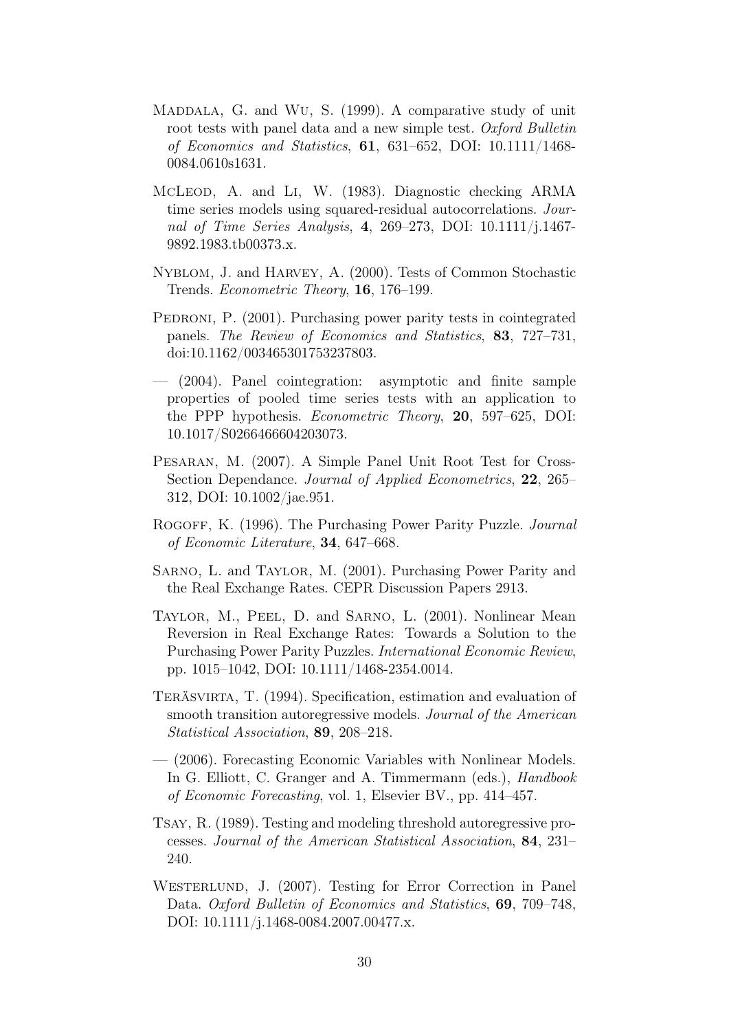Maddala, G. and Wu, S. (1999). A comparative study of unit root tests with panel data and a new simple test. *Oxford Bulletin of Economics and Statistics*, **61**, 631–652, DOI: 10.1111/1468-0084.0610s1631.

McLeod, A. and Li, W. (1983). Diagnostic checking ARMA time series models using squared-residual autocorrelations. *Journal of Time Series Analysis*, **4**, 269–273, DOI: 10.1111/j.1467-9892.1983.tb00373.x.

Nyblom, J. and Harvey, A. (2000). Tests of Common Stochastic Trends. *Econometric Theory*, **16**, 176–199.

Pedroni, P. (2001). Purchasing power parity tests in cointegrated panels. *The Review of Economics and Statistics*, **83**, 727–731, doi:10.1162/003465301753237803.

— (2004). Panel cointegration: asymptotic and finite sample properties of pooled time series tests with an application to the PPP hypothesis. *Econometric Theory*, **20**, 597–625, DOI: 10.1017/S0266466604203073.

Pesaran, M. (2007). A Simple Panel Unit Root Test for Cross-Section Dependance. *Journal of Applied Econometrics*, **22**, 265–312, DOI: 10.1002/jae.951.

Rogoff, K. (1996). The Purchasing Power Parity Puzzle. *Journal of Economic Literature*, **34**, 647–668.

Sarno, L. and Taylor, M. (2001). Purchasing Power Parity and the Real Exchange Rates. CEPR Discussion Papers 2913.

Taylor, M., Peel, D. and Sarno, L. (2001). Nonlinear Mean Reversion in Real Exchange Rates: Towards a Solution to the Purchasing Power Parity Puzzles. *International Economic Review*, pp. 1015–1042, DOI: 10.1111/1468-2354.0014.

Teräsvirta, T. (1994). Specification, estimation and evaluation of smooth transition autoregressive models. *Journal of the American Statistical Association*, **89**, 208–218.

— (2006). Forecasting Economic Variables with Nonlinear Models. In G. Elliott, C. Granger and A. Timmermann (eds.), *Handbook of Economic Forecasting*, vol. 1, Elsevier BV., pp. 414–457.

Tsay, R. (1989). Testing and modeling threshold autoregressive processes. *Journal of the American Statistical Association*, **84**, 231–240.

Westerlund, J. (2007). Testing for Error Correction in Panel Data. *Oxford Bulletin of Economics and Statistics*, **69**, 709–748, DOI: 10.1111/j.1468-0084.2007.00477.x.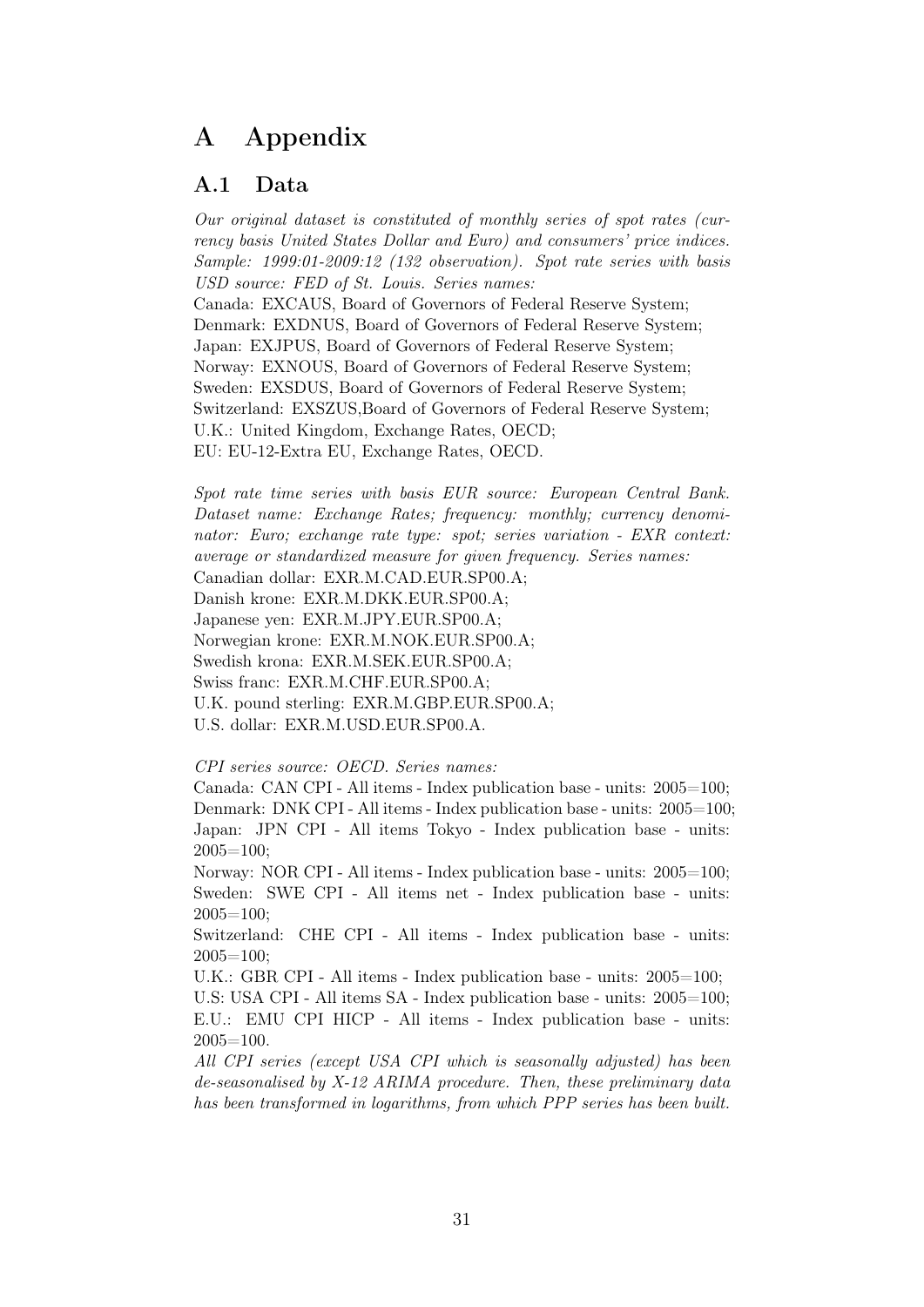# A Appendix

## A.1 Data

*Our original dataset is constituted of monthly series of spot rates (currency basis United States Dollar and Euro) and consumers' price indices. Sample: 1999:01-2009:12 (132 observation). Spot rate series with basis USD source: FED of St. Louis. Series names:*

Canada: EXCAUS, Board of Governors of Federal Reserve System;
Denmark: EXDNUS, Board of Governors of Federal Reserve System;
Japan: EXJPUS, Board of Governors of Federal Reserve System;
Norway: EXNOUS, Board of Governors of Federal Reserve System;
Sweden: EXSDUS, Board of Governors of Federal Reserve System;
Switzerland: EXSZUS,Board of Governors of Federal Reserve System;
U.K.: United Kingdom, Exchange Rates, OECD;
EU: EU-12-Extra EU, Exchange Rates, OECD.

*Spot rate time series with basis EUR source: European Central Bank. Dataset name: Exchange Rates; frequency: monthly; currency denominator: Euro; exchange rate type: spot; series variation - EXR context: average or standardized measure for given frequency. Series names:*

Canadian dollar: EXR.M.CAD.EUR.SP00.A;
Danish krone: EXR.M.DKK.EUR.SP00.A;
Japanese yen: EXR.M.JPY.EUR.SP00.A;
Norwegian krone: EXR.M.NOK.EUR.SP00.A;
Swedish krona: EXR.M.SEK.EUR.SP00.A;
Swiss franc: EXR.M.CHF.EUR.SP00.A;
U.K. pound sterling: EXR.M.GBP.EUR.SP00.A;
U.S. dollar: EXR.M.USD.EUR.SP00.A.

*CPI series source: OECD. Series names:*

Canada: CAN CPI - All items - Index publication base - units: 2005=100;
Denmark: DNK CPI - All items - Index publication base - units: 2005=100;
Japan: JPN CPI - All items Tokyo - Index publication base - units: 2005=100;
Norway: NOR CPI - All items - Index publication base - units: 2005=100;
Sweden: SWE CPI - All items net - Index publication base - units: 2005=100;
Switzerland: CHE CPI - All items - Index publication base - units: 2005=100;
U.K.: GBR CPI - All items - Index publication base - units: 2005=100;
U.S: USA CPI - All items SA - Index publication base - units: 2005=100;
E.U.: EMU CPI HICP - All items - Index publication base - units: 2005=100.

*All CPI series (except USA CPI which is seasonally adjusted) has been de-seasonalised by X-12 ARIMA procedure. Then, these preliminary data has been transformed in logarithms, from which PPP series has been built.*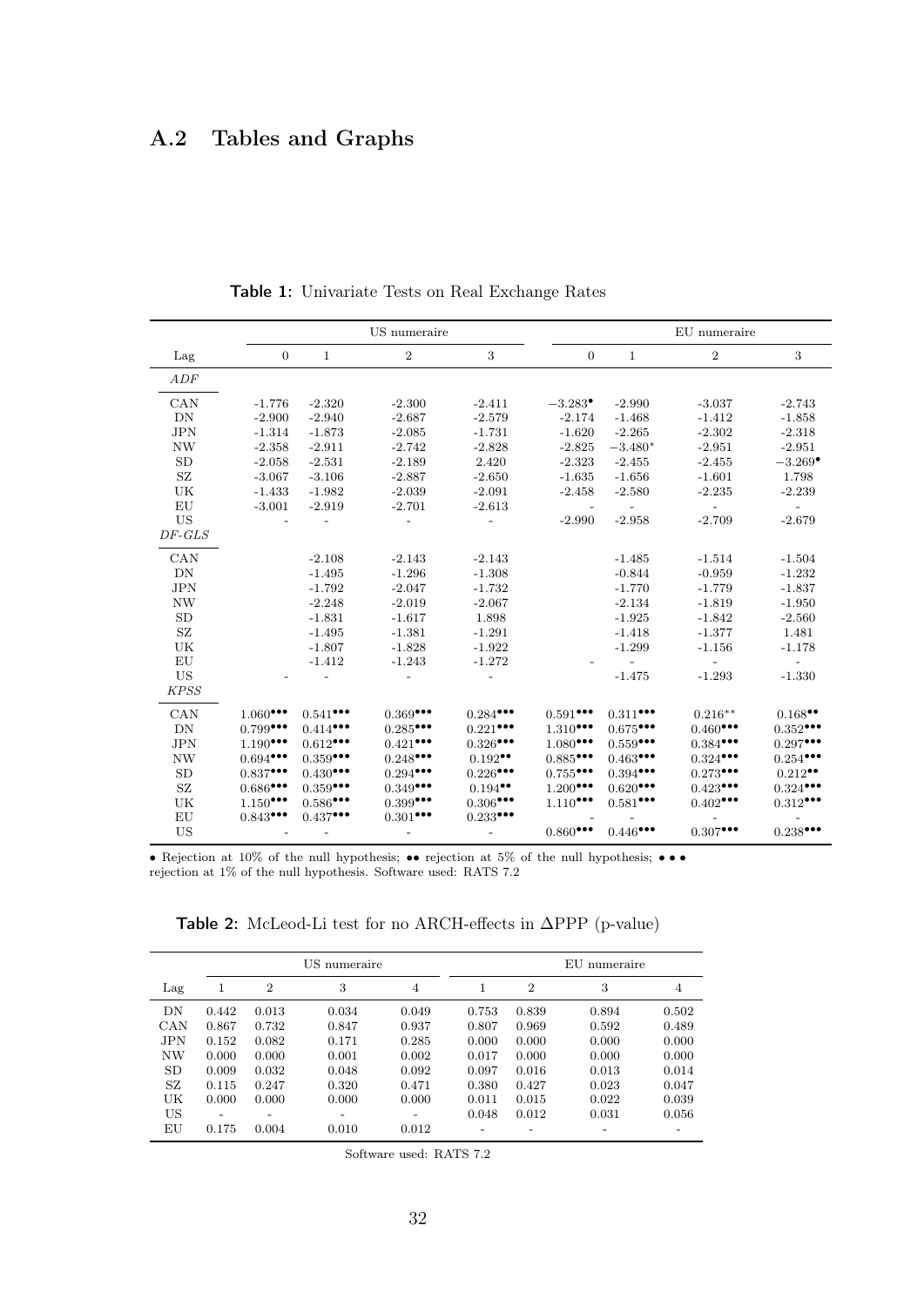## A.2 Tables and Graphs

**Table 1:** Univariate Tests on Real Exchange Rates

| | US numeraire | | | | EU numeraire | | | |
|---|---|---|---|---|---|---|---|---|
| Lag | 0 | 1 | 2 | 3 | 0 | 1 | 2 | 3 |
| *ADF* | | | | | | | | |
| CAN | -1.776 | -2.320 | -2.300 | -2.411 | −3.283• | -2.990 | -3.037 | -2.743 |
| DN | -2.900 | -2.940 | -2.687 | -2.579 | -2.174 | -1.468 | -1.412 | -1.858 |
| JPN | -1.314 | -1.873 | -2.085 | -1.731 | -1.620 | -2.265 | -2.302 | -2.318 |
| NW | -2.358 | -2.911 | -2.742 | -2.828 | -2.825 | −3.480* | -2.951 | -2.951 |
| SD | -2.058 | -2.531 | -2.189 | 2.420 | -2.323 | -2.455 | -2.455 | −3.269• |
| SZ | -3.067 | -3.106 | -2.887 | -2.650 | -1.635 | -1.656 | -1.601 | 1.798 |
| UK | -1.433 | -1.982 | -2.039 | -2.091 | -2.458 | -2.580 | -2.235 | -2.239 |
| EU | -3.001 | -2.919 | -2.701 | -2.613 | - | - | - | - |
| US | - | - | - | - | -2.990 | -2.958 | -2.709 | -2.679 |
| *DF-GLS* | | | | | | | | |
| CAN | | -2.108 | -2.143 | -2.143 | | -1.485 | -1.514 | -1.504 |
| DN | | -1.495 | -1.296 | -1.308 | | -0.844 | -0.959 | -1.232 |
| JPN | | -1.792 | -2.047 | -1.732 | | -1.770 | -1.779 | -1.837 |
| NW | | -2.248 | -2.019 | -2.067 | | -2.134 | -1.819 | -1.950 |
| SD | | -1.831 | -1.617 | 1.898 | | -1.925 | -1.842 | -2.560 |
| SZ | | -1.495 | -1.381 | -1.291 | | -1.418 | -1.377 | 1.481 |
| UK | | -1.807 | -1.828 | -1.922 | | -1.299 | -1.156 | -1.178 |
| EU | | -1.412 | -1.243 | -1.272 | - | - | - | - |
| US | - | - | - | - | | -1.475 | -1.293 | -1.330 |
| *KPSS* | | | | | | | | |
| CAN | 1.060••• | 0.541••• | 0.369••• | 0.284••• | 0.591••• | 0.311••• | 0.216** | 0.168•• |
| DN | 0.799••• | 0.414••• | 0.285••• | 0.221••• | 1.310••• | 0.675••• | 0.460••• | 0.352••• |
| JPN | 1.190••• | 0.612••• | 0.421••• | 0.326••• | 1.080••• | 0.559••• | 0.384••• | 0.297••• |
| NW | 0.694••• | 0.359••• | 0.248••• | 0.192•• | 0.885••• | 0.463••• | 0.324••• | 0.254••• |
| SD | 0.837••• | 0.430••• | 0.294••• | 0.226••• | 0.755••• | 0.394••• | 0.273••• | 0.212•• |
| SZ | 0.686••• | 0.359••• | 0.349••• | 0.194•• | 1.200••• | 0.620••• | 0.423••• | 0.324••• |
| UK | 1.150••• | 0.586••• | 0.399••• | 0.306••• | 1.110••• | 0.581••• | 0.402••• | 0.312••• |
| EU | 0.843••• | 0.437••• | 0.301••• | 0.233••• | - | - | - | - |
| US | - | - | - | - | 0.860••• | 0.446••• | 0.307••• | 0.238••• |

• Rejection at 10% of the null hypothesis; •• rejection at 5% of the null hypothesis; • • • rejection at 1% of the null hypothesis. Software used: RATS 7.2

**Table 2:** McLeod-Li test for no ARCH-effects in ΔPPP (p-value)

| | US numeraire | | | | EU numeraire | | | |
|---|---|---|---|---|---|---|---|---|
| Lag | 1 | 2 | 3 | 4 | 1 | 2 | 3 | 4 |
| DN | 0.442 | 0.013 | 0.034 | 0.049 | 0.753 | 0.839 | 0.894 | 0.502 |
| CAN | 0.867 | 0.732 | 0.847 | 0.937 | 0.807 | 0.969 | 0.592 | 0.489 |
| JPN | 0.152 | 0.082 | 0.171 | 0.285 | 0.000 | 0.000 | 0.000 | 0.000 |
| NW | 0.000 | 0.000 | 0.001 | 0.002 | 0.017 | 0.000 | 0.000 | 0.000 |
| SD | 0.009 | 0.032 | 0.048 | 0.092 | 0.097 | 0.016 | 0.013 | 0.014 |
| SZ | 0.115 | 0.247 | 0.320 | 0.471 | 0.380 | 0.427 | 0.023 | 0.047 |
| UK | 0.000 | 0.000 | 0.000 | 0.000 | 0.011 | 0.015 | 0.022 | 0.039 |
| US | - | - | - | - | 0.048 | 0.012 | 0.031 | 0.056 |
| EU | 0.175 | 0.004 | 0.010 | 0.012 | - | - | - | - |

Software used: RATS 7.2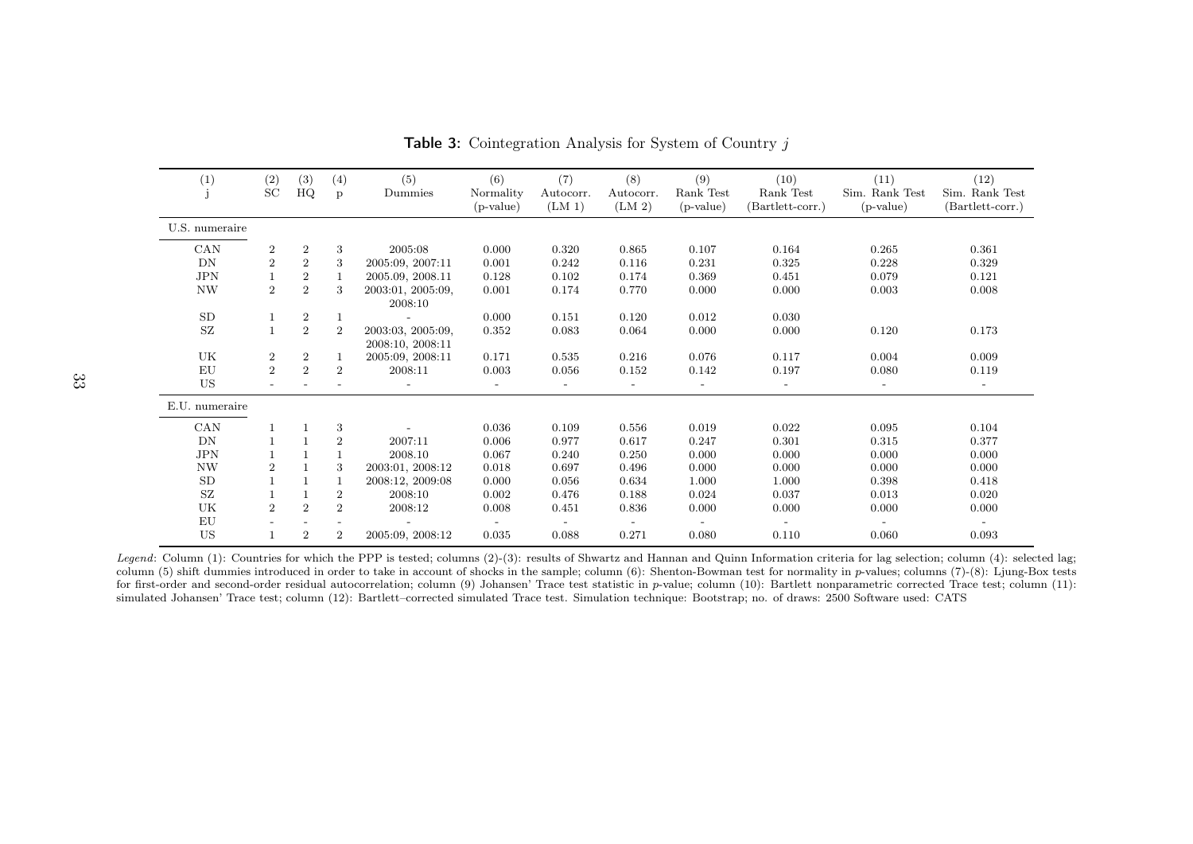**Table 3:** Cointegration Analysis for System of Country $j$

| (1) j | (2) SC | (3) HQ | (4) p | (5) Dummies | (6) Normality (p-value) | (7) Autocorr. (LM 1) | (8) Autocorr. (LM 2) | (9) Rank Test (p-value) | (10) Rank Test (Bartlett-corr.) | (11) Sim. Rank Test (p-value) | (12) Sim. Rank Test (Bartlett-corr.) |
|---|---|---|---|---|---|---|---|---|---|---|---|
| U.S. numeraire | | | | | | | | | | | |
| CAN | 2 | 2 | 3 | 2005:08 | 0.000 | 0.320 | 0.865 | 0.107 | 0.164 | 0.265 | 0.361 |
| DN | 2 | 2 | 3 | 2005:09, 2007:11 | 0.001 | 0.242 | 0.116 | 0.231 | 0.325 | 0.228 | 0.329 |
| JPN | 1 | 2 | 1 | 2005.09, 2008.11 | 0.128 | 0.102 | 0.174 | 0.369 | 0.451 | 0.079 | 0.121 |
| NW | 2 | 2 | 3 | 2003:01, 2005:09, 2008:10 | 0.001 | 0.174 | 0.770 | 0.000 | 0.000 | 0.003 | 0.008 |
| SD | 1 | 2 | 1 | - | 0.000 | 0.151 | 0.120 | 0.012 | 0.030 | | |
| SZ | 1 | 2 | 2 | 2003:03, 2005:09, 2008:10, 2008:11 | 0.352 | 0.083 | 0.064 | 0.000 | 0.000 | 0.120 | 0.173 |
| UK | 2 | 2 | 1 | 2005:09, 2008:11 | 0.171 | 0.535 | 0.216 | 0.076 | 0.117 | 0.004 | 0.009 |
| EU | 2 | 2 | 2 | 2008:11 | 0.003 | 0.056 | 0.152 | 0.142 | 0.197 | 0.080 | 0.119 |
| US | - | - | - | - | - | - | - | - | - | - | - |
| E.U. numeraire | | | | | | | | | | | |
| CAN | 1 | 1 | 3 | - | 0.036 | 0.109 | 0.556 | 0.019 | 0.022 | 0.095 | 0.104 |
| DN | 1 | 1 | 2 | 2007:11 | 0.006 | 0.977 | 0.617 | 0.247 | 0.301 | 0.315 | 0.377 |
| JPN | 1 | 1 | 1 | 2008.10 | 0.067 | 0.240 | 0.250 | 0.000 | 0.000 | 0.000 | 0.000 |
| NW | 2 | 1 | 3 | 2003:01, 2008:12 | 0.018 | 0.697 | 0.496 | 0.000 | 0.000 | 0.000 | 0.000 |
| SD | 1 | 1 | 1 | 2008:12, 2009:08 | 0.000 | 0.056 | 0.634 | 1.000 | 1.000 | 0.398 | 0.418 |
| SZ | 1 | 1 | 2 | 2008:10 | 0.002 | 0.476 | 0.188 | 0.024 | 0.037 | 0.013 | 0.020 |
| UK | 2 | 2 | 2 | 2008:12 | 0.008 | 0.451 | 0.836 | 0.000 | 0.000 | 0.000 | 0.000 |
| EU | - | - | - | - | - | - | - | - | - | - | - |
| US | 1 | 2 | 2 | 2005:09, 2008:12 | 0.035 | 0.088 | 0.271 | 0.080 | 0.110 | 0.060 | 0.093 |

*Legend*: Column (1): Countries for which the PPP is tested; columns (2)-(3): results of Shwartz and Hannan and Quinn Information criteria for lag selection; column (4): selected lag; column (5) shift dummies introduced in order to take in account of shocks in the sample; column (6): Shenton-Bowman test for normality in $p$-values; columns (7)-(8): Ljung-Box tests for first-order and second-order residual autocorrelation; column (9) Johansen' Trace test statistic in $p$-value; column (10): Bartlett nonparametric corrected Trace test; column (11): simulated Johansen' Trace test; column (12): Bartlett–corrected simulated Trace test. Simulation technique: Bootstrap; no. of draws: 2500 Software used: CATS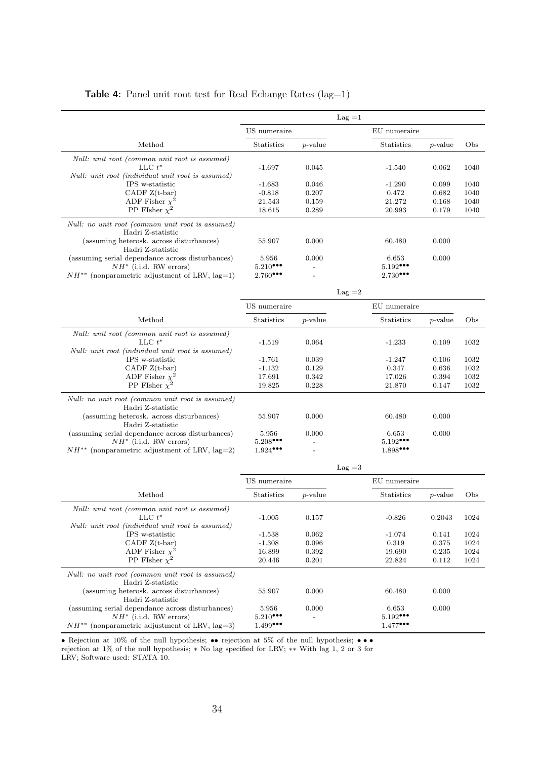**Table 4:** Panel unit root test for Real Echange Rates (lag=1)

| | Lag =1 | | | | |
|---|---|---|---|---|---|
| | US numeraire | | EU numeraire | | |
| Method | Statistics | *p*-value | Statistics | *p*-value | Obs |
| *Null: unit root (common unit root is assumed)* | | | | | |
| LLC $t^{*}$ | -1.697 | 0.045 | -1.540 | 0.062 | 1040 |
| *Null: unit root (individual unit root is assumed)* | | | | | |
| IPS w-statistic | -1.683 | 0.046 | -1.290 | 0.099 | 1040 |
| CADF Z(t-bar) | -0.818 | 0.207 | 0.472 | 0.682 | 1040 |
| ADF Fisher $\chi^2$ | 21.543 | 0.159 | 21.272 | 0.168 | 1040 |
| PP FIsher $\chi^2$ | 18.615 | 0.289 | 20.993 | 0.179 | 1040 |
| *Null: no unit root (common unit root is assumed)* | | | | | |
| Hadri Z-statistic (assuming heterosk. across disturbances) | 55.907 | 0.000 | 60.480 | 0.000 | |
| Hadri Z-statistic (assuming serial dependance across disturbances) | 5.956 | 0.000 | 6.653 | 0.000 | |
| $NH^{*}$ (i.i.d. RW errors) | 5.210••• | - | 5.192••• | | |
| $NH^{**}$ (nonparametric adjustment of LRV, lag=1) | 2.760••• | - | 2.730••• | | |

| | Lag =2 | | | | |
|---|---|---|---|---|---|
| | US numeraire | | EU numeraire | | |
| Method | Statistics | *p*-value | Statistics | *p*-value | Obs |
| *Null: unit root (common unit root is assumed)* | | | | | |
| LLC $t^{*}$ | -1.519 | 0.064 | -1.233 | 0.109 | 1032 |
| *Null: unit root (individual unit root is assumed)* | | | | | |
| IPS w-statistic | -1.761 | 0.039 | -1.247 | 0.106 | 1032 |
| CADF Z(t-bar) | -1.132 | 0.129 | 0.347 | 0.636 | 1032 |
| ADF Fisher $\chi^2$ | 17.691 | 0.342 | 17.026 | 0.394 | 1032 |
| PP FIsher $\chi^2$ | 19.825 | 0.228 | 21.870 | 0.147 | 1032 |
| *Null: no unit root (common unit root is assumed)* | | | | | |
| Hadri Z-statistic (assuming heterosk. across disturbances) | 55.907 | 0.000 | 60.480 | 0.000 | |
| Hadri Z-statistic (assuming serial dependance across disturbances) | 5.956 | 0.000 | 6.653 | 0.000 | |
| $NH^{*}$ (i.i.d. RW errors) | 5.208••• | - | 5.192••• | | |
| $NH^{**}$ (nonparametric adjustment of LRV, lag=2) | 1.924••• | - | 1.898••• | | |

| | Lag =3 | | | | |
|---|---|---|---|---|---|
| | US numeraire | | EU numeraire | | |
| Method | Statistics | *p*-value | Statistics | *p*-value | Obs |
| *Null: unit root (common unit root is assumed)* | | | | | |
| LLC $t^{*}$ | -1.005 | 0.157 | -0.826 | 0.2043 | 1024 |
| *Null: unit root (individual unit root is assumed)* | | | | | |
| IPS w-statistic | -1.538 | 0.062 | -1.074 | 0.141 | 1024 |
| CADF Z(t-bar) | -1.308 | 0.096 | 0.319 | 0.375 | 1024 |
| ADF Fisher $\chi^2$ | 16.899 | 0.392 | 19.690 | 0.235 | 1024 |
| PP FIsher $\chi^2$ | 20.446 | 0.201 | 22.824 | 0.112 | 1024 |
| *Null: no unit root (common unit root is assumed)* | | | | | |
| Hadri Z-statistic (assuming heterosk. across disturbances) | 55.907 | 0.000 | 60.480 | 0.000 | |
| Hadri Z-statistic (assuming serial dependance across disturbances) | 5.956 | 0.000 | 6.653 | 0.000 | |
| $NH^{*}$ (i.i.d. RW errors) | 5.210••• | - | 5.192••• | | |
| $NH^{**}$ (nonparametric adjustment of LRV, lag=3) | 1.499••• | | 1.477••• | | |

• Rejection at 10% of the null hypothesis; •• rejection at 5% of the null hypothesis; • • • rejection at 1% of the null hypothesis; * No lag specified for LRV; ** With lag 1, 2 or 3 for LRV; Software used: STATA 10.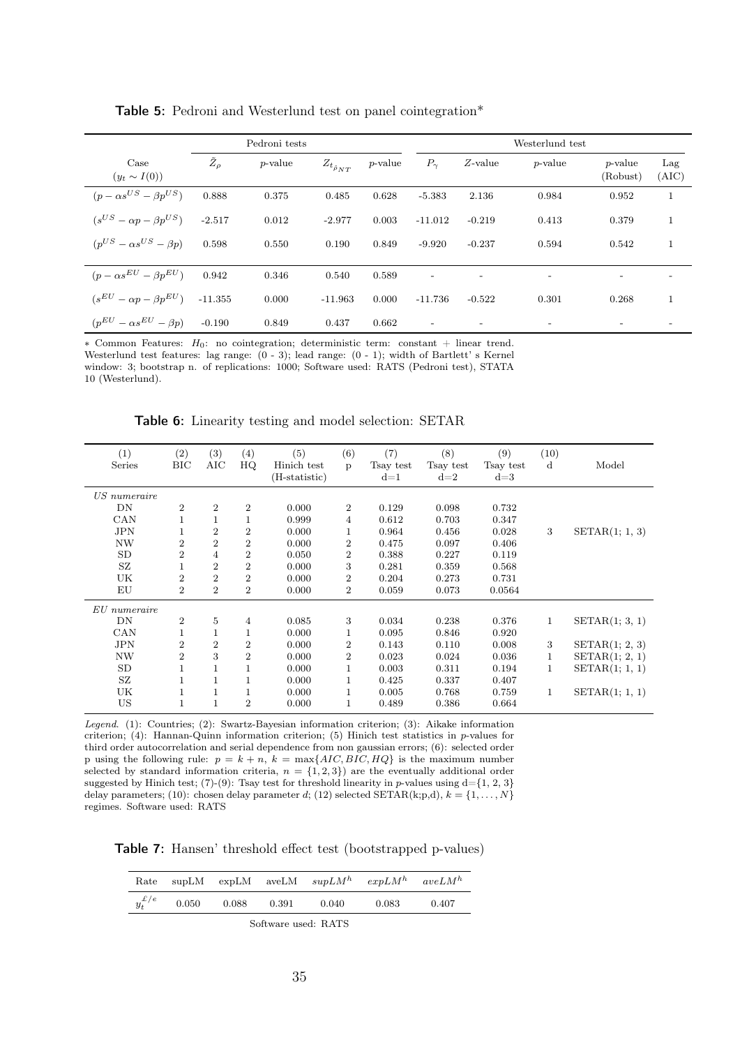**Table 5**: Pedroni and Westerlund test on panel cointegration*

| Case | Pedroni tests | | | | Westerlund test | | | | |
|---|---|---|---|---|---|---|---|---|---|
| Case ($y_t \sim I(0)$) | $\tilde{Z}_\rho$ | $p$-value | $Z_{t_{\hat{\rho}_{NT}}}$ | $p$-value | $P_\gamma$ | $Z$-value | $p$-value | $p$-value (Robust) | Lag (AIC) |
| $(p - \alpha s^{US} - \beta p^{US})$ | 0.888 | 0.375 | 0.485 | 0.628 | -5.383 | 2.136 | 0.984 | 0.952 | 1 |
| $(s^{US} - \alpha p - \beta p^{US})$ | -2.517 | 0.012 | -2.977 | 0.003 | -11.012 | -0.219 | 0.413 | 0.379 | 1 |
| $(p^{US} - \alpha s^{US} - \beta p)$ | 0.598 | 0.550 | 0.190 | 0.849 | -9.920 | -0.237 | 0.594 | 0.542 | 1 |
| $(p - \alpha s^{EU} - \beta p^{EU})$ | 0.942 | 0.346 | 0.540 | 0.589 | - | - | - | - | - |
| $(s^{EU} - \alpha p - \beta p^{EU})$ | -11.355 | 0.000 | -11.963 | 0.000 | -11.736 | -0.522 | 0.301 | 0.268 | 1 |
| $(p^{EU} - \alpha s^{EU} - \beta p)$ | -0.190 | 0.849 | 0.437 | 0.662 | - | - | - | - | - |

* Common Features: $H_0$: no cointegration; deterministic term: constant + linear trend. Westerlund test features: lag range: (0 - 3); lead range: (0 - 1); width of Bartlett' s Kernel window: 3; bootstrap n. of replications: 1000; Software used: RATS (Pedroni test), STATA 10 (Westerlund).

**Table 6**: Linearity testing and model selection: SETAR

| (1) Series | (2) BIC | (3) AIC | (4) HQ | (5) Hinich test (H-statistic) | (6) p | (7) Tsay test d=1 | (8) Tsay test d=2 | (9) Tsay test d=3 | (10) d | Model |
|---|---|---|---|---|---|---|---|---|---|---|
| *US numeraire* | | | | | | | | | | |
| DN | 2 | 2 | 2 | 0.000 | 2 | 0.129 | 0.098 | 0.732 | | |
| CAN | 1 | 1 | 1 | 0.999 | 4 | 0.612 | 0.703 | 0.347 | | |
| JPN | 1 | 2 | 2 | 0.000 | 1 | 0.964 | 0.456 | 0.028 | 3 | SETAR(1; 1, 3) |
| NW | 2 | 2 | 2 | 0.000 | 2 | 0.475 | 0.097 | 0.406 | | |
| SD | 2 | 4 | 2 | 0.050 | 2 | 0.388 | 0.227 | 0.119 | | |
| SZ | 1 | 2 | 2 | 0.000 | 3 | 0.281 | 0.359 | 0.568 | | |
| UK | 2 | 2 | 2 | 0.000 | 2 | 0.204 | 0.273 | 0.731 | | |
| EU | 2 | 2 | 2 | 0.000 | 2 | 0.059 | 0.073 | 0.0564 | | |
| *EU numeraire* | | | | | | | | | | |
| DN | 2 | 5 | 4 | 0.085 | 3 | 0.034 | 0.238 | 0.376 | 1 | SETAR(1; 3, 1) |
| CAN | 1 | 1 | 1 | 0.000 | 1 | 0.095 | 0.846 | 0.920 | | |
| JPN | 2 | 2 | 2 | 0.000 | 2 | 0.143 | 0.110 | 0.008 | 3 | SETAR(1; 2, 3) |
| NW | 2 | 3 | 2 | 0.000 | 2 | 0.023 | 0.024 | 0.036 | 1 | SETAR(1; 2, 1) |
| SD | 1 | 1 | 1 | 0.000 | 1 | 0.003 | 0.311 | 0.194 | 1 | SETAR(1; 1, 1) |
| SZ | 1 | 1 | 1 | 0.000 | 1 | 0.425 | 0.337 | 0.407 | | |
| UK | 1 | 1 | 1 | 0.000 | 1 | 0.005 | 0.768 | 0.759 | 1 | SETAR(1; 1, 1) |
| US | 1 | 1 | 2 | 0.000 | 1 | 0.489 | 0.386 | 0.664 | | |

*Legend*. (1): Countries; (2): Swartz-Bayesian information criterion; (3): Aikake information criterion; (4): Hannan-Quinn information criterion; (5) Hinich test statistics in $p$-values for third order autocorrelation and serial dependence from non gaussian errors; (6): selected order p using the following rule: $p = k + n$, $k = \max\{AIC, BIC, HQ\}$ is the maximum number selected by standard information criteria, $n = \{1, 2, 3\}$) are the eventually additional order suggested by Hinich test; (7)-(9): Tsay test for threshold linearity in $p$-values using d=$\{1, 2, 3\}$ delay parameters; (10): chosen delay parameter $d$; (12) selected SETAR(k;p,d), $k = \{1, \ldots, N\}$ regimes. Software used: RATS

**Table 7**: Hansen' threshold effect test (bootstrapped p-values)

| Rate | supLM | expLM | aveLM | $supLM^h$ | $expLM^h$ | $aveLM^h$ |
|---|---|---|---|---|---|---|
| $y_t^{\pounds/e}$ | 0.050 | 0.088 | 0.391 | 0.040 | 0.083 | 0.407 |

Software used: RATS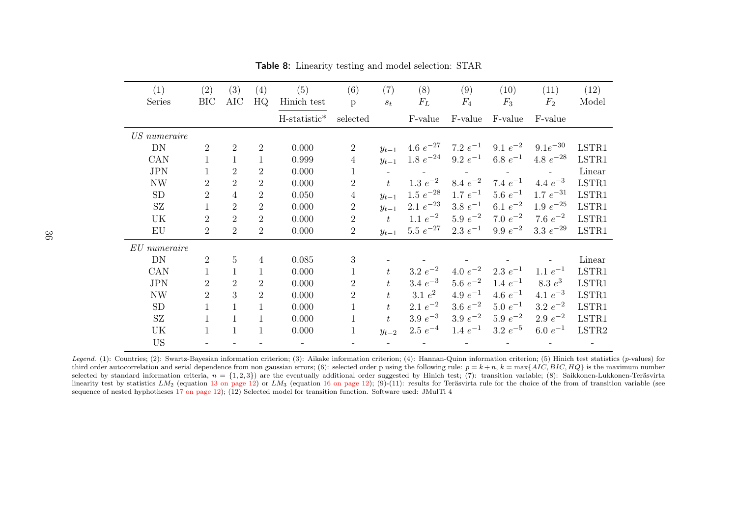**Table 8:** Linearity testing and model selection: STAR

| (1) Series | (2) BIC | (3) AIC | (4) HQ | (5) Hinich test H-statistic* | (6) p selected | (7) $s_t$ | (8) $F_L$ F-value | (9) $F_4$ F-value | (10) $F_3$ F-value | (11) $F_2$ F-value | (12) Model |
|---|---|---|---|---|---|---|---|---|---|---|---|
| *US numeraire* | | | | | | | | | | | |
| DN | 2 | 2 | 2 | 0.000 | 2 | $y_{t-1}$ | 4.6 $e^{-27}$ | 7.2 $e^{-1}$ | 9.1 $e^{-2}$ | 9.1$e^{-30}$ | LSTR1 |
| CAN | 1 | 1 | 1 | 0.999 | 4 | $y_{t-1}$ | 1.8 $e^{-24}$ | 9.2 $e^{-1}$ | 6.8 $e^{-1}$ | 4.8 $e^{-28}$ | LSTR1 |
| JPN | 1 | 2 | 2 | 0.000 | 1 | - | - | - | - | - | Linear |
| NW | 2 | 2 | 2 | 0.000 | 2 | $t$ | 1.3 $e^{-2}$ | 8.4 $e^{-2}$ | 7.4 $e^{-1}$ | 4.4 $e^{-3}$ | LSTR1 |
| SD | 2 | 4 | 2 | 0.050 | 4 | $y_{t-1}$ | 1.5 $e^{-28}$ | 1.7 $e^{-1}$ | 5.6 $e^{-1}$ | 1.7 $e^{-31}$ | LSTR1 |
| SZ | 1 | 2 | 2 | 0.000 | 2 | $y_{t-1}$ | 2.1 $e^{-23}$ | 3.8 $e^{-1}$ | 6.1 $e^{-2}$ | 1.9 $e^{-25}$ | LSTR1 |
| UK | 2 | 2 | 2 | 0.000 | 2 | $t$ | 1.1 $e^{-2}$ | 5.9 $e^{-2}$ | 7.0 $e^{-2}$ | 7.6 $e^{-2}$ | LSTR1 |
| EU | 2 | 2 | 2 | 0.000 | 2 | $y_{t-1}$ | 5.5 $e^{-27}$ | 2.3 $e^{-1}$ | 9.9 $e^{-2}$ | 3.3 $e^{-29}$ | LSTR1 |
| *EU numeraire* | | | | | | | | | | | |
| DN | 2 | 5 | 4 | 0.085 | 3 | - | - | - | - | - | Linear |
| CAN | 1 | 1 | 1 | 0.000 | 1 | $t$ | 3.2 $e^{-2}$ | 4.0 $e^{-2}$ | 2.3 $e^{-1}$ | 1.1 $e^{-1}$ | LSTR1 |
| JPN | 2 | 2 | 2 | 0.000 | 2 | $t$ | 3.4 $e^{-3}$ | 5.6 $e^{-2}$ | 1.4 $e^{-1}$ | 8.3 $e^{3}$ | LSTR1 |
| NW | 2 | 3 | 2 | 0.000 | 2 | $t$ | 3.1 $e^{2}$ | 4.9 $e^{-1}$ | 4.6 $e^{-1}$ | 4.1 $e^{-3}$ | LSTR1 |
| SD | 1 | 1 | 1 | 0.000 | 1 | $t$ | 2.1 $e^{-2}$ | 3.6 $e^{-2}$ | 5.0 $e^{-1}$ | 3.2 $e^{-2}$ | LSTR1 |
| SZ | 1 | 1 | 1 | 0.000 | 1 | $t$ | 3.9 $e^{-3}$ | 3.9 $e^{-2}$ | 5.9 $e^{-2}$ | 2.9 $e^{-2}$ | LSTR1 |
| UK | 1 | 1 | 1 | 0.000 | 1 | $y_{t-2}$ | 2.5 $e^{-4}$ | 1.4 $e^{-1}$ | 3.2 $e^{-5}$ | 6.0 $e^{-1}$ | LSTR2 |
| US | - | - | - | - | - | - | - | - | - | - | - |

*Legend*. (1): Countries; (2): Swartz-Bayesian information criterion; (3): Aikake information criterion; (4): Hannan-Quinn information criterion; (5) Hinich test statistics ($p$-values) for third order autocorrelation and serial dependence from non gaussian errors; (6): selected order p using the following rule: $p = k + n$, $k = \max\{AIC, BIC, HQ\}$ is the maximum number selected by standard information criteria, $n = \{1, 2, 3\}$) are the eventually additional order suggested by Hinich test; (7): transition variable; (8): Saikkonen-Lukkonen-Teräsvirta linearity test by statistics $LM_2$ (equation 13 on page 12) or $LM_3$ (equation 16 on page 12); (9)-(11): results for Teräsvirta rule for the choice of the from of transition variable (see sequence of nested hyphotheses 17 on page 12); (12) Selected model for transition function. Software used: JMulTi 4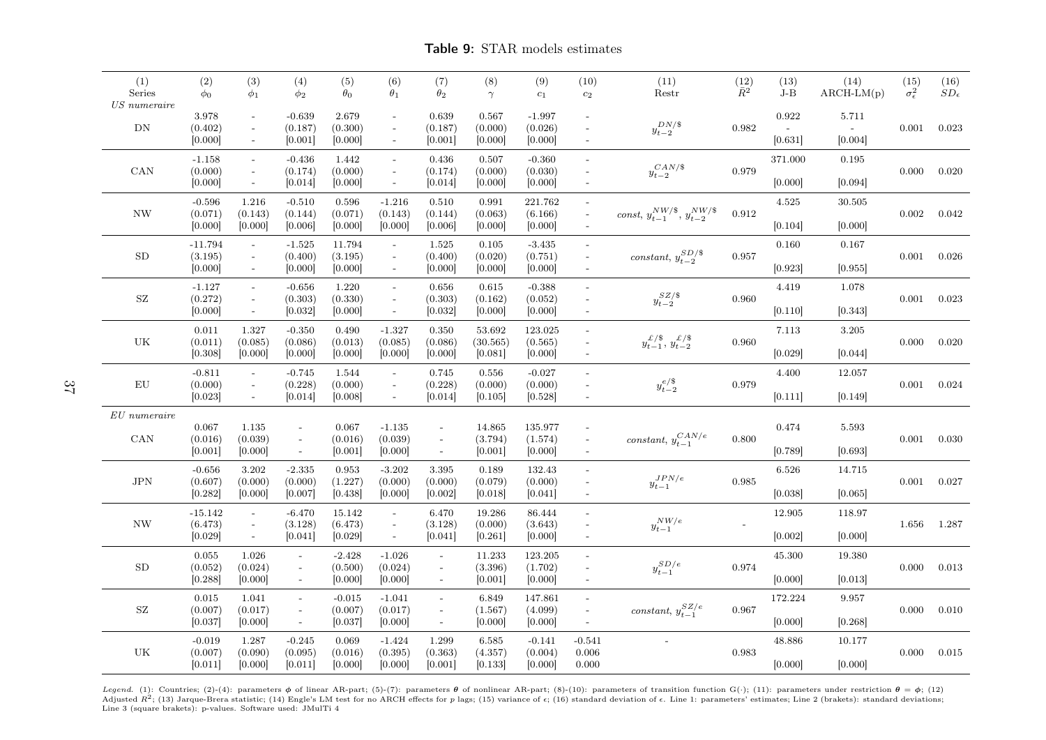**Table 9:** STAR models estimates

| (1) Series | (2) $\phi_0$ | (3) $\phi_1$ | (4) $\phi_2$ | (5) $\theta_0$ | (6) $\theta_1$ | (7) $\theta_2$ | (8) $\gamma$ | (9) $c_1$ | (10) $c_2$ | (11) Restr | (12) $\bar{R}^2$ | (13) J-B | (14) ARCH-LM(p) | (15) $\sigma^2_\epsilon$ | (16) $SD_\epsilon$ |
|---|---|---|---|---|---|---|---|---|---|---|---|---|---|---|---|
| *US numeraire* | | | | | | | | | | | | | | | |
| DN | 3.978 | - | -0.639 | 2.679 | - | 0.639 | 0.567 | -1.997 | - | $y^{DN/\$}_{t-2}$ | 0.982 | 0.922 | 5.711 | 0.001 | 0.023 |
| | (0.402) | - | (0.187) | (0.300) | - | (0.187) | (0.000) | (0.026) | - | | | - | - | | |
| | [0.000] | - | [0.001] | [0.000] | - | [0.001] | [0.000] | [0.000] | - | | | [0.631] | [0.004] | | |
| CAN | -1.158 | - | -0.436 | 1.442 | - | 0.436 | 0.507 | -0.360 | - | $y^{CAN/\$}_{t-2}$ | 0.979 | 371.000 | 0.195 | 0.000 | 0.020 |
| | (0.000) | - | (0.174) | (0.000) | - | (0.174) | (0.000) | (0.030) | - | | | | | | |
| | [0.000] | - | [0.014] | [0.000] | - | [0.014] | [0.000] | [0.000] | - | | | [0.000] | [0.094] | | |
| NW | -0.596 | 1.216 | -0.510 | 0.596 | -1.216 | 0.510 | 0.991 | 221.762 | - | *const*, $y^{NW/\$}_{t-1}$, $y^{NW/\$}_{t-2}$ | 0.912 | 4.525 | 30.505 | 0.002 | 0.042 |
| | (0.071) | (0.143) | (0.144) | (0.071) | (0.143) | (0.144) | (0.063) | (6.166) | - | | | | | | |
| | [0.000] | [0.000] | [0.006] | [0.000] | [0.000] | [0.006] | [0.000] | [0.000] | - | | | [0.104] | [0.000] | | |
| SD | -11.794 | - | -1.525 | 11.794 | - | 1.525 | 0.105 | -3.435 | - | *constant*, $y^{SD/\$}_{t-2}$ | 0.957 | 0.160 | 0.167 | 0.001 | 0.026 |
| | (3.195) | - | (0.400) | (3.195) | - | (0.400) | (0.020) | (0.751) | - | | | | | | |
| | [0.000] | - | [0.000] | [0.000] | - | [0.000] | [0.000] | [0.000] | - | | | [0.923] | [0.955] | | |
| SZ | -1.127 | - | -0.656 | 1.220 | - | 0.656 | 0.615 | -0.388 | - | $y^{SZ/\$}_{t-2}$ | 0.960 | 4.419 | 1.078 | 0.001 | 0.023 |
| | (0.272) | - | (0.303) | (0.330) | - | (0.303) | (0.162) | (0.052) | - | | | | | | |
| | [0.000] | - | [0.032] | [0.000] | - | [0.032] | [0.000] | [0.000] | - | | | [0.110] | [0.343] | | |
| UK | 0.011 | 1.327 | -0.350 | 0.490 | -1.327 | 0.350 | 53.692 | 123.025 | - | $y^{£/\$}_{t-1}$, $y^{£/\$}_{t-2}$ | 0.960 | 7.113 | 3.205 | 0.000 | 0.020 |
| | (0.011) | (0.085) | (0.086) | (0.013) | (0.085) | (0.086) | (30.565) | (0.565) | - | | | | | | |
| | [0.308] | [0.000] | [0.000] | [0.000] | [0.000] | [0.000] | [0.081] | [0.000] | - | | | [0.029] | [0.044] | | |
| EU | -0.811 | - | -0.745 | 1.544 | - | 0.745 | 0.556 | -0.027 | - | $y^{€/\$}_{t-2}$ | 0.979 | 4.400 | 12.057 | 0.001 | 0.024 |
| | (0.000) | - | (0.228) | (0.000) | - | (0.228) | (0.000) | (0.000) | - | | | | | | |
| | [0.023] | - | [0.014] | [0.008] | - | [0.014] | [0.105] | [0.528] | - | | | [0.111] | [0.149] | | |
| *EU numeraire* | | | | | | | | | | | | | | | |
| CAN | 0.067 | 1.135 | - | 0.067 | -1.135 | - | 14.865 | 135.977 | - | *constant*, $y^{CAN/e}_{t-1}$ | 0.800 | 0.474 | 5.593 | 0.001 | 0.030 |
| | (0.016) | (0.039) | - | (0.016) | (0.039) | - | (3.794) | (1.574) | - | | | | | | |
| | [0.001] | [0.000] | - | [0.001] | [0.000] | - | [0.001] | [0.000] | - | | | [0.789] | [0.693] | | |
| JPN | -0.656 | 3.202 | -2.335 | 0.953 | -3.202 | 3.395 | 0.189 | 132.43 | - | $y^{JPN/e}_{t-1}$ | 0.985 | 6.526 | 14.715 | 0.001 | 0.027 |
| | (0.607) | (0.000) | (0.000) | (1.227) | (0.000) | (0.000) | (0.079) | (0.000) | - | | | | | | |
| | [0.282] | [0.000] | [0.007] | [0.438] | [0.000] | [0.002] | [0.018] | [0.041] | - | | | [0.038] | [0.065] | | |
| NW | -15.142 | - | -6.470 | 15.142 | - | 6.470 | 19.286 | 86.444 | - | $y^{NW/e}_{t-1}$ | - | 12.905 | 118.97 | 1.656 | 1.287 |
| | (6.473) | - | (3.128) | (6.473) | - | (3.128) | (0.000) | (3.643) | - | | | | | | |
| | [0.029] | - | [0.041] | [0.029] | - | [0.041] | [0.261] | [0.000] | - | | | [0.002] | [0.000] | | |
| SD | 0.055 | 1.026 | - | -2.428 | -1.026 | - | 11.233 | 123.205 | - | $y^{SD/e}_{t-1}$ | 0.974 | 45.300 | 19.380 | 0.000 | 0.013 |
| | (0.052) | (0.024) | - | (0.500) | (0.024) | - | (3.396) | (1.702) | - | | | | | | |
| | [0.288] | [0.000] | - | [0.000] | [0.000] | - | [0.001] | [0.000] | - | | | [0.000] | [0.013] | | |
| SZ | 0.015 | 1.041 | - | -0.015 | -1.041 | - | 6.849 | 147.861 | - | *constant*, $y^{SZ/e}_{t-1}$ | 0.967 | 172.224 | 9.957 | 0.000 | 0.010 |
| | (0.007) | (0.017) | - | (0.007) | (0.017) | - | (1.567) | (4.099) | - | | | | | | |
| | [0.037] | [0.000] | - | [0.037] | [0.000] | - | [0.000] | [0.000] | - | | | [0.000] | [0.268] | | |
| UK | -0.019 | 1.287 | -0.245 | 0.069 | -1.424 | 1.299 | 6.585 | -0.141 | -0.541 | - | 0.983 | 48.886 | 10.177 | 0.000 | 0.015 |
| | (0.007) | (0.090) | (0.095) | (0.016) | (0.395) | (0.363) | (4.357) | (0.004) | 0.006 | | | | | | |
| | [0.011] | [0.000] | [0.011] | [0.000] | [0.000] | [0.001] | [0.133] | [0.000] | 0.000 | | | [0.000] | [0.000] | | |

*Legend.* (1): Countries; (2)-(4): parameters $\boldsymbol{\phi}$ of linear AR-part; (5)-(7): parameters $\boldsymbol{\theta}$ of nonlinear AR-part; (8)-(10): parameters of transition function G(·); (11): parameters under restriction $\boldsymbol{\theta} = \boldsymbol{\phi}$; (12) Adjusted $R^2$; (13) Jarque-Brera statistic; (14) Engle's LM test for no ARCH effects for $p$ lags; (15) variance of $\epsilon$; (16) standard deviation of $\epsilon$. Line 1: parameters' estimates; Line 2 (brakets): standard deviations; Line 3 (square brakets): p-values. Software used: JMulTi 4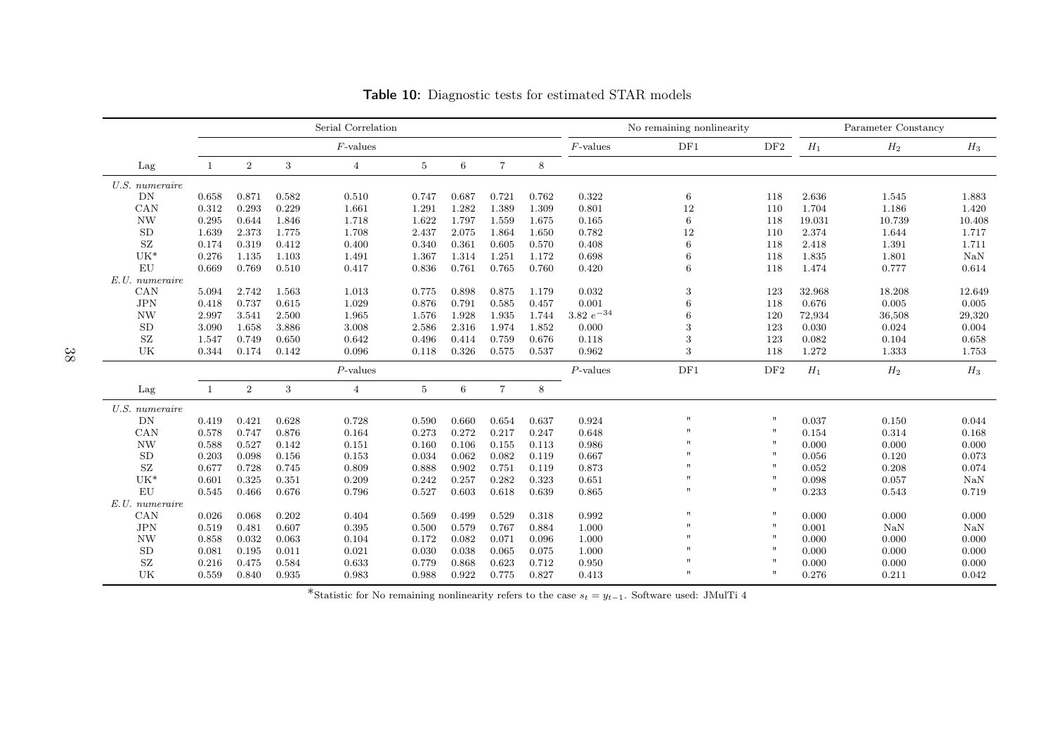**Table 10:** Diagnostic tests for estimated STAR models

| | Serial Correlation | | | | | | | | No remaining nonlinearity | | | Parameter Constancy | | |
|---|---|---|---|---|---|---|---|---|---|---|---|---|---|---|
| | *F*-values | | | | | | | | *F*-values | DF1 | DF2 | $H_1$ | $H_2$ | $H_3$ |
| Lag | 1 | 2 | 3 | 4 | 5 | 6 | 7 | 8 | | | | | | |
| *U.S. numeraire* | | | | | | | | | | | | | | |
| DN | 0.658 | 0.871 | 0.582 | 0.510 | 0.747 | 0.687 | 0.721 | 0.762 | 0.322 | 6 | 118 | 2.636 | 1.545 | 1.883 |
| CAN | 0.312 | 0.293 | 0.229 | 1.661 | 1.291 | 1.282 | 1.389 | 1.309 | 0.801 | 12 | 110 | 1.704 | 1.186 | 1.420 |
| NW | 0.295 | 0.644 | 1.846 | 1.718 | 1.622 | 1.797 | 1.559 | 1.675 | 0.165 | 6 | 118 | 19.031 | 10.739 | 10.408 |
| SD | 1.639 | 2.373 | 1.775 | 1.708 | 2.437 | 2.075 | 1.864 | 1.650 | 0.782 | 12 | 110 | 2.374 | 1.644 | 1.717 |
| SZ | 0.174 | 0.319 | 0.412 | 0.400 | 0.340 | 0.361 | 0.605 | 0.570 | 0.408 | 6 | 118 | 2.418 | 1.391 | 1.711 |
| UK* | 0.276 | 1.135 | 1.103 | 1.491 | 1.367 | 1.314 | 1.251 | 1.172 | 0.698 | 6 | 118 | 1.835 | 1.801 | NaN |
| EU | 0.669 | 0.769 | 0.510 | 0.417 | 0.836 | 0.761 | 0.765 | 0.760 | 0.420 | 6 | 118 | 1.474 | 0.777 | 0.614 |
| *E.U. numeraire* | | | | | | | | | | | | | | |
| CAN | 5.094 | 2.742 | 1.563 | 1.013 | 0.775 | 0.898 | 0.875 | 1.179 | 0.032 | 3 | 123 | 32.968 | 18.208 | 12.649 |
| JPN | 0.418 | 0.737 | 0.615 | 1.029 | 0.876 | 0.791 | 0.585 | 0.457 | 0.001 | 6 | 118 | 0.676 | 0.005 | 0.005 |
| NW | 2.997 | 3.541 | 2.500 | 1.965 | 1.576 | 1.928 | 1.935 | 1.744 | $3.82\ e^{-34}$ | 6 | 120 | 72,934 | 36,508 | 29,320 |
| SD | 3.090 | 1.658 | 3.886 | 3.008 | 2.586 | 2.316 | 1.974 | 1.852 | 0.000 | 3 | 123 | 0.030 | 0.024 | 0.004 |
| SZ | 1.547 | 0.749 | 0.650 | 0.642 | 0.496 | 0.414 | 0.759 | 0.676 | 0.118 | 3 | 123 | 0.082 | 0.104 | 0.658 |
| UK | 0.344 | 0.174 | 0.142 | 0.096 | 0.118 | 0.326 | 0.575 | 0.537 | 0.962 | 3 | 118 | 1.272 | 1.333 | 1.753 |
| | *P*-values | | | | | | | | *P*-values | DF1 | DF2 | $H_1$ | $H_2$ | $H_3$ |
| Lag | 1 | 2 | 3 | 4 | 5 | 6 | 7 | 8 | | | | | | |
| *U.S. numeraire* | | | | | | | | | | | | | | |
| DN | 0.419 | 0.421 | 0.628 | 0.728 | 0.590 | 0.660 | 0.654 | 0.637 | 0.924 | " | " | 0.037 | 0.150 | 0.044 |
| CAN | 0.578 | 0.747 | 0.876 | 0.164 | 0.273 | 0.272 | 0.217 | 0.247 | 0.648 | " | " | 0.154 | 0.314 | 0.168 |
| NW | 0.588 | 0.527 | 0.142 | 0.151 | 0.160 | 0.106 | 0.155 | 0.113 | 0.986 | " | " | 0.000 | 0.000 | 0.000 |
| SD | 0.203 | 0.098 | 0.156 | 0.153 | 0.034 | 0.062 | 0.082 | 0.119 | 0.667 | " | " | 0.056 | 0.120 | 0.073 |
| SZ | 0.677 | 0.728 | 0.745 | 0.809 | 0.888 | 0.902 | 0.751 | 0.119 | 0.873 | " | " | 0.052 | 0.208 | 0.074 |
| UK* | 0.601 | 0.325 | 0.351 | 0.209 | 0.242 | 0.257 | 0.282 | 0.323 | 0.651 | " | " | 0.098 | 0.057 | NaN |
| EU | 0.545 | 0.466 | 0.676 | 0.796 | 0.527 | 0.603 | 0.618 | 0.639 | 0.865 | " | " | 0.233 | 0.543 | 0.719 |
| *E.U. numeraire* | | | | | | | | | | | | | | |
| CAN | 0.026 | 0.068 | 0.202 | 0.404 | 0.569 | 0.499 | 0.529 | 0.318 | 0.992 | " | " | 0.000 | 0.000 | 0.000 |
| JPN | 0.519 | 0.481 | 0.607 | 0.395 | 0.500 | 0.579 | 0.767 | 0.884 | 1.000 | " | " | 0.001 | NaN | NaN |
| NW | 0.858 | 0.032 | 0.063 | 0.104 | 0.172 | 0.082 | 0.071 | 0.096 | 1.000 | " | " | 0.000 | 0.000 | 0.000 |
| SD | 0.081 | 0.195 | 0.011 | 0.021 | 0.030 | 0.038 | 0.065 | 0.075 | 1.000 | " | " | 0.000 | 0.000 | 0.000 |
| SZ | 0.216 | 0.475 | 0.584 | 0.633 | 0.779 | 0.868 | 0.623 | 0.712 | 0.950 | " | " | 0.000 | 0.000 | 0.000 |
| UK | 0.559 | 0.840 | 0.935 | 0.983 | 0.988 | 0.922 | 0.775 | 0.827 | 0.413 | " | " | 0.276 | 0.211 | 0.042 |

*Statistic for No remaining nonlinearity refers to the case $s_t = y_{t-1}$. Software used: JMulTi 4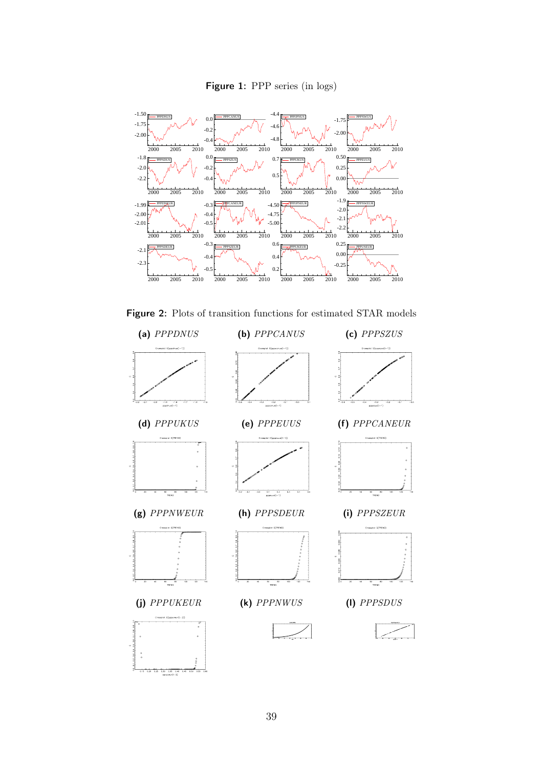**Figure 1:** PPP series (in logs)

PPPDNUS
-1.50
-1.75
-2.00
2000 2005 2010

PPPCANUS
0.0
-0.2
-0.4
2000 2005 2010

PPPJPNUS
-4.4
-4.6
-4.8
2000 2005 2010

PPPNWUS
-1.75
-2.00
2000 2005 2010

PPPSDUS
-1.8
-2.0
-2.2
2000 2005 2010

PPPSZUS
0.0
-0.2
-0.4
2000 2005 2010

PPPUKUS
0.7
0.5
2000 2005 2010

PPPEUUS
0.50
0.25
0.00
2000 2005 2010

PPPDNEUR
-1.99
-2.00
-2.01
2000 2005 2010

PPPCANEUR
-0.3
-0.4
-0.5
2000 2005 2010

PPPJPNEUR
-4.50
-4.75
-5.00
2000 2005 2010

PPPNWEUR
-1.9
-2.0
-2.1
-2.2
2000 2005 2010

PPPSDEUR
-2.1
-2.3
2000 2005 2010

PPPSZEUR
-0.3
-0.4
-0.5
2000 2005 2010

PPPUKEUR
0.6
0.4
0.2
2000 2005 2010

PPPUSEUR
0.25
0.00
-0.25
2000 2005 2010

**Figure 2:** Plots of transition functions for estimated STAR models

**(a)** *PPPDNUS*

**(b)** *PPPCANUS*

**(c)** *PPPSZUS*

**(d)** *PPPUKUS*

**(e)** *PPPEUUS*

**(f)** *PPPCANEUR*

**(g)** *PPPNWEUR*

**(h)** *PPPSDEUR*

**(i)** *PPPSZEUR*

**(j)** *PPPUKEUR*

**(k)** *PPPNWUS*

**(l)** *PPPSDUS*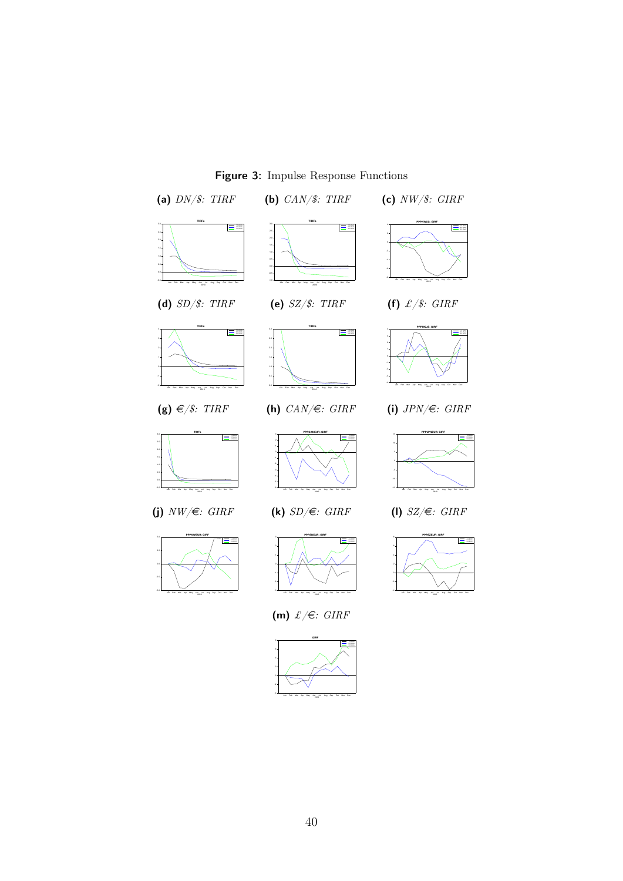**Figure 3:** Impulse Response Functions

**(a)** *DN/\$: TIRF*

TIRFs

Jan Feb Mar Apr May Jun Jul Aug Sep Oct Nov Dec
2010

**(b)** *CAN/\$: TIRF*

TIRFs

Jan Feb Mar Apr May Jun Jul Aug Sep Oct Nov Dec
2010

**(c)** *NW/\$: GIRF*

PPPNWUS: GIRF

Jan Feb Mar Apr May Jun Jul Aug Sep Oct Nov Dec
2010

**(d)** *SD/\$: TIRF*

TIRFs

Jan Feb Mar Apr May Jun Jul Aug Sep Oct Nov Dec
2010

**(e)** *SZ/\$: TIRF*

TIRFs

Jan Feb Mar Apr May Jun Jul Aug Sep Oct Nov Dec
2010

**(f)** *£/\$: GIRF*

PPPUKUS: GIRF

Jan Feb Mar Apr May Jun Jul Aug Sep Oct Nov Dec
2010

**(g)** *€/\$: TIRF*

TIRFs

Jan Feb Mar Apr May Jun Jul Aug Sep Oct Nov Dec
2010

**(h)** *CAN/€: GIRF*

PPPCANEUR: GIRF

Jan Feb Mar Apr May Jun Jul Aug Sep Oct Nov Dec
2010

**(i)** *JPN/€: GIRF*

PPPJPNEUR: GIRF

Jan Feb Mar Apr May Jun Jul Aug Sep Oct Nov Dec
2010

**(j)** *NW/€: GIRF*

PPPNWEUR: GIRF

Jan Feb Mar Apr May Jun Jul Aug Sep Oct Nov Dec
2010

**(k)** *SD/€: GIRF*

PPPSDEUR: GIRF

Jan Feb Mar Apr May Jun Jul Aug Sep Oct Nov Dec
2010

**(l)** *SZ/€: GIRF*

PPPSZEUR: GIRF

Jan Feb Mar Apr May Jun Jul Aug Sep Oct Nov Dec
2010

**(m)** *£/€: GIRF*

GIRF

Jan Feb Mar Apr May Jun Jul Aug Sep Oct Nov Dec
2010